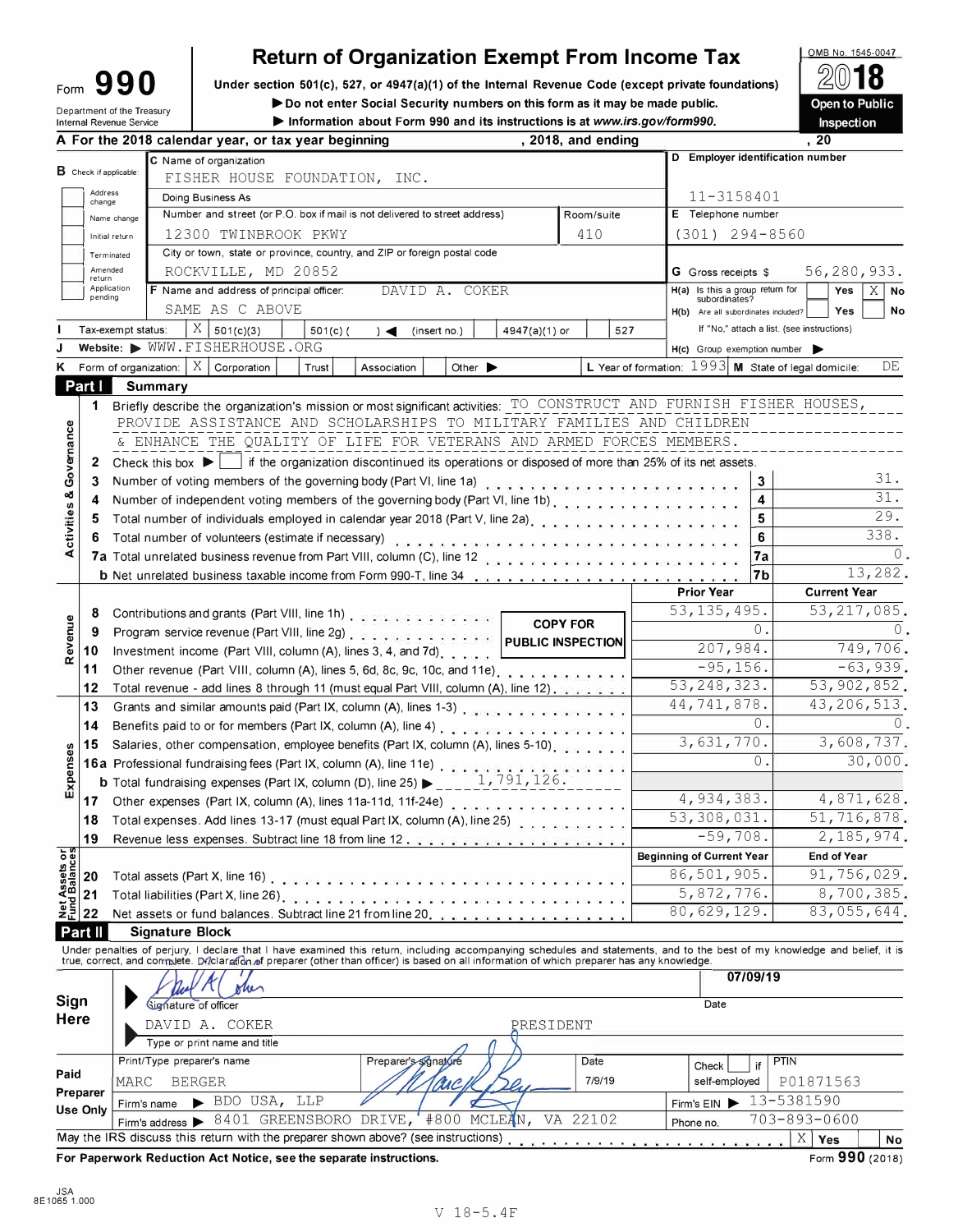# Form 990 — Return of Organization Exempt From Income Tax

OMB No. 1545-0047

**2018**

**Open to Public Inspection**

Under section 501(c), 527, or 4947(a)(1) of the Internal Revenue Code (except private foundations)

▶ Do not enter Social Security numbers on this form as it may be made public.

▶ Information about Form 990 and its instructions is at www.irs.gov/form990.

Department of the Treasury
Internal Revenue Service

**A** For the 2018 calendar year, or tax year beginning , 2018, and ending , 20

**B** Check if applicable: Address change, Name change, Initial return, Terminated, Amended return, Application pending

**C** Name of organization: FISHER HOUSE FOUNDATION, INC.

Doing Business As

Number and street (or P.O. box if mail is not delivered to street address): 12300 TWINBROOK PKWY — Room/suite: 410

City or town, state or province, country, and ZIP or foreign postal code: ROCKVILLE, MD 20852

**D** Employer identification number: 11-3158401

**E** Telephone number: (301) 294-8560

**G** Gross receipts $ 56,280,933.

**F** Name and address of principal officer: DAVID A. COKER — SAME AS C ABOVE

**H(a)** Is this a group return for subordinates? Yes [ ] No [X]

**H(b)** Are all subordinates included? Yes [ ] No [ ]

If "No," attach a list. (see instructions)

**H(c)** Group exemption number ▶

**I** Tax-exempt status: [X] 501(c)(3) [ ] 501(c) ( ) ◀ (insert no.) [ ] 4947(a)(1) or [ ] 527

**J** Website: ▶ WWW.FISHERHOUSE.ORG

**K** Form of organization: [X] Corporation [ ] Trust [ ] Association [ ] Other ▶

**L** Year of formation: 1993 **M** State of legal domicile: DE

## Part I Summary

### Activities & Governance

1. Briefly describe the organization's mission or most significant activities: TO CONSTRUCT AND FURNISH FISHER HOUSES, PROVIDE ASSISTANCE AND SCHOLARSHIPS TO MILITARY FAMILIES AND CHILDREN & ENHANCE THE QUALITY OF LIFE FOR VETERANS AND ARMED FORCES MEMBERS.
2. Check this box ▶ [ ] if the organization discontinued its operations or disposed of more than 25% of its net assets.

| Line | Description | | Value |
|---|---|---|---|
| 3 | Number of voting members of the governing body (Part VI, line 1a) | 3 | 31. |
| 4 | Number of independent voting members of the governing body (Part VI, line 1b) | 4 | 31. |
| 5 | Total number of individuals employed in calendar year 2018 (Part V, line 2a) | 5 | 29. |
| 6 | Total number of volunteers (estimate if necessary) | 6 | 338. |
| 7a | Total unrelated business revenue from Part VIII, column (C), line 12 | 7a | 0. |
| b | Net unrelated business taxable income from Form 990-T, line 34 | 7b | 13,282. |

COPY FOR PUBLIC INSPECTION

| Line | Description | Prior Year | Current Year |
|---|---|---|---|
| | **Revenue** | | |
| 8 | Contributions and grants (Part VIII, line 1h) | 53,135,495. | 53,217,085. |
| 9 | Program service revenue (Part VIII, line 2g) | 0. | 0. |
| 10 | Investment income (Part VIII, column (A), lines 3, 4, and 7d) | 207,984. | 749,706. |
| 11 | Other revenue (Part VIII, column (A), lines 5, 6d, 8c, 9c, 10c, and 11e) | -95,156. | -63,939. |
| 12 | Total revenue - add lines 8 through 11 (must equal Part VIII, column (A), line 12) | 53,248,323. | 53,902,852. |
| | **Expenses** | | |
| 13 | Grants and similar amounts paid (Part IX, column (A), lines 1-3) | 44,741,878. | 43,206,513. |
| 14 | Benefits paid to or for members (Part IX, column (A), line 4) | 0. | 0. |
| 15 | Salaries, other compensation, employee benefits (Part IX, column (A), lines 5-10) | 3,631,770. | 3,608,737. |
| 16a | Professional fundraising fees (Part IX, column (A), line 11e) | 0. | 30,000. |
| b | Total fundraising expenses (Part IX, column (D), line 25) ▶ 1,791,126. | | |
| 17 | Other expenses (Part IX, column (A), lines 11a-11d, 11f-24e) | 4,934,383. | 4,871,628. |
| 18 | Total expenses. Add lines 13-17 (must equal Part IX, column (A), line 25) | 53,308,031. | 51,716,878. |
| 19 | Revenue less expenses. Subtract line 18 from line 12 | -59,708. | 2,185,974. |
| | **Net Assets or Fund Balances** | **Beginning of Current Year** | **End of Year** |
| 20 | Total assets (Part X, line 16) | 86,501,905. | 91,756,029. |
| 21 | Total liabilities (Part X, line 26) | 5,872,776. | 8,700,385. |
| 22 | Net assets or fund balances. Subtract line 21 from line 20 | 80,629,129. | 83,055,644. |

## Part II Signature Block

Under penalties of perjury, I declare that I have examined this return, including accompanying schedules and statements, and to the best of my knowledge and belief, it is true, correct, and complete. Declaration of preparer (other than officer) is based on all information of which preparer has any knowledge.

**Sign Here**

Signature of officer — Date: 07/09/19

DAVID A. COKER — PRESIDENT

Type or print name and title

**Paid Preparer Use Only**

| Print/Type preparer's name | Preparer's signature | Date | Check if self-employed | PTIN |
|---|---|---|---|---|
| MARC BERGER | | 7/9/19 | [ ] | P01871563 |

Firm's name ▶ BDO USA, LLP — Firm's EIN ▶ 13-5381590

Firm's address ▶ 8401 GREENSBORO DRIVE, #800 MCLEAN, VA 22102 — Phone no. 703-893-0600

May the IRS discuss this return with the preparer shown above? (see instructions) [X] Yes [ ] No

For Paperwork Reduction Act Notice, see the separate instructions. Form **990** (2018)

JSA 8E1065 1.000

V 18-5.4F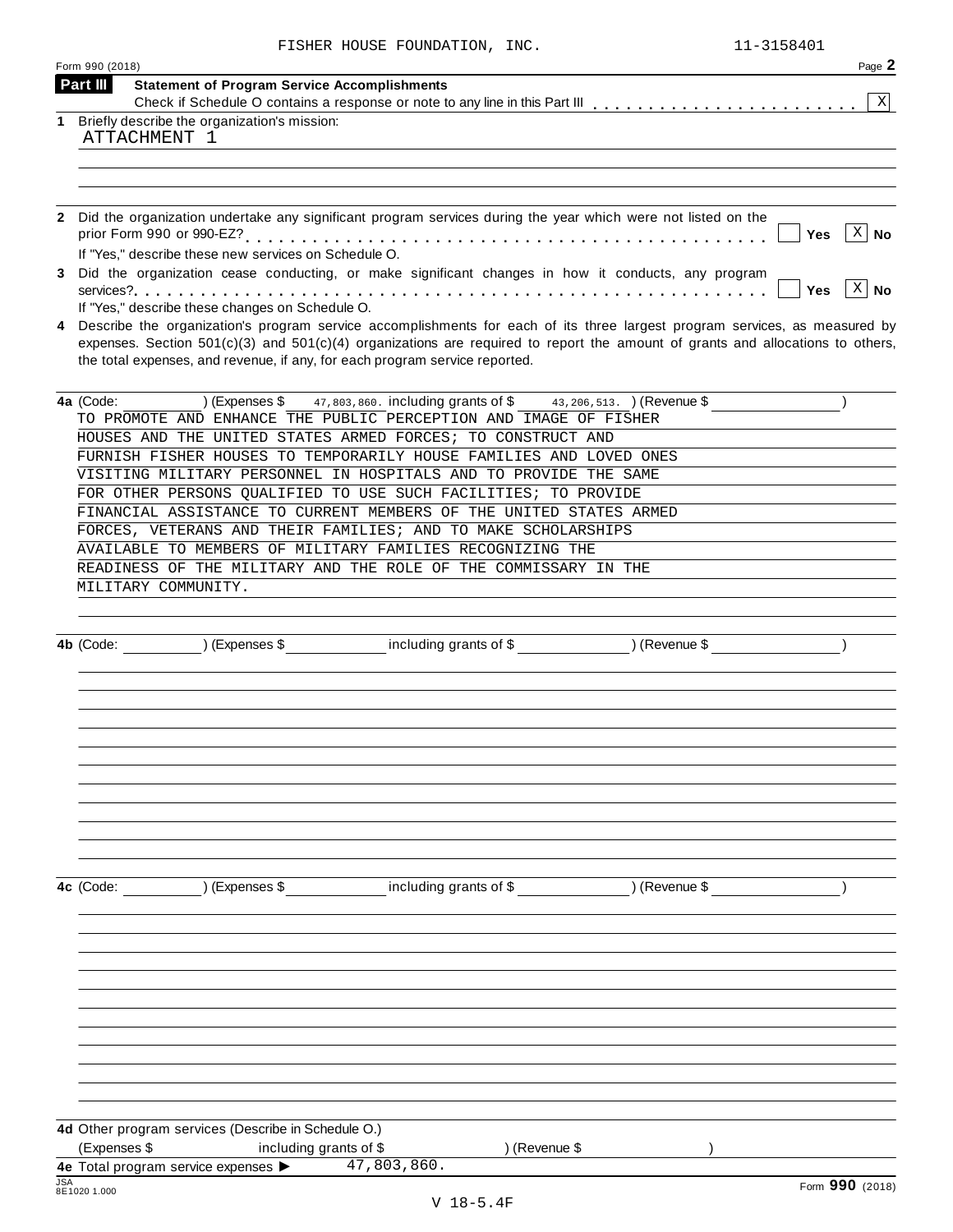FISHER HOUSE FOUNDATION, INC. 11-3158401

Form 990 (2018) Page **2**

**Part III** **Statement of Program Service Accomplishments**

Check if Schedule O contains a response or note to any line in this Part III . . . . . . . . . . . . . . . . . . . . . . . [X]

**1** Briefly describe the organization's mission:

ATTACHMENT 1

**2** Did the organization undertake any significant program services during the year which were not listed on the prior Form 990 or 990-EZ? . . . . . . . . . . . . . . . . . . . . . . . . . . . . . . . . . . . . . . . . [ ] **Yes** [X] **No**

If "Yes," describe these new services on Schedule O.

**3** Did the organization cease conducting, or make significant changes in how it conducts, any program services? . . . . . . . . . . . . . . . . . . . . . . . . . . . . . . . . . . . . . . . . . . . . . . . . . [ ] **Yes** [X] **No**

If "Yes," describe these changes on Schedule O.

**4** Describe the organization's program service accomplishments for each of its three largest program services, as measured by expenses. Section 501(c)(3) and 501(c)(4) organizations are required to report the amount of grants and allocations to others, the total expenses, and revenue, if any, for each program service reported.

**4a** (Code: ) (Expenses $ 47,803,860. including grants of $ 43,206,513. ) (Revenue $ )

TO PROMOTE AND ENHANCE THE PUBLIC PERCEPTION AND IMAGE OF FISHER HOUSES AND THE UNITED STATES ARMED FORCES; TO CONSTRUCT AND FURNISH FISHER HOUSES TO TEMPORARILY HOUSE FAMILIES AND LOVED ONES VISITING MILITARY PERSONNEL IN HOSPITALS AND TO PROVIDE THE SAME FOR OTHER PERSONS QUALIFIED TO USE SUCH FACILITIES; TO PROVIDE FINANCIAL ASSISTANCE TO CURRENT MEMBERS OF THE UNITED STATES ARMED FORCES, VETERANS AND THEIR FAMILIES; AND TO MAKE SCHOLARSHIPS AVAILABLE TO MEMBERS OF MILITARY FAMILIES RECOGNIZING THE READINESS OF THE MILITARY AND THE ROLE OF THE COMMISSARY IN THE MILITARY COMMUNITY.

**4b** (Code: ) (Expenses $ including grants of $ ) (Revenue $ )

**4c** (Code: ) (Expenses $ including grants of $ ) (Revenue $ )

**4d** Other program services (Describe in Schedule O.)

(Expenses $ including grants of $ ) (Revenue $ )

**4e** Total program service expenses ▶ 47,803,860.

JSA 8E1020 1.000

Form **990** (2018)

V 18-5.4F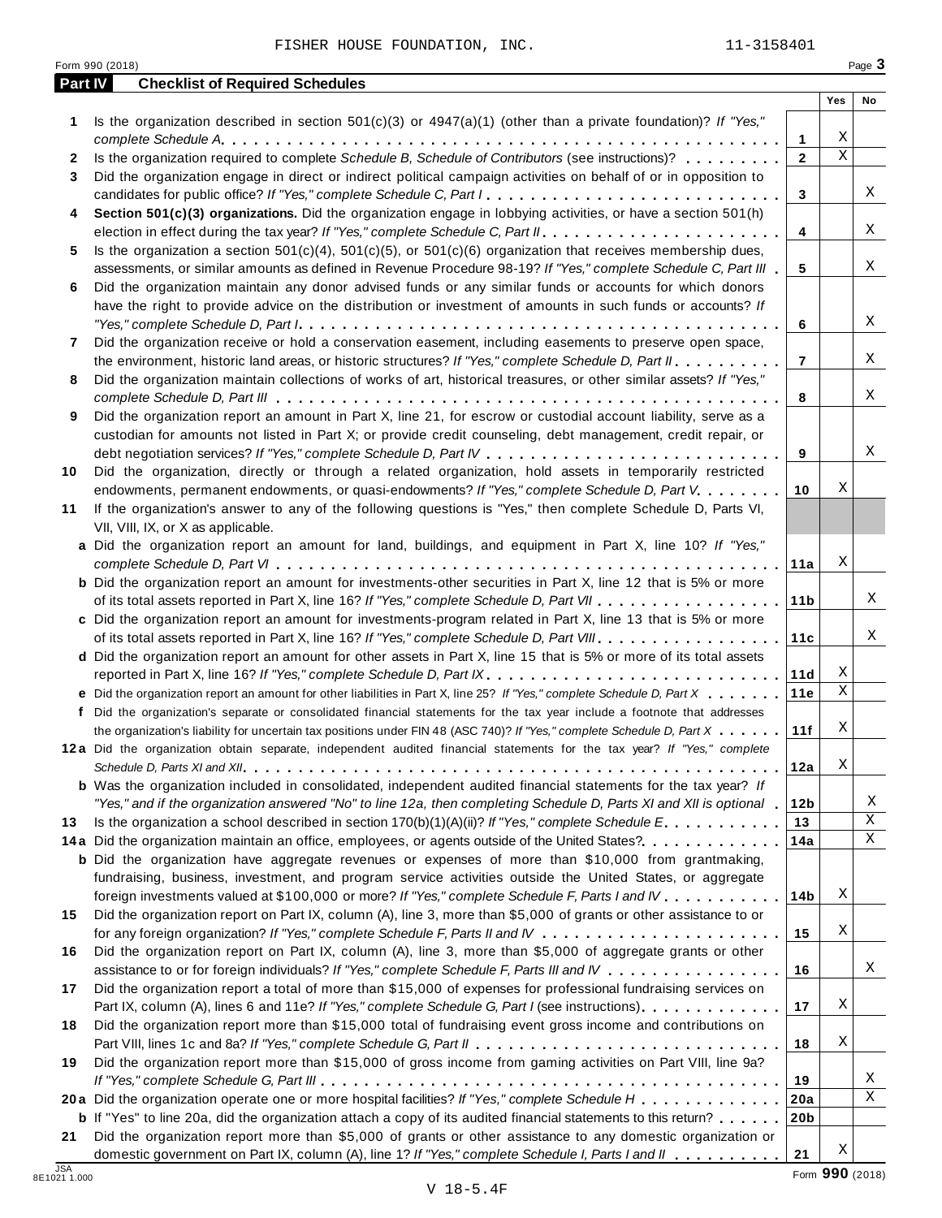FISHER HOUSE FOUNDATION, INC. 11-3158401

Form 990 (2018) Page **3**

## Part IV Checklist of Required Schedules

| | | | Yes | No |
|---|---|---|---|---|
| **1** | Is the organization described in section 501(c)(3) or 4947(a)(1) (other than a private foundation)? *If "Yes," complete Schedule A* | **1** | X | |
| **2** | Is the organization required to complete *Schedule B, Schedule of Contributors* (see instructions)? | **2** | X | |
| **3** | Did the organization engage in direct or indirect political campaign activities on behalf of or in opposition to candidates for public office? *If "Yes," complete Schedule C, Part I* | **3** | | X |
| **4** | **Section 501(c)(3) organizations.** Did the organization engage in lobbying activities, or have a section 501(h) election in effect during the tax year? *If "Yes," complete Schedule C, Part II* | **4** | | X |
| **5** | Is the organization a section 501(c)(4), 501(c)(5), or 501(c)(6) organization that receives membership dues, assessments, or similar amounts as defined in Revenue Procedure 98-19? *If "Yes," complete Schedule C, Part III* | **5** | | X |
| **6** | Did the organization maintain any donor advised funds or any similar funds or accounts for which donors have the right to provide advice on the distribution or investment of amounts in such funds or accounts? *If "Yes," complete Schedule D, Part I* | **6** | | X |
| **7** | Did the organization receive or hold a conservation easement, including easements to preserve open space, the environment, historic land areas, or historic structures? *If "Yes," complete Schedule D, Part II* | **7** | | X |
| **8** | Did the organization maintain collections of works of art, historical treasures, or other similar assets? *If "Yes," complete Schedule D, Part III* | **8** | | X |
| **9** | Did the organization report an amount in Part X, line 21, for escrow or custodial account liability, serve as a custodian for amounts not listed in Part X; or provide credit counseling, debt management, credit repair, or debt negotiation services? *If "Yes," complete Schedule D, Part IV* | **9** | | X |
| **10** | Did the organization, directly or through a related organization, hold assets in temporarily restricted endowments, permanent endowments, or quasi-endowments? *If "Yes," complete Schedule D, Part V* | **10** | X | |
| **11** | If the organization's answer to any of the following questions is "Yes," then complete Schedule D, Parts VI, VII, VIII, IX, or X as applicable. | | | |
| **a** | Did the organization report an amount for land, buildings, and equipment in Part X, line 10? *If "Yes," complete Schedule D, Part VI* | **11a** | X | |
| **b** | Did the organization report an amount for investments-other securities in Part X, line 12 that is 5% or more of its total assets reported in Part X, line 16? *If "Yes," complete Schedule D, Part VII* | **11b** | | X |
| **c** | Did the organization report an amount for investments-program related in Part X, line 13 that is 5% or more of its total assets reported in Part X, line 16? *If "Yes," complete Schedule D, Part VIII* | **11c** | | X |
| **d** | Did the organization report an amount for other assets in Part X, line 15 that is 5% or more of its total assets reported in Part X, line 16? *If "Yes," complete Schedule D, Part IX* | **11d** | X | |
| **e** | Did the organization report an amount for other liabilities in Part X, line 25? *If "Yes," complete Schedule D, Part X* | **11e** | X | |
| **f** | Did the organization's separate or consolidated financial statements for the tax year include a footnote that addresses the organization's liability for uncertain tax positions under FIN 48 (ASC 740)? *If "Yes," complete Schedule D, Part X* | **11f** | X | |
| **12a** | Did the organization obtain separate, independent audited financial statements for the tax year? *If "Yes," complete Schedule D, Parts XI and XII* | **12a** | X | |
| **b** | Was the organization included in consolidated, independent audited financial statements for the tax year? *If "Yes," and if the organization answered "No" to line 12a, then completing Schedule D, Parts XI and XII is optional* | **12b** | | X |
| **13** | Is the organization a school described in section 170(b)(1)(A)(ii)? *If "Yes," complete Schedule E* | **13** | | X |
| **14a** | Did the organization maintain an office, employees, or agents outside of the United States? | **14a** | | X |
| **b** | Did the organization have aggregate revenues or expenses of more than $10,000 from grantmaking, fundraising, business, investment, and program service activities outside the United States, or aggregate foreign investments valued at $100,000 or more? *If "Yes," complete Schedule F, Parts I and IV* | **14b** | X | |
| **15** | Did the organization report on Part IX, column (A), line 3, more than $5,000 of grants or other assistance to or for any foreign organization? *If "Yes," complete Schedule F, Parts II and IV* | **15** | X | |
| **16** | Did the organization report on Part IX, column (A), line 3, more than $5,000 of aggregate grants or other assistance to or for foreign individuals? *If "Yes," complete Schedule F, Parts III and IV* | **16** | | X |
| **17** | Did the organization report a total of more than $15,000 of expenses for professional fundraising services on Part IX, column (A), lines 6 and 11e? *If "Yes," complete Schedule G, Part I* (see instructions) | **17** | X | |
| **18** | Did the organization report more than $15,000 total of fundraising event gross income and contributions on Part VIII, lines 1c and 8a? *If "Yes," complete Schedule G, Part II* | **18** | X | |
| **19** | Did the organization report more than $15,000 of gross income from gaming activities on Part VIII, line 9a? *If "Yes," complete Schedule G, Part III* | **19** | | X |
| **20a** | Did the organization operate one or more hospital facilities? *If "Yes," complete Schedule H* | **20a** | | X |
| **b** | If "Yes" to line 20a, did the organization attach a copy of its audited financial statements to this return? | **20b** | | |
| **21** | Did the organization report more than $5,000 of grants or other assistance to any domestic organization or domestic government on Part IX, column (A), line 1? *If "Yes," complete Schedule I, Parts I and II* | **21** | X | |

JSA 8E1021 1.000

Form **990** (2018)

V 18-5.4F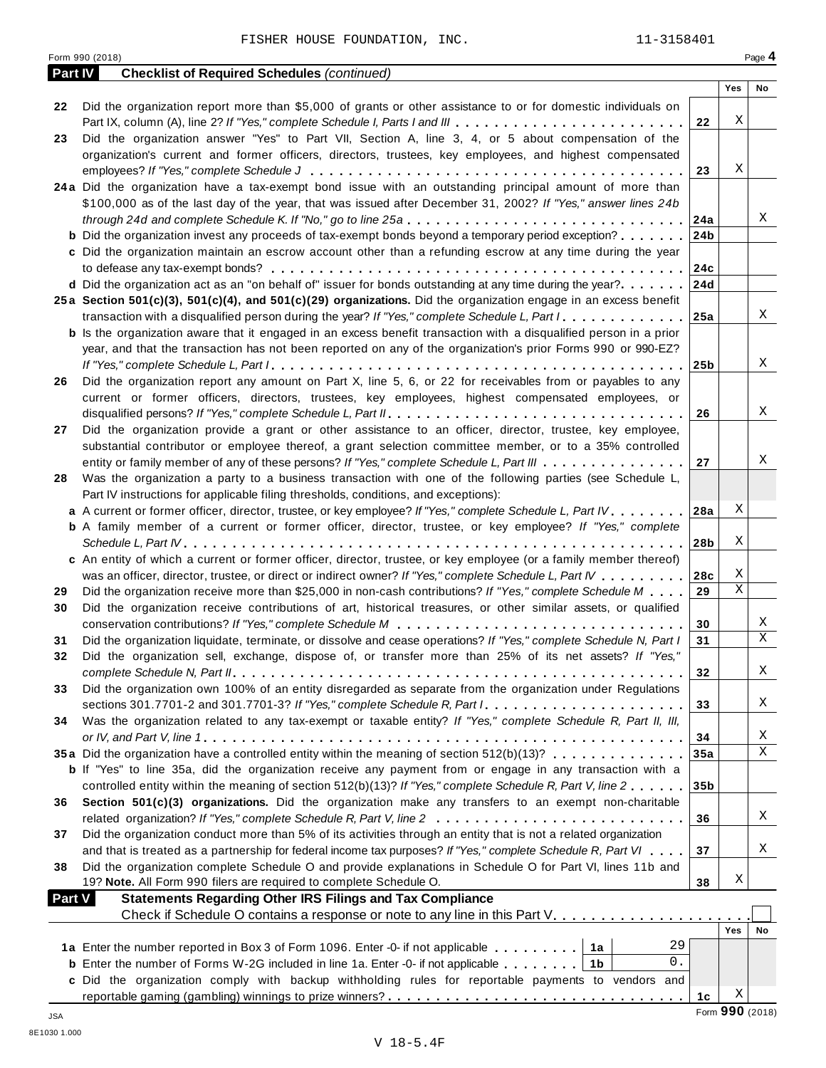FISHER HOUSE FOUNDATION, INC. 11-3158401

Form 990 (2018) Page **4**

**Part IV Checklist of Required Schedules** *(continued)*

| | | | Yes | No |
|---|---|---|---|---|
| 22 | Did the organization report more than $5,000 of grants or other assistance to or for domestic individuals on Part IX, column (A), line 2? *If "Yes," complete Schedule I, Parts I and III* | 22 | X | |
| 23 | Did the organization answer "Yes" to Part VII, Section A, line 3, 4, or 5 about compensation of the organization's current and former officers, directors, trustees, key employees, and highest compensated employees? *If "Yes," complete Schedule J* | 23 | X | |
| 24a | Did the organization have a tax-exempt bond issue with an outstanding principal amount of more than $100,000 as of the last day of the year, that was issued after December 31, 2002? *If "Yes," answer lines 24b through 24d and complete Schedule K. If "No," go to line 25a* | 24a | | X |
| b | Did the organization invest any proceeds of tax-exempt bonds beyond a temporary period exception? | 24b | | |
| c | Did the organization maintain an escrow account other than a refunding escrow at any time during the year to defease any tax-exempt bonds? | 24c | | |
| d | Did the organization act as an "on behalf of" issuer for bonds outstanding at any time during the year? | 24d | | |
| 25a | **Section 501(c)(3), 501(c)(4), and 501(c)(29) organizations.** Did the organization engage in an excess benefit transaction with a disqualified person during the year? *If "Yes," complete Schedule L, Part I* | 25a | | X |
| b | Is the organization aware that it engaged in an excess benefit transaction with a disqualified person in a prior year, and that the transaction has not been reported on any of the organization's prior Forms 990 or 990-EZ? *If "Yes," complete Schedule L, Part I* | 25b | | X |
| 26 | Did the organization report any amount on Part X, line 5, 6, or 22 for receivables from or payables to any current or former officers, directors, trustees, key employees, highest compensated employees, or disqualified persons? *If "Yes," complete Schedule L, Part II* | 26 | | X |
| 27 | Did the organization provide a grant or other assistance to an officer, director, trustee, key employee, substantial contributor or employee thereof, a grant selection committee member, or to a 35% controlled entity or family member of any of these persons? *If "Yes," complete Schedule L, Part III* | 27 | | X |
| 28 | Was the organization a party to a business transaction with one of the following parties (see Schedule L, Part IV instructions for applicable filing thresholds, conditions, and exceptions): | | | |
| a | A current or former officer, director, trustee, or key employee? *If "Yes," complete Schedule L, Part IV* | 28a | X | |
| b | A family member of a current or former officer, director, trustee, or key employee? *If "Yes," complete Schedule L, Part IV* | 28b | X | |
| c | An entity of which a current or former officer, director, trustee, or key employee (or a family member thereof) was an officer, director, trustee, or direct or indirect owner? *If "Yes," complete Schedule L, Part IV* | 28c | X | |
| 29 | Did the organization receive more than $25,000 in non-cash contributions? *If "Yes," complete Schedule M* | 29 | X | |
| 30 | Did the organization receive contributions of art, historical treasures, or other similar assets, or qualified conservation contributions? *If "Yes," complete Schedule M* | 30 | | X |
| 31 | Did the organization liquidate, terminate, or dissolve and cease operations? *If "Yes," complete Schedule N, Part I* | 31 | | X |
| 32 | Did the organization sell, exchange, dispose of, or transfer more than 25% of its net assets? *If "Yes," complete Schedule N, Part II* | 32 | | X |
| 33 | Did the organization own 100% of an entity disregarded as separate from the organization under Regulations sections 301.7701-2 and 301.7701-3? *If "Yes," complete Schedule R, Part I* | 33 | | X |
| 34 | Was the organization related to any tax-exempt or taxable entity? *If "Yes," complete Schedule R, Part II, III, or IV, and Part V, line 1* | 34 | | X |
| 35a | Did the organization have a controlled entity within the meaning of section 512(b)(13)? | 35a | | X |
| b | If "Yes" to line 35a, did the organization receive any payment from or engage in any transaction with a controlled entity within the meaning of section 512(b)(13)? *If "Yes," complete Schedule R, Part V, line 2* | 35b | | |
| 36 | **Section 501(c)(3) organizations.** Did the organization make any transfers to an exempt non-charitable related organization? *If "Yes," complete Schedule R, Part V, line 2* | 36 | | X |
| 37 | Did the organization conduct more than 5% of its activities through an entity that is not a related organization and that is treated as a partnership for federal income tax purposes? *If "Yes," complete Schedule R, Part VI* | 37 | | X |
| 38 | Did the organization complete Schedule O and provide explanations in Schedule O for Part VI, lines 11b and 19? **Note.** All Form 990 filers are required to complete Schedule O. | 38 | X | |

**Part V Statements Regarding Other IRS Filings and Tax Compliance**

Check if Schedule O contains a response or note to any line in this Part V ☐

| | | | | | Yes | No |
|---|---|---|---|---|---|---|
| 1a | Enter the number reported in Box 3 of Form 1096. Enter -0- if not applicable | 1a | 29 | | | |
| b | Enter the number of Forms W-2G included in line 1a. Enter -0- if not applicable | 1b | 0. | | | |
| c | Did the organization comply with backup withholding rules for reportable payments to vendors and reportable gaming (gambling) winnings to prize winners? | | | 1c | X | |

Form **990** (2018)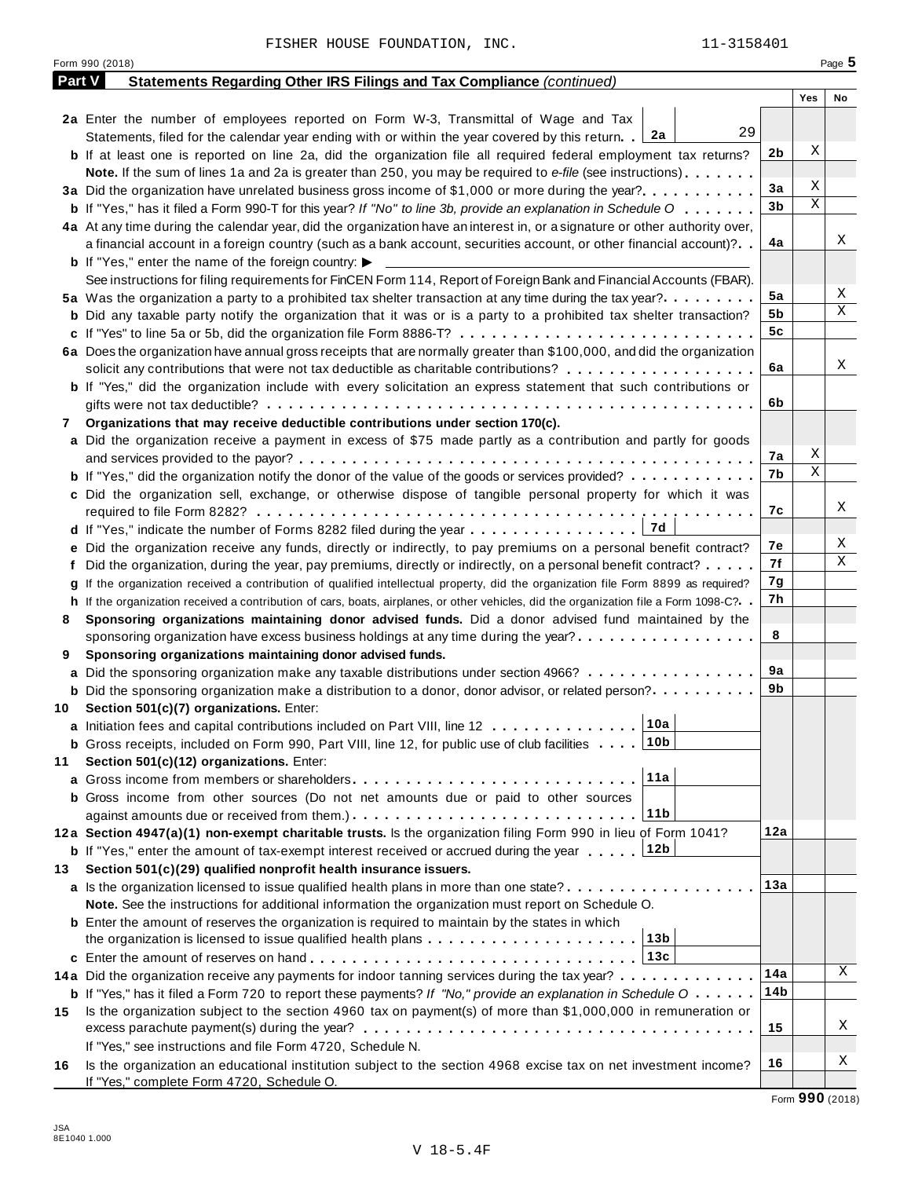FISHER HOUSE FOUNDATION, INC. 11-3158401

Form 990 (2018) Page 5

**Part V Statements Regarding Other IRS Filings and Tax Compliance** *(continued)*

| | | | Yes | No |
|---|---|---|---|---|
| **2a** | Enter the number of employees reported on Form W-3, Transmittal of Wage and Tax Statements, filed for the calendar year ending with or within the year covered by this return. **2a** 29 | | | |
| **b** | If at least one is reported on line 2a, did the organization file all required federal employment tax returns? | **2b** | X | |
| | **Note.** If the sum of lines 1a and 2a is greater than 250, you may be required to *e-file* (see instructions) | | | |
| **3a** | Did the organization have unrelated business gross income of $1,000 or more during the year? | **3a** | X | |
| **b** | If "Yes," has it filed a Form 990-T for this year? *If "No" to line 3b, provide an explanation in Schedule O* | **3b** | X | |
| **4a** | At any time during the calendar year, did the organization have an interest in, or a signature or other authority over, a financial account in a foreign country (such as a bank account, securities account, or other financial account)? | **4a** | | X |
| **b** | If "Yes," enter the name of the foreign country: ▶ | | | |
| | See instructions for filing requirements for FinCEN Form 114, Report of Foreign Bank and Financial Accounts (FBAR). | | | |
| **5a** | Was the organization a party to a prohibited tax shelter transaction at any time during the tax year? | **5a** | | X |
| **b** | Did any taxable party notify the organization that it was or is a party to a prohibited tax shelter transaction? | **5b** | | X |
| **c** | If "Yes" to line 5a or 5b, did the organization file Form 8886-T? | **5c** | | |
| **6a** | Does the organization have annual gross receipts that are normally greater than $100,000, and did the organization solicit any contributions that were not tax deductible as charitable contributions? | **6a** | | X |
| **b** | If "Yes," did the organization include with every solicitation an express statement that such contributions or gifts were not tax deductible? | **6b** | | |
| **7** | **Organizations that may receive deductible contributions under section 170(c).** | | | |
| **a** | Did the organization receive a payment in excess of $75 made partly as a contribution and partly for goods and services provided to the payor? | **7a** | X | |
| **b** | If "Yes," did the organization notify the donor of the value of the goods or services provided? | **7b** | X | |
| **c** | Did the organization sell, exchange, or otherwise dispose of tangible personal property for which it was required to file Form 8282? | **7c** | | X |
| **d** | If "Yes," indicate the number of Forms 8282 filed during the year **7d** | | | |
| **e** | Did the organization receive any funds, directly or indirectly, to pay premiums on a personal benefit contract? | **7e** | | X |
| **f** | Did the organization, during the year, pay premiums, directly or indirectly, on a personal benefit contract? | **7f** | | X |
| **g** | If the organization received a contribution of qualified intellectual property, did the organization file Form 8899 as required? | **7g** | | |
| **h** | If the organization received a contribution of cars, boats, airplanes, or other vehicles, did the organization file a Form 1098-C? | **7h** | | |
| **8** | **Sponsoring organizations maintaining donor advised funds.** Did a donor advised fund maintained by the sponsoring organization have excess business holdings at any time during the year? | **8** | | |
| **9** | **Sponsoring organizations maintaining donor advised funds.** | | | |
| **a** | Did the sponsoring organization make any taxable distributions under section 4966? | **9a** | | |
| **b** | Did the sponsoring organization make a distribution to a donor, donor advisor, or related person? | **9b** | | |
| **10** | **Section 501(c)(7) organizations.** Enter: | | | |
| **a** | Initiation fees and capital contributions included on Part VIII, line 12 **10a** | | | |
| **b** | Gross receipts, included on Form 990, Part VIII, line 12, for public use of club facilities **10b** | | | |
| **11** | **Section 501(c)(12) organizations.** Enter: | | | |
| **a** | Gross income from members or shareholders **11a** | | | |
| **b** | Gross income from other sources (Do not net amounts due or paid to other sources against amounts due or received from them.) **11b** | | | |
| **12a** | **Section 4947(a)(1) non-exempt charitable trusts.** Is the organization filing Form 990 in lieu of Form 1041? | **12a** | | |
| **b** | If "Yes," enter the amount of tax-exempt interest received or accrued during the year **12b** | | | |
| **13** | **Section 501(c)(29) qualified nonprofit health insurance issuers.** | | | |
| **a** | Is the organization licensed to issue qualified health plans in more than one state? | **13a** | | |
| | **Note.** See the instructions for additional information the organization must report on Schedule O. | | | |
| **b** | Enter the amount of reserves the organization is required to maintain by the states in which the organization is licensed to issue qualified health plans **13b** | | | |
| **c** | Enter the amount of reserves on hand **13c** | | | |
| **14a** | Did the organization receive any payments for indoor tanning services during the tax year? | **14a** | | X |
| **b** | If "Yes," has it filed a Form 720 to report these payments? *If "No," provide an explanation in Schedule O* | **14b** | | |
| **15** | Is the organization subject to the section 4960 tax on payment(s) of more than $1,000,000 in remuneration or excess parachute payment(s) during the year? | **15** | | X |
| | If "Yes," see instructions and file Form 4720, Schedule N. | | | |
| **16** | Is the organization an educational institution subject to the section 4968 excise tax on net investment income? | **16** | | X |
| | If "Yes," complete Form 4720, Schedule O. | | | |

Form **990** (2018)

JSA
8E1040 1.000

V 18-5.4F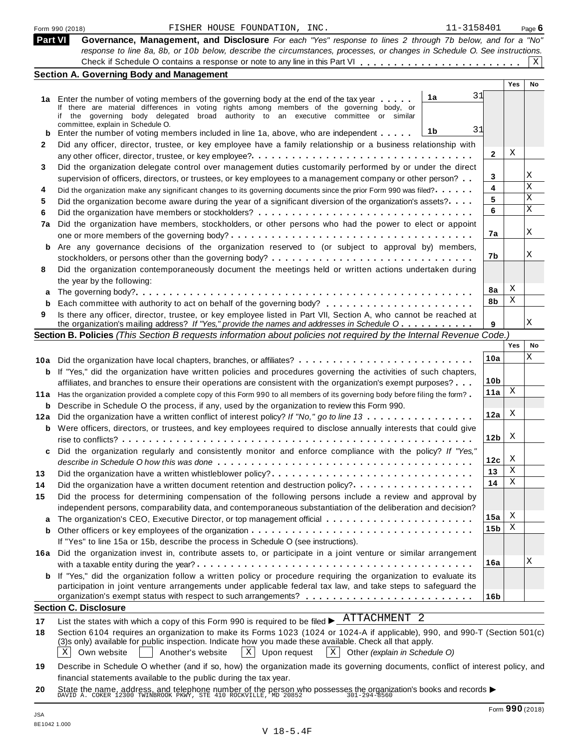Form 990 (2018) FISHER HOUSE FOUNDATION, INC. 11-3158401 Page 6

## Part VI Governance, Management, and Disclosure

*For each "Yes" response to lines 2 through 7b below, and for a "No" response to line 8a, 8b, or 10b below, describe the circumstances, processes, or changes in Schedule O. See instructions.*

Check if Schedule O contains a response or note to any line in this Part VI . . . . . . . . . . . . . . . . . . . . . . . . [X]

### Section A. Governing Body and Management

| | | | Yes | No |
|---|---|---|---|---|
| 1a | Enter the number of voting members of the governing body at the end of the tax year . . . . . **1a** 31<br>If there are material differences in voting rights among members of the governing body, or if the governing body delegated broad authority to an executive committee or similar committee, explain in Schedule O. | | | |
| b | Enter the number of voting members included in line 1a, above, who are independent . . . . . **1b** 31 | | | |
| 2 | Did any officer, director, trustee, or key employee have a family relationship or a business relationship with any other officer, director, trustee, or key employee? | 2 | X | |
| 3 | Did the organization delegate control over management duties customarily performed by or under the direct supervision of officers, directors, or trustees, or key employees to a management company or other person? | 3 | | X |
| 4 | Did the organization make any significant changes to its governing documents since the prior Form 990 was filed? | 4 | | X |
| 5 | Did the organization become aware during the year of a significant diversion of the organization's assets? | 5 | | X |
| 6 | Did the organization have members or stockholders? | 6 | | X |
| 7a | Did the organization have members, stockholders, or other persons who had the power to elect or appoint one or more members of the governing body? | 7a | | X |
| b | Are any governance decisions of the organization reserved to (or subject to approval by) members, stockholders, or persons other than the governing body? | 7b | | X |
| 8 | Did the organization contemporaneously document the meetings held or written actions undertaken during the year by the following: | | | |
| a | The governing body? | 8a | X | |
| b | Each committee with authority to act on behalf of the governing body? | 8b | X | |
| 9 | Is there any officer, director, trustee, or key employee listed in Part VII, Section A, who cannot be reached at the organization's mailing address? *If "Yes," provide the names and addresses in Schedule O* | 9 | | X |

### Section B. Policies *(This Section B requests information about policies not required by the Internal Revenue Code.)*

| | | | Yes | No |
|---|---|---|---|---|
| 10a | Did the organization have local chapters, branches, or affiliates? | 10a | | X |
| b | If "Yes," did the organization have written policies and procedures governing the activities of such chapters, affiliates, and branches to ensure their operations are consistent with the organization's exempt purposes? | 10b | | |
| 11a | Has the organization provided a complete copy of this Form 990 to all members of its governing body before filing the form? | 11a | X | |
| b | Describe in Schedule O the process, if any, used by the organization to review this Form 990. | | | |
| 12a | Did the organization have a written conflict of interest policy? *If "No," go to line 13* | 12a | X | |
| b | Were officers, directors, or trustees, and key employees required to disclose annually interests that could give rise to conflicts? | 12b | X | |
| c | Did the organization regularly and consistently monitor and enforce compliance with the policy? *If "Yes," describe in Schedule O how this was done* | 12c | X | |
| 13 | Did the organization have a written whistleblower policy? | 13 | X | |
| 14 | Did the organization have a written document retention and destruction policy? | 14 | X | |
| 15 | Did the process for determining compensation of the following persons include a review and approval by independent persons, comparability data, and contemporaneous substantiation of the deliberation and decision? | | | |
| a | The organization's CEO, Executive Director, or top management official | 15a | X | |
| b | Other officers or key employees of the organization | 15b | X | |
| | If "Yes" to line 15a or 15b, describe the process in Schedule O (see instructions). | | | |
| 16a | Did the organization invest in, contribute assets to, or participate in a joint venture or similar arrangement with a taxable entity during the year? | 16a | | X |
| b | If "Yes," did the organization follow a written policy or procedure requiring the organization to evaluate its participation in joint venture arrangements under applicable federal tax law, and take steps to safeguard the organization's exempt status with respect to such arrangements? | 16b | | |

### Section C. Disclosure

17 List the states with which a copy of this Form 990 is required to be filed ▶ ATTACHMENT 2

18 Section 6104 requires an organization to make its Forms 1023 (1024 or 1024-A if applicable), 990, and 990-T (Section 501(c)(3)s only) available for public inspection. Indicate how you made these available. Check all that apply.

[X] Own website [ ] Another's website [X] Upon request [X] Other *(explain in Schedule O)*

19 Describe in Schedule O whether (and if so, how) the organization made its governing documents, conflict of interest policy, and financial statements available to the public during the tax year.

20 State the name, address, and telephone number of the person who possesses the organization's books and records ▶
DAVID A. COKER 12300 TWINBROOK PKWY, STE 410 ROCKVILLE, MD 20852 301-294-8560

JSA
8E1042 1.000

Form **990** (2018)

V 18-5.4F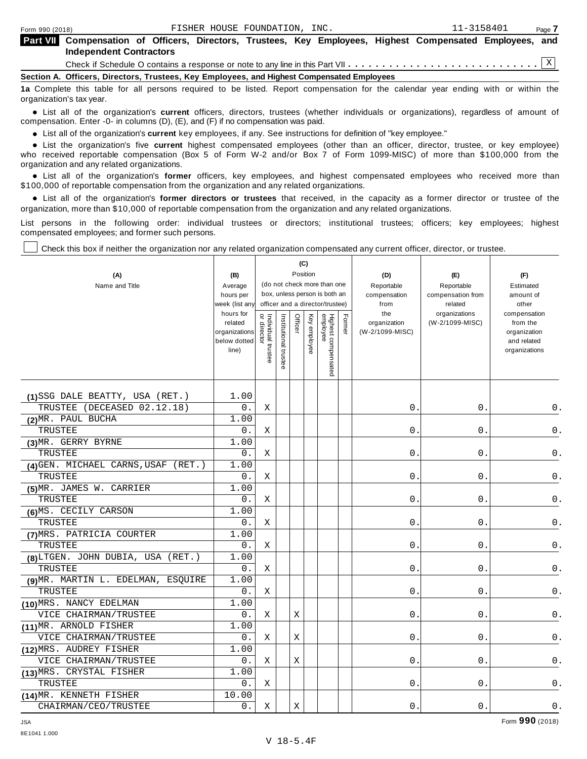Form 990 (2018) FISHER HOUSE FOUNDATION, INC. 11-3158401

## Part VII Compensation of Officers, Directors, Trustees, Key Employees, Highest Compensated Employees, and Independent Contractors

Check if Schedule O contains a response or note to any line in this Part VII . . . . . . . . . . . . . . . . . . . . . . . . . . . . X

### Section A. Officers, Directors, Trustees, Key Employees, and Highest Compensated Employees

**1a** Complete this table for all persons required to be listed. Report compensation for the calendar year ending with or within the organization's tax year.

- List all of the organization's **current** officers, directors, trustees (whether individuals or organizations), regardless of amount of compensation. Enter -0- in columns (D), (E), and (F) if no compensation was paid.
- List all of the organization's **current** key employees, if any. See instructions for definition of "key employee."
- List the organization's five **current** highest compensated employees (other than an officer, director, trustee, or key employee) who received reportable compensation (Box 5 of Form W-2 and/or Box 7 of Form 1099-MISC) of more than $100,000 from the organization and any related organizations.
- List all of the organization's **former** officers, key employees, and highest compensated employees who received more than $100,000 of reportable compensation from the organization and any related organizations.
- List all of the organization's **former directors or trustees** that received, in the capacity as a former director or trustee of the organization, more than $10,000 of reportable compensation from the organization and any related organizations.

List persons in the following order: individual trustees or directors; institutional trustees; officers; key employees; highest compensated employees; and former such persons.

☐ Check this box if neither the organization nor any related organization compensated any current officer, director, or trustee.

| (A) Name and Title | (B) Average hours per week (list any hours for related organizations below dotted line) | (C) Position: Individual trustee or director | Institutional trustee | Officer | Key employee | Highest compensated employee | Former | (D) Reportable compensation from the organization (W-2/1099-MISC) | (E) Reportable compensation from related organizations (W-2/1099-MISC) | (F) Estimated amount of other compensation from the organization and related organizations |
|---|---|---|---|---|---|---|---|---|---|---|
| (1) SSG DALE BEATTY, USA (RET.)<br>TRUSTEE (DECEASED 02.12.18) | 1.00<br>0. | X | | | | | | 0. | 0. | 0. |
| (2) MR. PAUL BUCHA<br>TRUSTEE | 1.00<br>0. | X | | | | | | 0. | 0. | 0. |
| (3) MR. GERRY BYRNE<br>TRUSTEE | 1.00<br>0. | X | | | | | | 0. | 0. | 0. |
| (4) GEN. MICHAEL CARNS,USAF (RET.)<br>TRUSTEE | 1.00<br>0. | X | | | | | | 0. | 0. | 0. |
| (5) MR. JAMES W. CARRIER<br>TRUSTEE | 1.00<br>0. | X | | | | | | 0. | 0. | 0. |
| (6) MS. CECILY CARSON<br>TRUSTEE | 1.00<br>0. | X | | | | | | 0. | 0. | 0. |
| (7) MRS. PATRICIA COURTER<br>TRUSTEE | 1.00<br>0. | X | | | | | | 0. | 0. | 0. |
| (8) LTGEN. JOHN DUBIA, USA (RET.)<br>TRUSTEE | 1.00<br>0. | X | | | | | | 0. | 0. | 0. |
| (9) MR. MARTIN L. EDELMAN, ESQUIRE<br>TRUSTEE | 1.00<br>0. | X | | | | | | 0. | 0. | 0. |
| (10) MRS. NANCY EDELMAN<br>VICE CHAIRMAN/TRUSTEE | 1.00<br>0. | X | | X | | | | 0. | 0. | 0. |
| (11) MR. ARNOLD FISHER<br>VICE CHAIRMAN/TRUSTEE | 1.00<br>0. | X | | X | | | | 0. | 0. | 0. |
| (12) MRS. AUDREY FISHER<br>VICE CHAIRMAN/TRUSTEE | 1.00<br>0. | X | | X | | | | 0. | 0. | 0. |
| (13) MRS. CRYSTAL FISHER<br>TRUSTEE | 1.00<br>0. | X | | | | | | 0. | 0. | 0. |
| (14) MR. KENNETH FISHER<br>CHAIRMAN/CEO/TRUSTEE | 10.00<br>0. | X | | X | | | | 0. | 0. | 0. |

Form **990** (2018)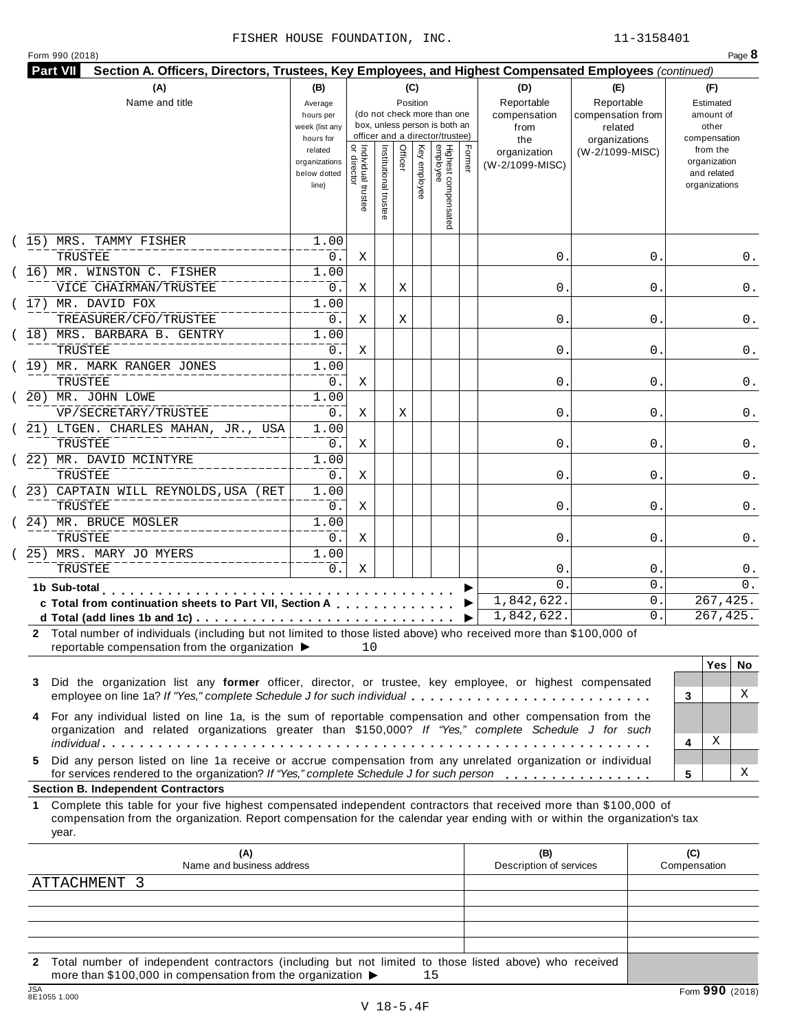FISHER HOUSE FOUNDATION, INC. 11-3158401

Form 990 (2018) Page **8**

**Part VII** **Section A. Officers, Directors, Trustees, Key Employees, and Highest Compensated Employees** *(continued)*

| (A) Name and title | (B) Average hours per week (list any hours for related organizations below dotted line) | (C) Position: Individual trustee or director | Institutional trustee | Officer | Key employee | Highest compensated employee | Former | (D) Reportable compensation from the organization (W-2/1099-MISC) | (E) Reportable compensation from related organizations (W-2/1099-MISC) | (F) Estimated amount of other compensation from the organization and related organizations |
|---|---|---|---|---|---|---|---|---|---|---|
| (15) MRS. TAMMY FISHER<br>TRUSTEE | 1.00<br>0. | X | | | | | | 0. | 0. | 0. |
| (16) MR. WINSTON C. FISHER<br>VICE CHAIRMAN/TRUSTEE | 1.00<br>0. | X | | X | | | | 0. | 0. | 0. |
| (17) MR. DAVID FOX<br>TREASURER/CFO/TRUSTEE | 1.00<br>0. | X | | X | | | | 0. | 0. | 0. |
| (18) MRS. BARBARA B. GENTRY<br>TRUSTEE | 1.00<br>0. | X | | | | | | 0. | 0. | 0. |
| (19) MR. MARK RANGER JONES<br>TRUSTEE | 1.00<br>0. | X | | | | | | 0. | 0. | 0. |
| (20) MR. JOHN LOWE<br>VP/SECRETARY/TRUSTEE | 1.00<br>0. | X | | X | | | | 0. | 0. | 0. |
| (21) LTGEN. CHARLES MAHAN, JR., USA<br>TRUSTEE | 1.00<br>0. | X | | | | | | 0. | 0. | 0. |
| (22) MR. DAVID MCINTYRE<br>TRUSTEE | 1.00<br>0. | X | | | | | | 0. | 0. | 0. |
| (23) CAPTAIN WILL REYNOLDS,USA (RET<br>TRUSTEE | 1.00<br>0. | X | | | | | | 0. | 0. | 0. |
| (24) MR. BRUCE MOSLER<br>TRUSTEE | 1.00<br>0. | X | | | | | | 0. | 0. | 0. |
| (25) MRS. MARY JO MYERS<br>TRUSTEE | 1.00<br>0. | X | | | | | | 0. | 0. | 0. |
| **1b Sub-total** | | | | | | | | 0. | 0. | 0. |
| **c Total from continuation sheets to Part VII, Section A** | | | | | | | | 1,842,622. | 0. | 267,425. |
| **d Total (add lines 1b and 1c)** | | | | | | | | 1,842,622. | 0. | 267,425. |

**2** Total number of individuals (including but not limited to those listed above) who received more than $100,000 of reportable compensation from the organization ▶ 10

| | | Yes | No |
|---|---|---|---|
| **3** Did the organization list any **former** officer, director, or trustee, key employee, or highest compensated employee on line 1a? *If "Yes," complete Schedule J for such individual* | 3 | | X |
| **4** For any individual listed on line 1a, is the sum of reportable compensation and other compensation from the organization and related organizations greater than $150,000? *If "Yes," complete Schedule J for such individual* | 4 | X | |
| **5** Did any person listed on line 1a receive or accrue compensation from any unrelated organization or individual for services rendered to the organization? *If "Yes," complete Schedule J for such person* | 5 | | X |

**Section B. Independent Contractors**

**1** Complete this table for your five highest compensated independent contractors that received more than $100,000 of compensation from the organization. Report compensation for the calendar year ending with or within the organization's tax year.

| (A) Name and business address | (B) Description of services | (C) Compensation |
|---|---|---|
| ATTACHMENT 3 | | |
| | | |
| | | |
| | | |
| | | |

**2** Total number of independent contractors (including but not limited to those listed above) who received more than $100,000 in compensation from the organization ▶ 15

JSA 8E1055 1.000 Form **990** (2018)

V 18-5.4F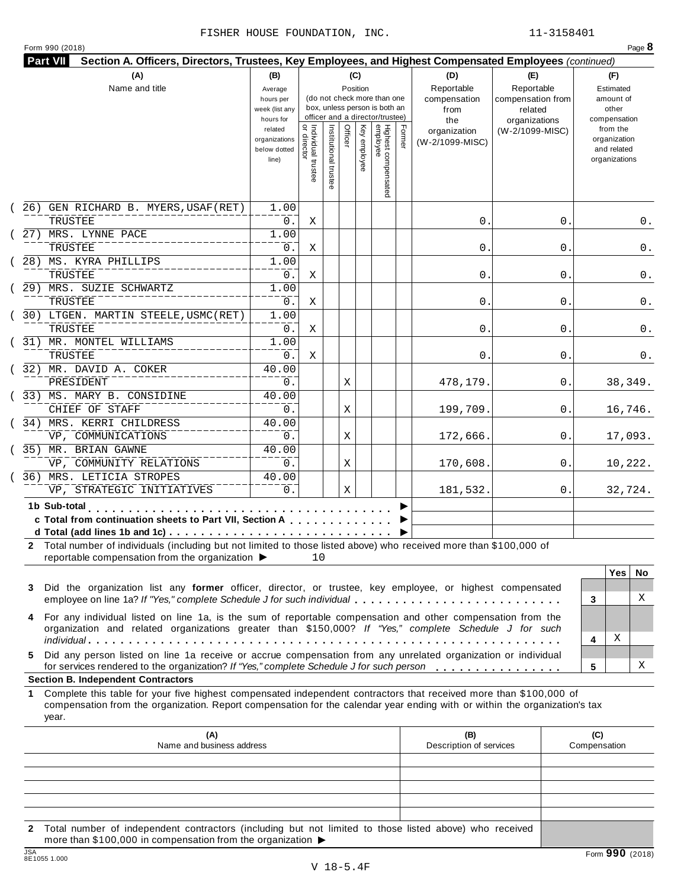FISHER HOUSE FOUNDATION, INC. 11-3158401

Form 990 (2018)

**Part VII Section A. Officers, Directors, Trustees, Key Employees, and Highest Compensated Employees** *(continued)*

| (A) Name and title | (B) Average hours per week (list any hours for related organizations below dotted line) | (C) Position: Individual trustee or director | Institutional trustee | Officer | Key employee | Highest compensated employee | Former | (D) Reportable compensation from the organization (W-2/1099-MISC) | (E) Reportable compensation from related organizations (W-2/1099-MISC) | (F) Estimated amount of other compensation from the organization and related organizations |
|---|---|---|---|---|---|---|---|---|---|---|
| (26) GEN RICHARD B. MYERS,USAF(RET) TRUSTEE | 1.00 / 0. | X | | | | | | 0. | 0. | 0. |
| (27) MRS. LYNNE PACE TRUSTEE | 1.00 / 0. | X | | | | | | 0. | 0. | 0. |
| (28) MS. KYRA PHILLIPS TRUSTEE | 1.00 / 0. | X | | | | | | 0. | 0. | 0. |
| (29) MRS. SUZIE SCHWARTZ TRUSTEE | 1.00 / 0. | X | | | | | | 0. | 0. | 0. |
| (30) LTGEN. MARTIN STEELE,USMC(RET) TRUSTEE | 1.00 / 0. | X | | | | | | 0. | 0. | 0. |
| (31) MR. MONTEL WILLIAMS TRUSTEE | 1.00 / 0. | X | | | | | | 0. | 0. | 0. |
| (32) MR. DAVID A. COKER PRESIDENT | 40.00 / 0. | | | X | | | | 478,179. | 0. | 38,349. |
| (33) MS. MARY B. CONSIDINE CHIEF OF STAFF | 40.00 / 0. | | | X | | | | 199,709. | 0. | 16,746. |
| (34) MRS. KERRI CHILDRESS VP, COMMUNICATIONS | 40.00 / 0. | | | X | | | | 172,666. | 0. | 17,093. |
| (35) MR. BRIAN GAWNE VP, COMMUNITY RELATIONS | 40.00 / 0. | | | X | | | | 170,608. | 0. | 10,222. |
| (36) MRS. LETICIA STROPES VP, STRATEGIC INITIATIVES | 40.00 / 0. | | | X | | | | 181,532. | 0. | 32,724. |

**1b Sub-total** . . . . . . . . . . ▶

**c Total from continuation sheets to Part VII, Section A** . . . . ▶

**d Total (add lines 1b and 1c)** . . . . . . . . ▶

**2** Total number of individuals (including but not limited to those listed above) who received more than $100,000 of reportable compensation from the organization ▶ 10

| | | Yes | No |
|---|---|---|---|
| **3** Did the organization list any **former** officer, director, or trustee, key employee, or highest compensated employee on line 1a? *If "Yes," complete Schedule J for such individual* | 3 | | X |
| **4** For any individual listed on line 1a, is the sum of reportable compensation and other compensation from the organization and related organizations greater than $150,000? *If "Yes," complete Schedule J for such individual* | 4 | X | |
| **5** Did any person listed on line 1a receive or accrue compensation from any unrelated organization or individual for services rendered to the organization? *If "Yes," complete Schedule J for such person* | 5 | | X |

**Section B. Independent Contractors**

**1** Complete this table for your five highest compensated independent contractors that received more than $100,000 of compensation from the organization. Report compensation for the calendar year ending with or within the organization's tax year.

| (A) Name and business address | (B) Description of services | (C) Compensation |
|---|---|---|
| | | |
| | | |
| | | |
| | | |
| | | |

**2** Total number of independent contractors (including but not limited to those listed above) who received more than $100,000 in compensation from the organization ▶

Form **990** (2018)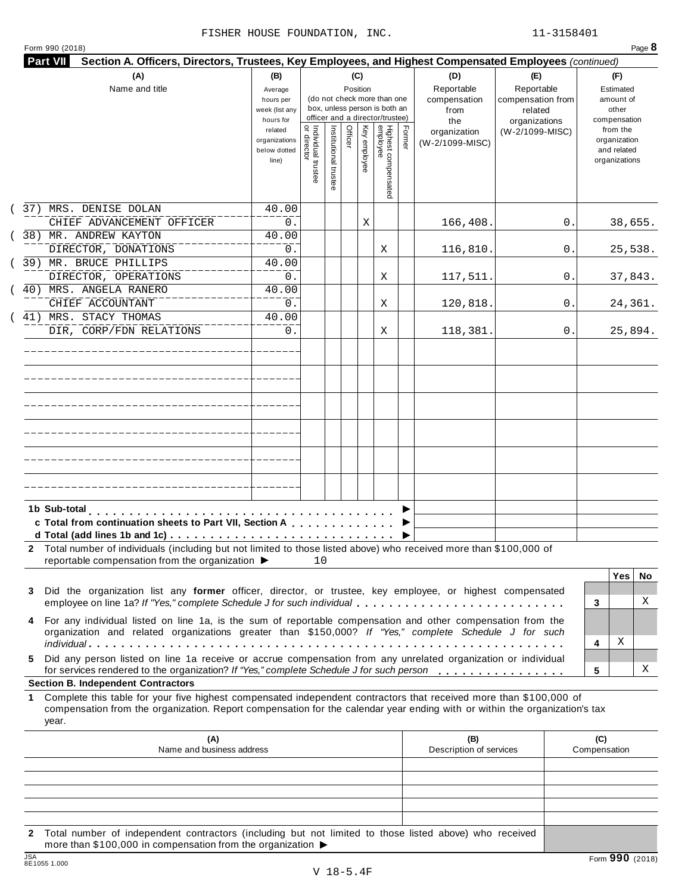FISHER HOUSE FOUNDATION, INC. 11-3158401

Form 990 (2018) Page **8**

**Part VII Section A. Officers, Directors, Trustees, Key Employees, and Highest Compensated Employees** *(continued)*

| (A) Name and title | (B) Average hours per week (list any hours for related organizations below dotted line) | (C) Position: Individual trustee or director | Institutional trustee | Officer | Key employee | Highest compensated employee | Former | (D) Reportable compensation from the organization (W-2/1099-MISC) | (E) Reportable compensation from related organizations (W-2/1099-MISC) | (F) Estimated amount of other compensation from the organization and related organizations |
|---|---|---|---|---|---|---|---|---|---|---|
| (37) MRS. DENISE DOLAN<br>CHIEF ADVANCEMENT OFFICER | 40.00<br>0. | | | | X | | | 166,408. | 0. | 38,655. |
| (38) MR. ANDREW KAYTON<br>DIRECTOR, DONATIONS | 40.00<br>0. | | | | | X | | 116,810. | 0. | 25,538. |
| (39) MR. BRUCE PHILLIPS<br>DIRECTOR, OPERATIONS | 40.00<br>0. | | | | | X | | 117,511. | 0. | 37,843. |
| (40) MRS. ANGELA RANERO<br>CHIEF ACCOUNTANT | 40.00<br>0. | | | | | X | | 120,818. | 0. | 24,361. |
| (41) MRS. STACY THOMAS<br>DIR, CORP/FDN RELATIONS | 40.00<br>0. | | | | | X | | 118,381. | 0. | 25,894. |

1b Sub-total . . . . . ▶

c Total from continuation sheets to Part VII, Section A . . . . . ▶

d Total (add lines 1b and 1c) . . . . . ▶

2 Total number of individuals (including but not limited to those listed above) who received more than $100,000 of reportable compensation from the organization ▶ 10

| | | Yes | No |
|---|---|---|---|
| 3 Did the organization list any **former** officer, director, or trustee, key employee, or highest compensated employee on line 1a? *If "Yes," complete Schedule J for such individual* | 3 | | X |
| 4 For any individual listed on line 1a, is the sum of reportable compensation and other compensation from the organization and related organizations greater than $150,000? *If "Yes," complete Schedule J for such individual* | 4 | X | |
| 5 Did any person listed on line 1a receive or accrue compensation from any unrelated organization or individual for services rendered to the organization? *If "Yes," complete Schedule J for such person* | 5 | | X |

**Section B. Independent Contractors**

1 Complete this table for your five highest compensated independent contractors that received more than $100,000 of compensation from the organization. Report compensation for the calendar year ending with or within the organization's tax year.

| (A) Name and business address | (B) Description of services | (C) Compensation |
|---|---|---|
| | | |
| | | |
| | | |
| | | |
| | | |

2 Total number of independent contractors (including but not limited to those listed above) who received more than $100,000 in compensation from the organization ▶

Form **990** (2018)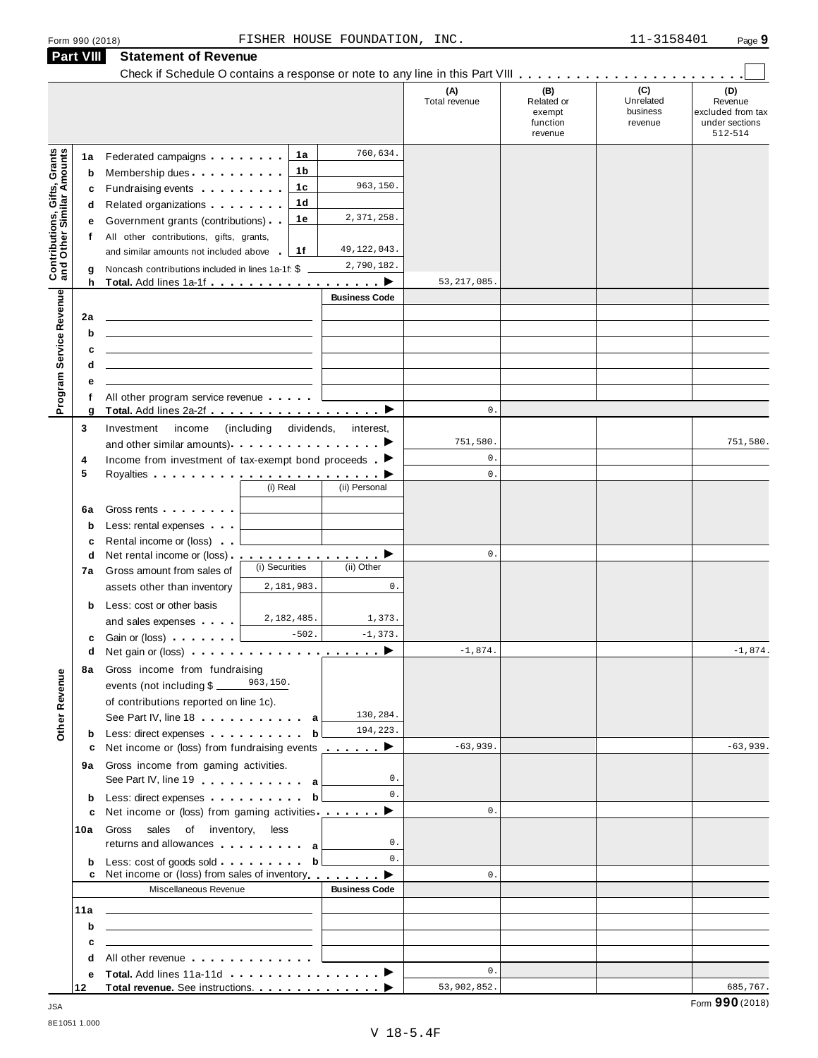Form 990 (2018) FISHER HOUSE FOUNDATION, INC. 11-3158401 Page **9**

## Part VIII Statement of Revenue

Check if Schedule O contains a response or note to any line in this Part VIII . . . . . . . . . . . . . . . . . . . . . . . . ☐

| | | | | (A) Total revenue | (B) Related or exempt function revenue | (C) Unrelated business revenue | (D) Revenue excluded from tax under sections 512-514 |
|---|---|---|---|---|---|---|---|
| **Contributions, Gifts, Grants and Other Similar Amounts** | 1a | Federated campaigns . . . . . . . . 1a | 760,634. | | | | |
| | b | Membership dues . . . . . . . . . . 1b | | | | | |
| | c | Fundraising events . . . . . . . . . 1c | 963,150. | | | | |
| | d | Related organizations . . . . . . . . 1d | | | | | |
| | e | Government grants (contributions) . . 1e | 2,371,258. | | | | |
| | f | All other contributions, gifts, grants, and similar amounts not included above . 1f | 49,122,043. | | | | |
| | g | Noncash contributions included in lines 1a-1f: $ | 2,790,182. | | | | |
| | h | **Total.** Add lines 1a-1f . . . . . . . . . . . . . . . . . . ▶ | | 53,217,085. | | | |
| **Program Service Revenue** | | | **Business Code** | | | | |
| | 2a | | | | | | |
| | b | | | | | | |
| | c | | | | | | |
| | d | | | | | | |
| | e | | | | | | |
| | f | All other program service revenue . . . . . | | | | | |
| | g | **Total.** Add lines 2a-2f . . . . . . . . . . . . . . . . . . ▶ | | 0. | | | |
| **Other Revenue** | 3 | Investment income (including dividends, interest, and other similar amounts) . . . . . . . . . . . . . . . . ▶ | | 751,580. | | | 751,580. |
| | 4 | Income from investment of tax-exempt bond proceeds . ▶ | | 0. | | | |
| | 5 | Royalties . . . . . . . . . . . . . . . . . . . . . . . ▶ | | 0. | | | |
| | | (i) Real | (ii) Personal | | | | |
| | 6a | Gross rents . . . . . . . . | | | | | |
| | b | Less: rental expenses . . . | | | | | |
| | c | Rental income or (loss) . . | | | | | |
| | d | Net rental income or (loss) . . . . . . . . . . . . . . . . ▶ | | 0. | | | |
| | | (i) Securities | (ii) Other | | | | |
| | 7a | Gross amount from sales of assets other than inventory 2,181,983. | 0. | | | | |
| | b | Less: cost or other basis and sales expenses . . . . 2,182,485. | 1,373. | | | | |
| | c | Gain or (loss) . . . . . . . -502. | -1,373. | | | | |
| | d | Net gain or (loss) . . . . . . . . . . . . . . . . . . . ▶ | | -1,874. | | | -1,874. |
| | 8a | Gross income from fundraising events (not including $ 963,150. of contributions reported on line 1c). See Part IV, line 18 . . . . . . . . . . . a | 130,284. | | | | |
| | b | Less: direct expenses . . . . . . . . . . b | 194,223. | | | | |
| | c | Net income or (loss) from fundraising events . . . . . . ▶ | | -63,939. | | | -63,939. |
| | 9a | Gross income from gaming activities. See Part IV, line 19 . . . . . . . . . . . a | 0. | | | | |
| | b | Less: direct expenses . . . . . . . . . . b | 0. | | | | |
| | c | Net income or (loss) from gaming activities . . . . . . . ▶ | | 0. | | | |
| | 10a | Gross sales of inventory, less returns and allowances . . . . . . . . . a | 0. | | | | |
| | b | Less: cost of goods sold . . . . . . . . . b | 0. | | | | |
| | c | Net income or (loss) from sales of inventory . . . . . . . ▶ | | 0. | | | |
| | | Miscellaneous Revenue | **Business Code** | | | | |
| | 11a | | | | | | |
| | b | | | | | | |
| | c | | | | | | |
| | d | All other revenue . . . . . . . . . . . . . | | | | | |
| | e | **Total.** Add lines 11a-11d . . . . . . . . . . . . . . . ▶ | | 0. | | | |
| | 12 | **Total revenue.** See instructions. . . . . . . . . . . . . . ▶ | | 53,902,852. | | | 685,767. |

JSA
8E1051 1.000

Form **990** (2018)

V 18-5.4F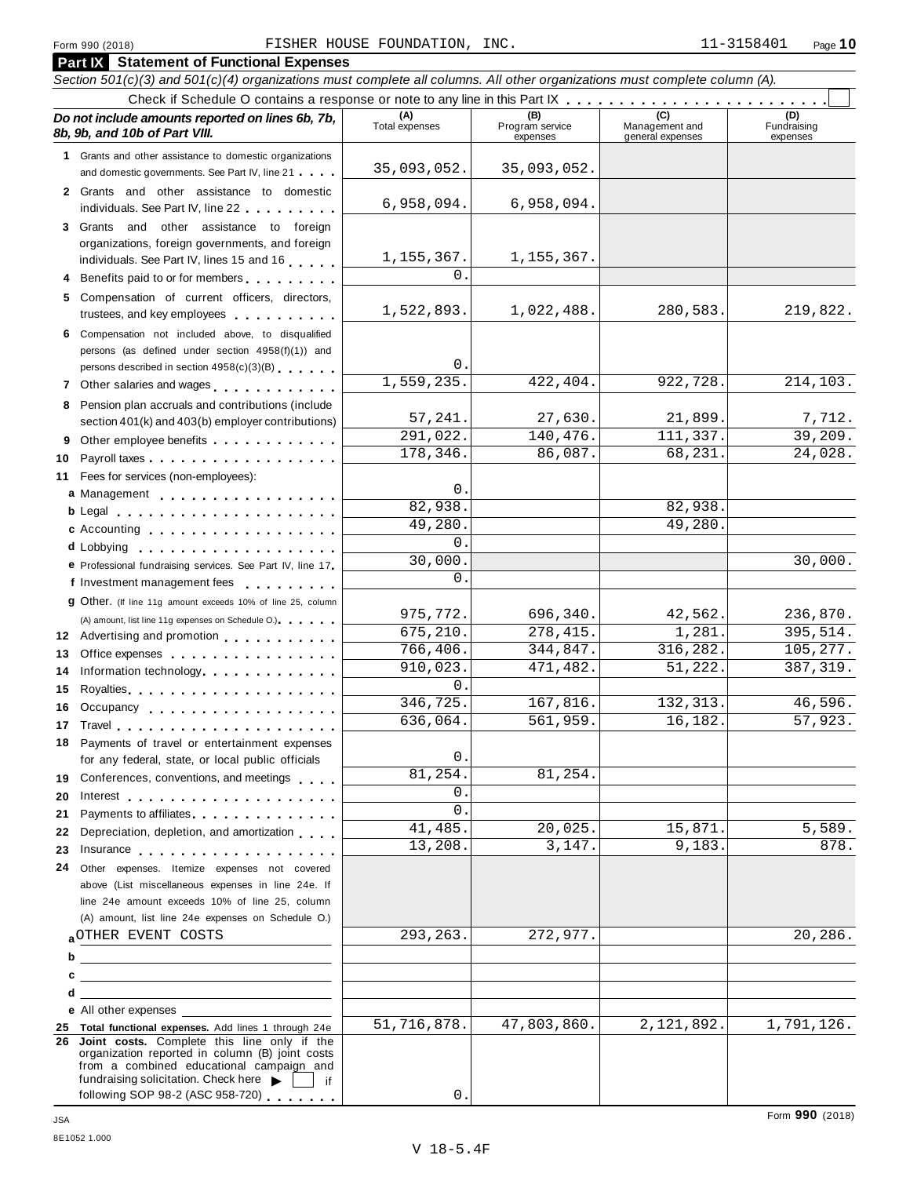Form 990 (2018) FISHER HOUSE FOUNDATION, INC. 11-3158401 Page 10

## Part IX Statement of Functional Expenses

*Section 501(c)(3) and 501(c)(4) organizations must complete all columns. All other organizations must complete column (A).*

Check if Schedule O contains a response or note to any line in this Part IX . . . . . . . . . . . . . . . . . . . . . . . . ☐

| *Do not include amounts reported on lines 6b, 7b, 8b, 9b, and 10b of Part VIII.* | (A) Total expenses | (B) Program service expenses | (C) Management and general expenses | (D) Fundraising expenses |
|---|---|---|---|---|
| **1** Grants and other assistance to domestic organizations and domestic governments. See Part IV, line 21 | 35,093,052. | 35,093,052. | | |
| **2** Grants and other assistance to domestic individuals. See Part IV, line 22 | 6,958,094. | 6,958,094. | | |
| **3** Grants and other assistance to foreign organizations, foreign governments, and foreign individuals. See Part IV, lines 15 and 16 | 1,155,367. | 1,155,367. | | |
| **4** Benefits paid to or for members | 0. | | | |
| **5** Compensation of current officers, directors, trustees, and key employees | 1,522,893. | 1,022,488. | 280,583. | 219,822. |
| **6** Compensation not included above, to disqualified persons (as defined under section 4958(f)(1)) and persons described in section 4958(c)(3)(B) | 0. | | | |
| **7** Other salaries and wages | 1,559,235. | 422,404. | 922,728. | 214,103. |
| **8** Pension plan accruals and contributions (include section 401(k) and 403(b) employer contributions) | 57,241. | 27,630. | 21,899. | 7,712. |
| **9** Other employee benefits | 291,022. | 140,476. | 111,337. | 39,209. |
| **10** Payroll taxes | 178,346. | 86,087. | 68,231. | 24,028. |
| **11** Fees for services (non-employees): | | | | |
| **a** Management | 0. | | | |
| **b** Legal | 82,938. | | 82,938. | |
| **c** Accounting | 49,280. | | 49,280. | |
| **d** Lobbying | 0. | | | |
| **e** Professional fundraising services. See Part IV, line 17 | 30,000. | | | 30,000. |
| **f** Investment management fees | 0. | | | |
| **g** Other. (If line 11g amount exceeds 10% of line 25, column (A) amount, list line 11g expenses on Schedule O.) | 975,772. | 696,340. | 42,562. | 236,870. |
| **12** Advertising and promotion | 675,210. | 278,415. | 1,281. | 395,514. |
| **13** Office expenses | 766,406. | 344,847. | 316,282. | 105,277. |
| **14** Information technology | 910,023. | 471,482. | 51,222. | 387,319. |
| **15** Royalties | 0. | | | |
| **16** Occupancy | 346,725. | 167,816. | 132,313. | 46,596. |
| **17** Travel | 636,064. | 561,959. | 16,182. | 57,923. |
| **18** Payments of travel or entertainment expenses for any federal, state, or local public officials | 0. | | | |
| **19** Conferences, conventions, and meetings | 81,254. | 81,254. | | |
| **20** Interest | 0. | | | |
| **21** Payments to affiliates | 0. | | | |
| **22** Depreciation, depletion, and amortization | 41,485. | 20,025. | 15,871. | 5,589. |
| **23** Insurance | 13,208. | 3,147. | 9,183. | 878. |
| **24** Other expenses. Itemize expenses not covered above (List miscellaneous expenses in line 24e. If line 24e amount exceeds 10% of line 25, column (A) amount, list line 24e expenses on Schedule O.) | | | | |
| **a** OTHER EVENT COSTS | 293,263. | 272,977. | | 20,286. |
| **b** | | | | |
| **c** | | | | |
| **d** | | | | |
| **e** All other expenses | | | | |
| **25 Total functional expenses.** Add lines 1 through 24e | 51,716,878. | 47,803,860. | 2,121,892. | 1,791,126. |
| **26 Joint costs.** Complete this line only if the organization reported in column (B) joint costs from a combined educational campaign and fundraising solicitation. Check here ▶ ☐ if following SOP 98-2 (ASC 958-720) | 0. | | | |

Form **990** (2018)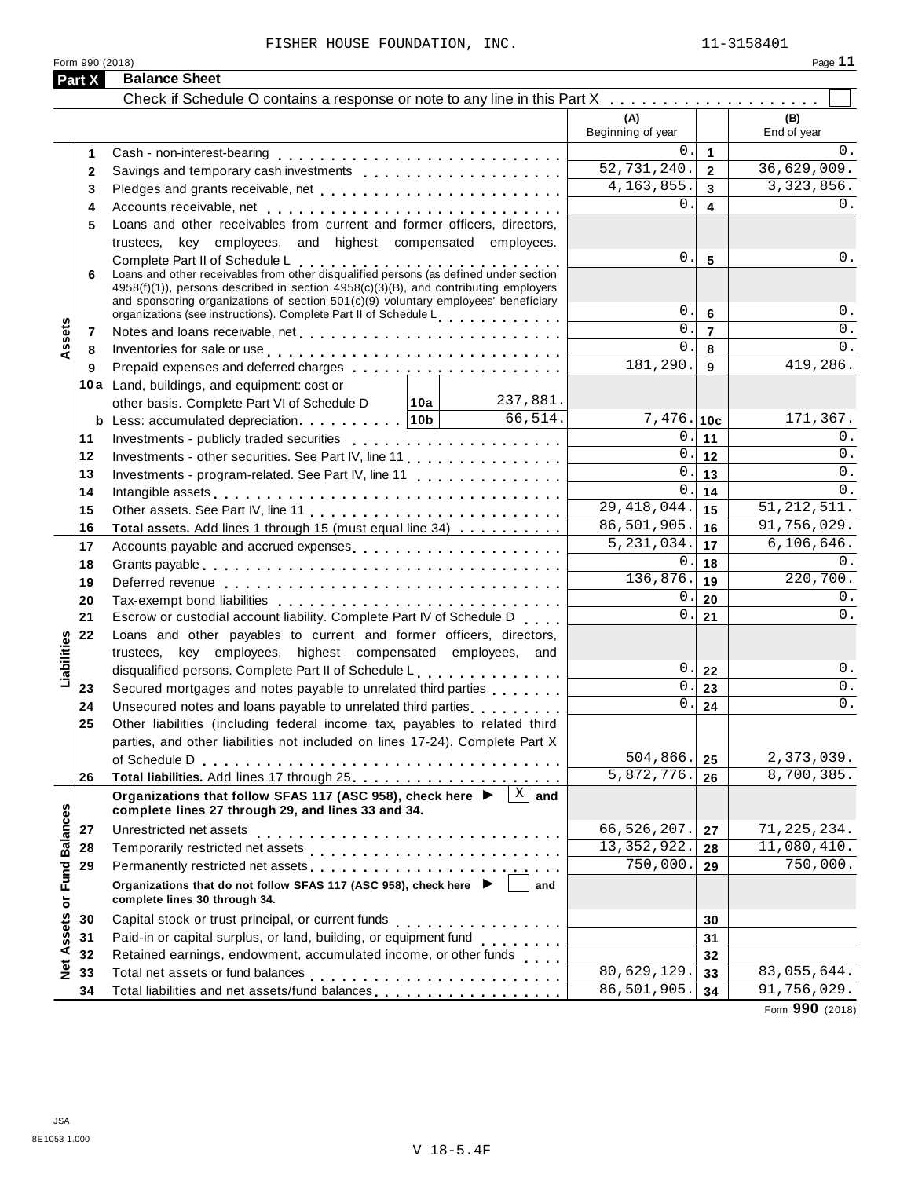FISHER HOUSE FOUNDATION, INC. 11-3158401

Form 990 (2018)

## Part X Balance Sheet

Check if Schedule O contains a response or note to any line in this Part X . . . . . . . . . . . . . . . . . . . ☐

| | | | (A) Beginning of year | | (B) End of year |
|---|---|---|---|---|---|
| Assets | 1 | Cash - non-interest-bearing | 0. | 1 | 0. |
| | 2 | Savings and temporary cash investments | 52,731,240. | 2 | 36,629,009. |
| | 3 | Pledges and grants receivable, net | 4,163,855. | 3 | 3,323,856. |
| | 4 | Accounts receivable, net | 0. | 4 | 0. |
| | 5 | Loans and other receivables from current and former officers, directors, trustees, key employees, and highest compensated employees. Complete Part II of Schedule L | 0. | 5 | 0. |
| | 6 | Loans and other receivables from other disqualified persons (as defined under section 4958(f)(1)), persons described in section 4958(c)(3)(B), and contributing employers and sponsoring organizations of section 501(c)(9) voluntary employees' beneficiary organizations (see instructions). Complete Part II of Schedule L | 0. | 6 | 0. |
| | 7 | Notes and loans receivable, net | 0. | 7 | 0. |
| | 8 | Inventories for sale or use | 0. | 8 | 0. |
| | 9 | Prepaid expenses and deferred charges | 181,290. | 9 | 419,286. |
| | 10a | Land, buildings, and equipment: cost or other basis. Complete Part VI of Schedule D — 10a: 237,881. | | | |
| | b | Less: accumulated depreciation — 10b: 66,514. | 7,476. | 10c | 171,367. |
| | 11 | Investments - publicly traded securities | 0. | 11 | 0. |
| | 12 | Investments - other securities. See Part IV, line 11 | 0. | 12 | 0. |
| | 13 | Investments - program-related. See Part IV, line 11 | 0. | 13 | 0. |
| | 14 | Intangible assets | 0. | 14 | 0. |
| | 15 | Other assets. See Part IV, line 11 | 29,418,044. | 15 | 51,212,511. |
| | 16 | **Total assets.** Add lines 1 through 15 (must equal line 34) | 86,501,905. | 16 | 91,756,029. |
| Liabilities | 17 | Accounts payable and accrued expenses | 5,231,034. | 17 | 6,106,646. |
| | 18 | Grants payable | 0. | 18 | 0. |
| | 19 | Deferred revenue | 136,876. | 19 | 220,700. |
| | 20 | Tax-exempt bond liabilities | 0. | 20 | 0. |
| | 21 | Escrow or custodial account liability. Complete Part IV of Schedule D | 0. | 21 | 0. |
| | 22 | Loans and other payables to current and former officers, directors, trustees, key employees, highest compensated employees, and disqualified persons. Complete Part II of Schedule L | 0. | 22 | 0. |
| | 23 | Secured mortgages and notes payable to unrelated third parties | 0. | 23 | 0. |
| | 24 | Unsecured notes and loans payable to unrelated third parties | 0. | 24 | 0. |
| | 25 | Other liabilities (including federal income tax, payables to related third parties, and other liabilities not included on lines 17-24). Complete Part X of Schedule D | 504,866. | 25 | 2,373,039. |
| | 26 | **Total liabilities.** Add lines 17 through 25 | 5,872,776. | 26 | 8,700,385. |
| Net Assets or Fund Balances | | **Organizations that follow SFAS 117 (ASC 958), check here ▶ [X] and complete lines 27 through 29, and lines 33 and 34.** | | | |
| | 27 | Unrestricted net assets | 66,526,207. | 27 | 71,225,234. |
| | 28 | Temporarily restricted net assets | 13,352,922. | 28 | 11,080,410. |
| | 29 | Permanently restricted net assets | 750,000. | 29 | 750,000. |
| | | **Organizations that do not follow SFAS 117 (ASC 958), check here ▶ [ ] and complete lines 30 through 34.** | | | |
| | 30 | Capital stock or trust principal, or current funds | | 30 | |
| | 31 | Paid-in or capital surplus, or land, building, or equipment fund | | 31 | |
| | 32 | Retained earnings, endowment, accumulated income, or other funds | | 32 | |
| | 33 | Total net assets or fund balances | 80,629,129. | 33 | 83,055,644. |
| | 34 | Total liabilities and net assets/fund balances | 86,501,905. | 34 | 91,756,029. |

Form **990** (2018)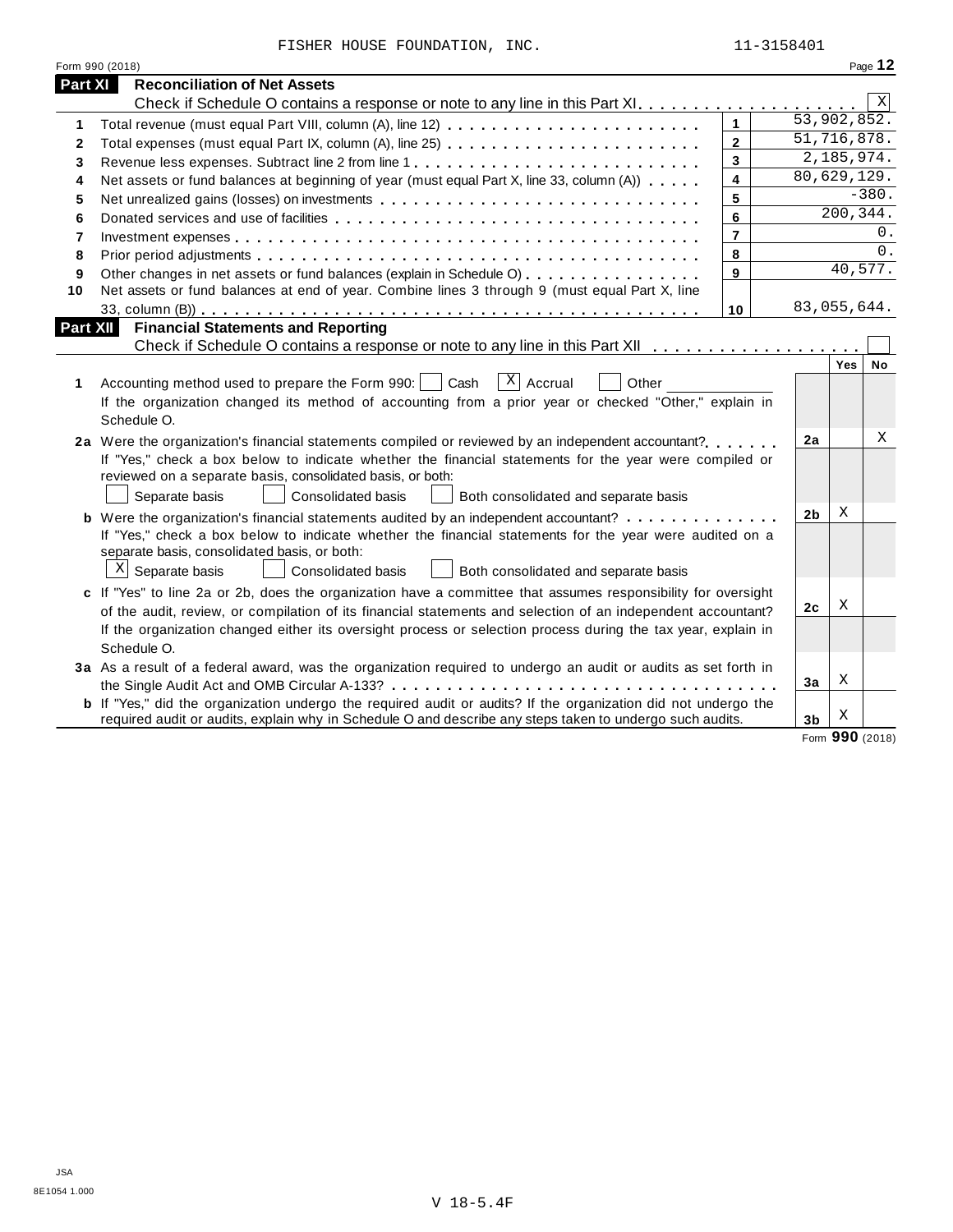FISHER HOUSE FOUNDATION, INC. 11-3158401

Form 990 (2018) Page **12**

## Part XI Reconciliation of Net Assets

Check if Schedule O contains a response or note to any line in this Part XI . . . . . . . . . . . . . . . . . . . . [X]

| | | | |
|---|---|---|---|
| 1 | Total revenue (must equal Part VIII, column (A), line 12) | 1 | 53,902,852. |
| 2 | Total expenses (must equal Part IX, column (A), line 25) | 2 | 51,716,878. |
| 3 | Revenue less expenses. Subtract line 2 from line 1 | 3 | 2,185,974. |
| 4 | Net assets or fund balances at beginning of year (must equal Part X, line 33, column (A)) | 4 | 80,629,129. |
| 5 | Net unrealized gains (losses) on investments | 5 | -380. |
| 6 | Donated services and use of facilities | 6 | 200,344. |
| 7 | Investment expenses | 7 | 0. |
| 8 | Prior period adjustments | 8 | 0. |
| 9 | Other changes in net assets or fund balances (explain in Schedule O) | 9 | 40,577. |
| 10 | Net assets or fund balances at end of year. Combine lines 3 through 9 (must equal Part X, line 33, column (B)) | 10 | 83,055,644. |

## Part XII Financial Statements and Reporting

Check if Schedule O contains a response or note to any line in this Part XII . . . . . . . . . . . . . . . . . . . [ ]

| | | | Yes | No |
|---|---|---|---|---|
| 1 | Accounting method used to prepare the Form 990: [ ] Cash [X] Accrual [ ] Other ____________ <br> If the organization changed its method of accounting from a prior year or checked "Other," explain in Schedule O. | | | |
| 2a | Were the organization's financial statements compiled or reviewed by an independent accountant? <br> If "Yes," check a box below to indicate whether the financial statements for the year were compiled or reviewed on a separate basis, consolidated basis, or both: <br> [ ] Separate basis [ ] Consolidated basis [ ] Both consolidated and separate basis | 2a | | X |
| b | Were the organization's financial statements audited by an independent accountant? <br> If "Yes," check a box below to indicate whether the financial statements for the year were audited on a separate basis, consolidated basis, or both: <br> [X] Separate basis [ ] Consolidated basis [ ] Both consolidated and separate basis | 2b | X | |
| c | If "Yes" to line 2a or 2b, does the organization have a committee that assumes responsibility for oversight of the audit, review, or compilation of its financial statements and selection of an independent accountant? <br> If the organization changed either its oversight process or selection process during the tax year, explain in Schedule O. | 2c | X | |
| 3a | As a result of a federal award, was the organization required to undergo an audit or audits as set forth in the Single Audit Act and OMB Circular A-133? | 3a | X | |
| b | If "Yes," did the organization undergo the required audit or audits? If the organization did not undergo the required audit or audits, explain in Schedule O and describe any steps taken to undergo such audits. | 3b | X | |

Form **990** (2018)

JSA
8E1054 1.000

V 18-5.4F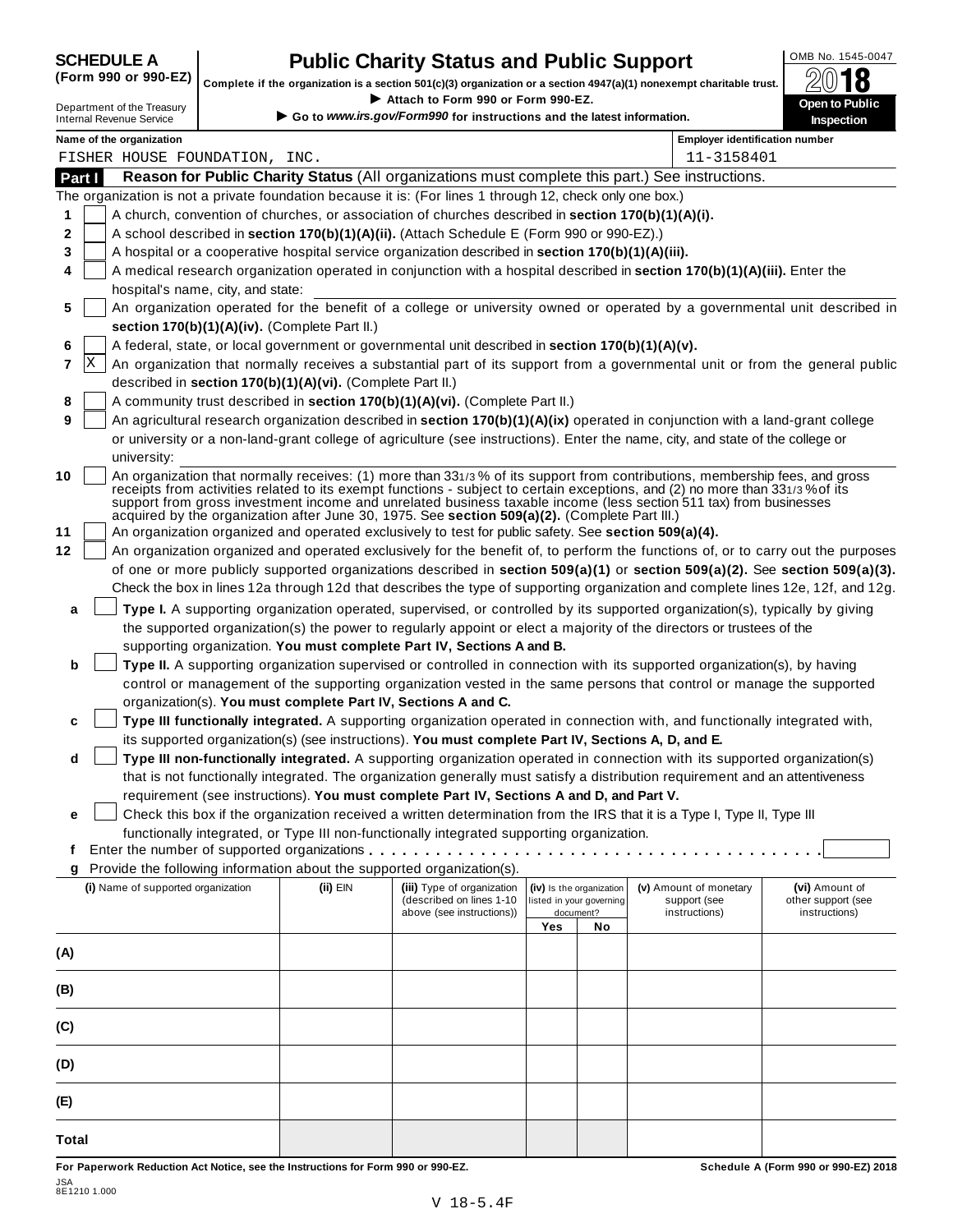**SCHEDULE A (Form 990 or 990-EZ)**

Department of the Treasury
Internal Revenue Service

# Public Charity Status and Public Support

**Complete if the organization is a section 501(c)(3) organization or a section 4947(a)(1) nonexempt charitable trust.**
▶ **Attach to Form 990 or Form 990-EZ.**
▶ **Go to *www.irs.gov/Form990* for instructions and the latest information.**

OMB No. 1545-0047
2018
**Open to Public Inspection**

**Name of the organization:** FISHER HOUSE FOUNDATION, INC.
**Employer identification number:** 11-3158401

## Part I Reason for Public Charity Status (All organizations must complete this part.) See instructions.

The organization is not a private foundation because it is: (For lines 1 through 12, check only one box.)

1. [ ] A church, convention of churches, or association of churches described in **section 170(b)(1)(A)(i).**
2. [ ] A school described in **section 170(b)(1)(A)(ii).** (Attach Schedule E (Form 990 or 990-EZ).)
3. [ ] A hospital or a cooperative hospital service organization described in **section 170(b)(1)(A)(iii).**
4. [ ] A medical research organization operated in conjunction with a hospital described in **section 170(b)(1)(A)(iii).** Enter the hospital's name, city, and state:
5. [ ] An organization operated for the benefit of a college or university owned or operated by a governmental unit described in **section 170(b)(1)(A)(iv).** (Complete Part II.)
6. [ ] A federal, state, or local government or governmental unit described in **section 170(b)(1)(A)(v).**
7. [X] An organization that normally receives a substantial part of its support from a governmental unit or from the general public described in **section 170(b)(1)(A)(vi).** (Complete Part II.)
8. [ ] A community trust described in **section 170(b)(1)(A)(vi).** (Complete Part II.)
9. [ ] An agricultural research organization described in **section 170(b)(1)(A)(ix)** operated in conjunction with a land-grant college or university or a non-land-grant college of agriculture (see instructions). Enter the name, city, and state of the college or university:
10. [ ] An organization that normally receives: (1) more than 33 1/3 % of its support from contributions, membership fees, and gross receipts from activities related to its exempt functions - subject to certain exceptions, and (2) no more than 33 1/3 % of its support from gross investment income and unrelated business taxable income (less section 511 tax) from businesses acquired by the organization after June 30, 1975. See **section 509(a)(2).** (Complete Part III.)
11. [ ] An organization organized and operated exclusively to test for public safety. See **section 509(a)(4).**
12. [ ] An organization organized and operated exclusively for the benefit of, to perform the functions of, or to carry out the purposes of one or more publicly supported organizations described in **section 509(a)(1)** or **section 509(a)(2).** See **section 509(a)(3).** Check the box in lines 12a through 12d that describes the type of supporting organization and complete lines 12e, 12f, and 12g.
   - **a** [ ] **Type I.** A supporting organization operated, supervised, or controlled by its supported organization(s), typically by giving the supported organization(s) the power to regularly appoint or elect a majority of the directors or trustees of the supporting organization. **You must complete Part IV, Sections A and B.**
   - **b** [ ] **Type II.** A supporting organization supervised or controlled in connection with its supported organization(s), by having control or management of the supporting organization vested in the same persons that control or manage the supported organization(s). **You must complete Part IV, Sections A and C.**
   - **c** [ ] **Type III functionally integrated.** A supporting organization operated in connection with, and functionally integrated with, its supported organization(s) (see instructions). **You must complete Part IV, Sections A, D, and E.**
   - **d** [ ] **Type III non-functionally integrated.** A supporting organization operated in connection with its supported organization(s) that is not functionally integrated. The organization generally must satisfy a distribution requirement and an attentiveness requirement (see instructions). **You must complete Part IV, Sections A and D, and Part V.**
   - **e** [ ] Check this box if the organization received a written determination from the IRS that it is a Type I, Type II, Type III functionally integrated, or Type III non-functionally integrated supporting organization.
   - **f** Enter the number of supported organizations . . . . . . . . . .
   - **g** Provide the following information about the supported organization(s).

| (i) Name of supported organization | (ii) EIN | (iii) Type of organization (described on lines 1-10 above (see instructions)) | (iv) Is the organization listed in your governing document? Yes | No | (v) Amount of monetary support (see instructions) | (vi) Amount of other support (see instructions) |
|---|---|---|---|---|---|---|
| (A) | | | | | | |
| (B) | | | | | | |
| (C) | | | | | | |
| (D) | | | | | | |
| (E) | | | | | | |
| Total | | | | | | |

**For Paperwork Reduction Act Notice, see the Instructions for Form 990 or 990-EZ.** **Schedule A (Form 990 or 990-EZ) 2018**

JSA
8E1210 1.000

V 18-5.4F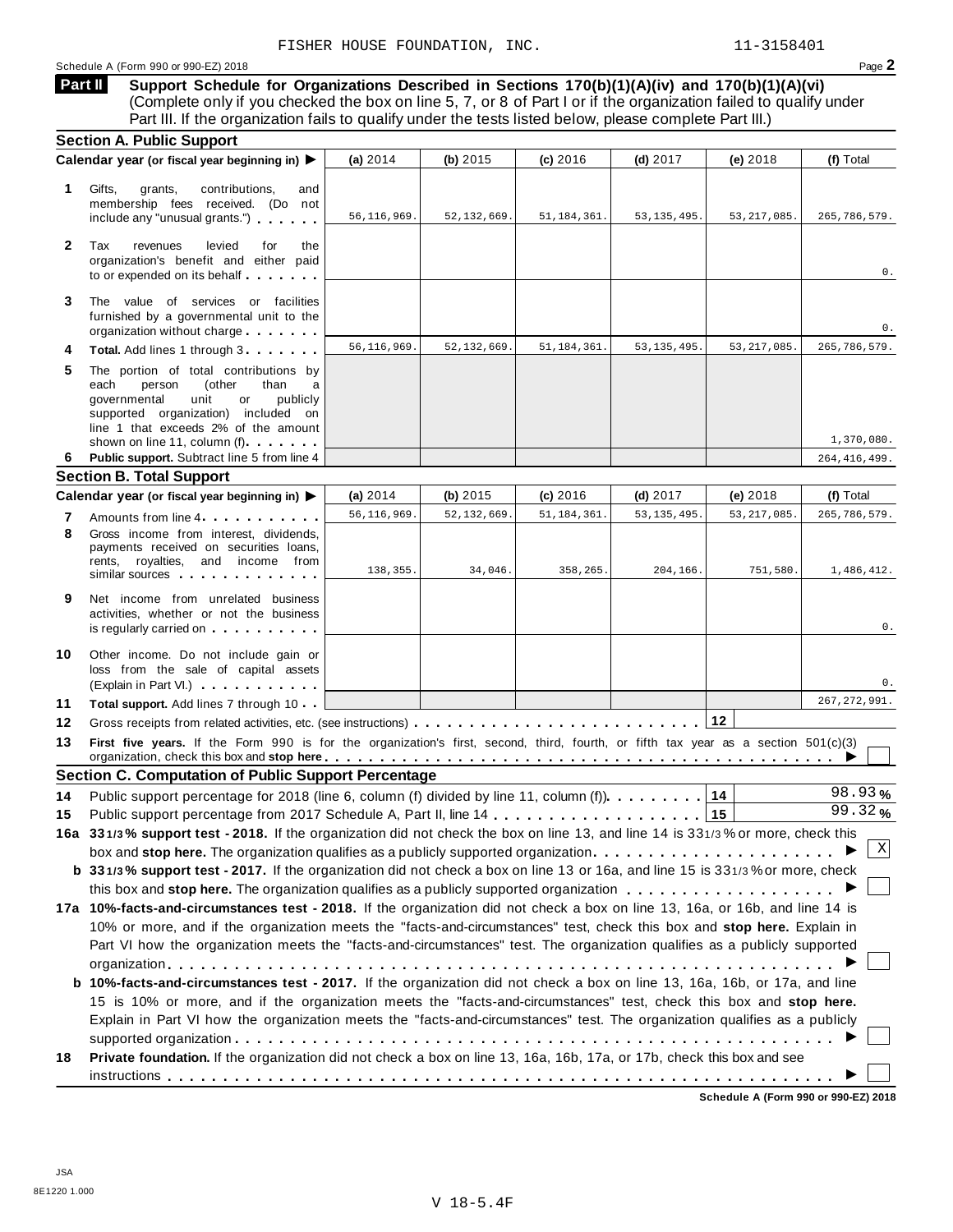FISHER HOUSE FOUNDATION, INC. 11-3158401

Schedule A (Form 990 or 990-EZ) 2018

## Part II Support Schedule for Organizations Described in Sections 170(b)(1)(A)(iv) and 170(b)(1)(A)(vi)

(Complete only if you checked the box on line 5, 7, or 8 of Part I or if the organization failed to qualify under Part III. If the organization fails to qualify under the tests listed below, please complete Part III.)

### Section A. Public Support

| Calendar year (or fiscal year beginning in) ▶ | (a) 2014 | (b) 2015 | (c) 2016 | (d) 2017 | (e) 2018 | (f) Total |
|---|---|---|---|---|---|---|
| **1** Gifts, grants, contributions, and membership fees received. (Do not include any "unusual grants.") | 56,116,969. | 52,132,669. | 51,184,361. | 53,135,495. | 53,217,085. | 265,786,579. |
| **2** Tax revenues levied for the organization's benefit and either paid to or expended on its behalf | | | | | | 0. |
| **3** The value of services or facilities furnished by a governmental unit to the organization without charge | | | | | | 0. |
| **4** **Total.** Add lines 1 through 3 | 56,116,969. | 52,132,669. | 51,184,361. | 53,135,495. | 53,217,085. | 265,786,579. |
| **5** The portion of total contributions by each person (other than a governmental unit or publicly supported organization) included on line 1 that exceeds 2% of the amount shown on line 11, column (f) | | | | | | 1,370,080. |
| **6** **Public support.** Subtract line 5 from line 4 | | | | | | 264,416,499. |

### Section B. Total Support

| Calendar year (or fiscal year beginning in) ▶ | (a) 2014 | (b) 2015 | (c) 2016 | (d) 2017 | (e) 2018 | (f) Total |
|---|---|---|---|---|---|---|
| **7** Amounts from line 4 | 56,116,969. | 52,132,669. | 51,184,361. | 53,135,495. | 53,217,085. | 265,786,579. |
| **8** Gross income from interest, dividends, payments received on securities loans, rents, royalties, and income from similar sources | 138,355. | 34,046. | 358,265. | 204,166. | 751,580. | 1,486,412. |
| **9** Net income from unrelated business activities, whether or not the business is regularly carried on | | | | | | 0. |
| **10** Other income. Do not include gain or loss from the sale of capital assets (Explain in Part VI.) | | | | | | 0. |
| **11** **Total support.** Add lines 7 through 10 | | | | | | 267,272,991. |

**12** Gross receipts from related activities, etc. (see instructions) . . . **12**

**13** **First five years.** If the Form 990 is for the organization's first, second, third, fourth, or fifth tax year as a section 501(c)(3) organization, check this box and **stop here** ▶ ☐

### Section C. Computation of Public Support Percentage

**14** Public support percentage for 2018 (line 6, column (f) divided by line 11, column (f)) . . . **14** 98.93 %

**15** Public support percentage from 2017 Schedule A, Part II, line 14 . . . **15** 99.32 %

**16a** **33 1/3 % support test - 2018.** If the organization did not check the box on line 13, and line 14 is 33 1/3 % or more, check this box and **stop here.** The organization qualifies as a publicly supported organization ▶ ☒

**b** **33 1/3 % support test - 2017.** If the organization did not check a box on line 13 or 16a, and line 15 is 33 1/3 % or more, check this box and **stop here.** The organization qualifies as a publicly supported organization ▶ ☐

**17a** **10%-facts-and-circumstances test - 2018.** If the organization did not check a box on line 13, 16a, or 16b, and line 14 is 10% or more, and if the organization meets the "facts-and-circumstances" test, check this box and **stop here.** Explain in Part VI how the organization meets the "facts-and-circumstances" test. The organization qualifies as a publicly supported organization ▶ ☐

**b** **10%-facts-and-circumstances test - 2017.** If the organization did not check a box on line 13, 16a, 16b, or 17a, and line 15 is 10% or more, and if the organization meets the "facts-and-circumstances" test, check this box and **stop here.** Explain in Part VI how the organization meets the "facts-and-circumstances" test. The organization qualifies as a publicly supported organization ▶ ☐

**18** **Private foundation.** If the organization did not check a box on line 13, 16a, 16b, 17a, or 17b, check this box and see instructions ▶ ☐

**Schedule A (Form 990 or 990-EZ) 2018**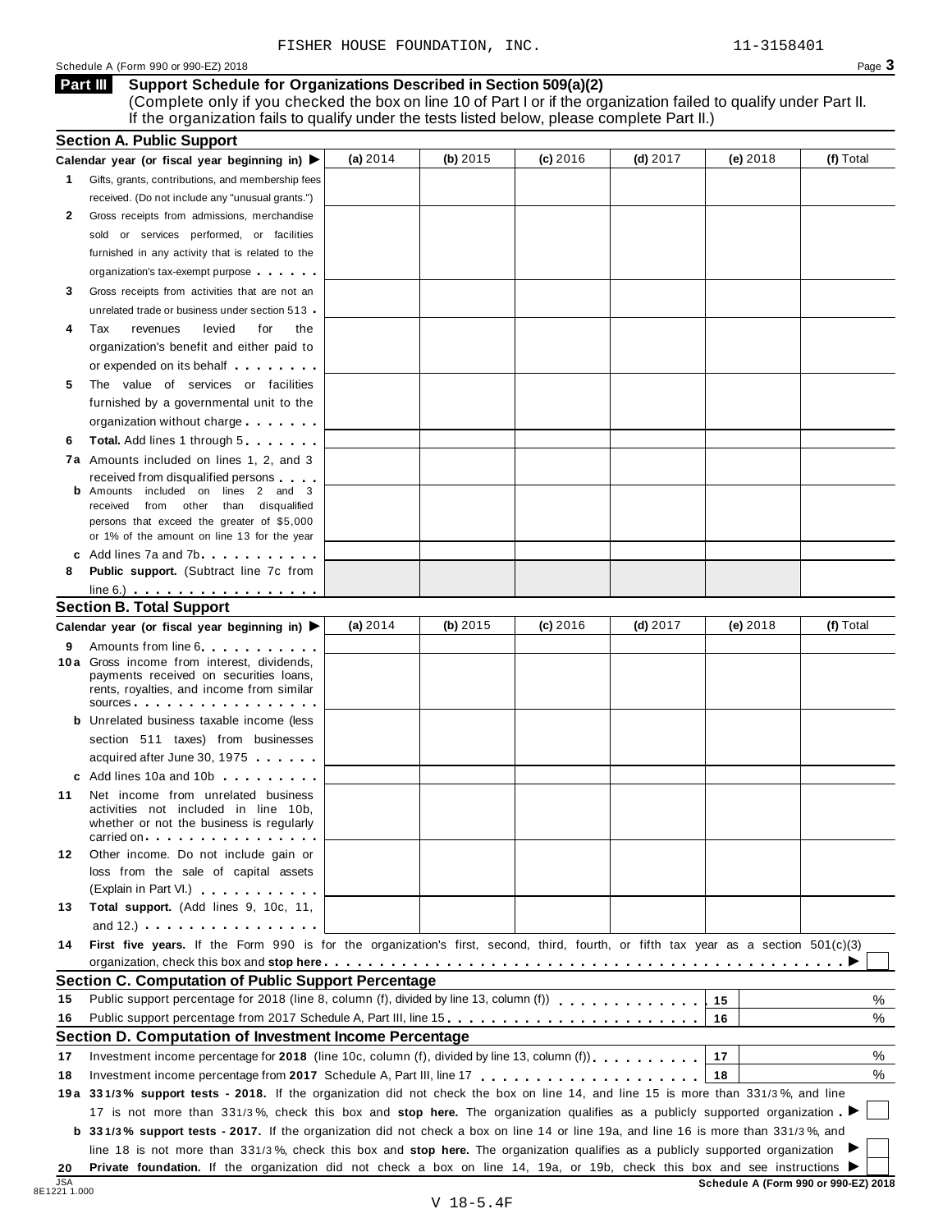FISHER HOUSE FOUNDATION, INC. 11-3158401

Schedule A (Form 990 or 990-EZ) 2018

## Part III Support Schedule for Organizations Described in Section 509(a)(2)

(Complete only if you checked the box on line 10 of Part I or if the organization failed to qualify under Part II. If the organization fails to qualify under the tests listed below, please complete Part II.)

### Section A. Public Support

| Calendar year (or fiscal year beginning in) ▶ | (a) 2014 | (b) 2015 | (c) 2016 | (d) 2017 | (e) 2018 | (f) Total |
|---|---|---|---|---|---|---|
| **1** Gifts, grants, contributions, and membership fees received. (Do not include any "unusual grants.") | | | | | | |
| **2** Gross receipts from admissions, merchandise sold or services performed, or facilities furnished in any activity that is related to the organization's tax-exempt purpose | | | | | | |
| **3** Gross receipts from activities that are not an unrelated trade or business under section 513 | | | | | | |
| **4** Tax revenues levied for the organization's benefit and either paid to or expended on its behalf | | | | | | |
| **5** The value of services or facilities furnished by a governmental unit to the organization without charge | | | | | | |
| **6** **Total.** Add lines 1 through 5 | | | | | | |
| **7a** Amounts included on lines 1, 2, and 3 received from disqualified persons | | | | | | |
| **b** Amounts included on lines 2 and 3 received from other than disqualified persons that exceed the greater of $5,000 or 1% of the amount on line 13 for the year | | | | | | |
| **c** Add lines 7a and 7b | | | | | | |
| **8** **Public support.** (Subtract line 7c from line 6.) | | | | | | |

### Section B. Total Support

| Calendar year (or fiscal year beginning in) ▶ | (a) 2014 | (b) 2015 | (c) 2016 | (d) 2017 | (e) 2018 | (f) Total |
|---|---|---|---|---|---|---|
| **9** Amounts from line 6 | | | | | | |
| **10a** Gross income from interest, dividends, payments received on securities loans, rents, royalties, and income from similar sources | | | | | | |
| **b** Unrelated business taxable income (less section 511 taxes) from businesses acquired after June 30, 1975 | | | | | | |
| **c** Add lines 10a and 10b | | | | | | |
| **11** Net income from unrelated business activities not included in line 10b, whether or not the business is regularly carried on | | | | | | |
| **12** Other income. Do not include gain or loss from the sale of capital assets (Explain in Part VI.) | | | | | | |
| **13** **Total support.** (Add lines 9, 10c, 11, and 12.) | | | | | | |

**14** **First five years.** If the Form 990 is for the organization's first, second, third, fourth, or fifth tax year as a section 501(c)(3) organization, check this box and **stop here** ▶ ☐

### Section C. Computation of Public Support Percentage

| | | | |
|---|---|---|---|
| **15** | Public support percentage for 2018 (line 8, column (f), divided by line 13, column (f)) | 15 | % |
| **16** | Public support percentage from 2017 Schedule A, Part III, line 15 | 16 | % |

### Section D. Computation of Investment Income Percentage

| | | | |
|---|---|---|---|
| **17** | Investment income percentage for **2018** (line 10c, column (f), divided by line 13, column (f)) | 17 | % |
| **18** | Investment income percentage from **2017** Schedule A, Part III, line 17 | 18 | % |

**19a** **33 1/3% support tests - 2018.** If the organization did not check the box on line 14, and line 15 is more than 33 1/3%, and line 17 is not more than 33 1/3%, check this box and **stop here.** The organization qualifies as a publicly supported organization ▶ ☐

**b** **33 1/3% support tests - 2017.** If the organization did not check a box on line 14 or line 19a, and line 16 is more than 33 1/3%, and line 18 is not more than 33 1/3%, check this box and **stop here.** The organization qualifies as a publicly supported organization ▶ ☐

**20** **Private foundation.** If the organization did not check a box on line 14, 19a, or 19b, check this box and see instructions ▶ ☐

**Schedule A (Form 990 or 990-EZ) 2018**

JSA 8E1221 1.000

V 18-5.4F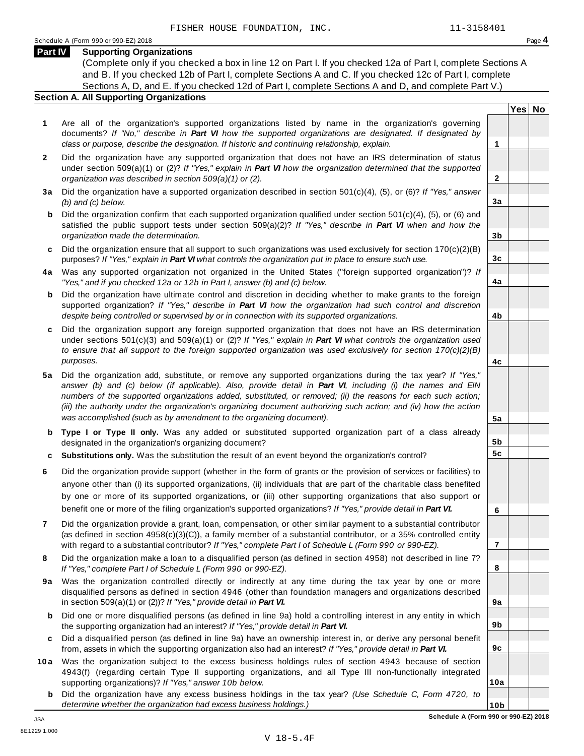FISHER HOUSE FOUNDATION, INC. 11-3158401

Schedule A (Form 990 or 990-EZ) 2018

## Part IV Supporting Organizations

(Complete only if you checked a box in line 12 on Part I. If you checked 12a of Part I, complete Sections A and B. If you checked 12b of Part I, complete Sections A and C. If you checked 12c of Part I, complete Sections A, D, and E. If you checked 12d of Part I, complete Sections A and D, and complete Part V.)

### Section A. All Supporting Organizations

| | | | Yes | No |
|---|---|---|---|---|
| **1** | Are all of the organization's supported organizations listed by name in the organization's governing documents? *If "No," describe in **Part VI** how the supported organizations are designated. If designated by class or purpose, describe the designation. If historic and continuing relationship, explain.* | 1 | | |
| **2** | Did the organization have any supported organization that does not have an IRS determination of status under section 509(a)(1) or (2)? *If "Yes," explain in **Part VI** how the organization determined that the supported organization was described in section 509(a)(1) or (2).* | 2 | | |
| **3a** | Did the organization have a supported organization described in section 501(c)(4), (5), or (6)? *If "Yes," answer (b) and (c) below.* | 3a | | |
| **b** | Did the organization confirm that each supported organization qualified under section 501(c)(4), (5), or (6) and satisfied the public support tests under section 509(a)(2)? *If "Yes," describe in **Part VI** when and how the organization made the determination.* | 3b | | |
| **c** | Did the organization ensure that all support to such organizations was used exclusively for section 170(c)(2)(B) purposes? *If "Yes," explain in **Part VI** what controls the organization put in place to ensure such use.* | 3c | | |
| **4a** | Was any supported organization not organized in the United States ("foreign supported organization")? *If "Yes," and if you checked 12a or 12b in Part I, answer (b) and (c) below.* | 4a | | |
| **b** | Did the organization have ultimate control and discretion in deciding whether to make grants to the foreign supported organization? *If "Yes," describe in **Part VI** how the organization had such control and discretion despite being controlled or supervised by or in connection with its supported organizations.* | 4b | | |
| **c** | Did the organization support any foreign supported organization that does not have an IRS determination under sections 501(c)(3) and 509(a)(1) or (2)? *If "Yes," explain in **Part VI** what controls the organization used to ensure that all support to the foreign supported organization was used exclusively for section 170(c)(2)(B) purposes.* | 4c | | |
| **5a** | Did the organization add, substitute, or remove any supported organizations during the tax year? *If "Yes," answer (b) and (c) below (if applicable). Also, provide detail in **Part VI**, including (i) the names and EIN numbers of the supported organizations added, substituted, or removed; (ii) the reasons for each such action; (iii) the authority under the organization's organizing document authorizing such action; and (iv) how the action was accomplished (such as by amendment to the organizing document).* | 5a | | |
| **b** | **Type I or Type II only.** Was any added or substituted supported organization part of a class already designated in the organization's organizing document? | 5b | | |
| **c** | **Substitutions only.** Was the substitution the result of an event beyond the organization's control? | 5c | | |
| **6** | Did the organization provide support (whether in the form of grants or the provision of services or facilities) to anyone other than (i) its supported organizations, (ii) individuals that are part of the charitable class benefited by one or more of its supported organizations, or (iii) other supporting organizations that also support or benefit one or more of the filing organization's supported organizations? *If "Yes," provide detail in **Part VI.*** | 6 | | |
| **7** | Did the organization provide a grant, loan, compensation, or other similar payment to a substantial contributor (as defined in section 4958(c)(3)(C)), a family member of a substantial contributor, or a 35% controlled entity with regard to a substantial contributor? *If "Yes," complete Part I of Schedule L (Form 990 or 990-EZ).* | 7 | | |
| **8** | Did the organization make a loan to a disqualified person (as defined in section 4958) not described in line 7? *If "Yes," complete Part I of Schedule L (Form 990 or 990-EZ).* | 8 | | |
| **9a** | Was the organization controlled directly or indirectly at any time during the tax year by one or more disqualified persons as defined in section 4946 (other than foundation managers and organizations described in section 509(a)(1) or (2))? *If "Yes," provide detail in **Part VI.*** | 9a | | |
| **b** | Did one or more disqualified persons (as defined in line 9a) hold a controlling interest in any entity in which the supporting organization had an interest? *If "Yes," provide detail in **Part VI.*** | 9b | | |
| **c** | Did a disqualified person (as defined in line 9a) have an ownership interest in, or derive any personal benefit from, assets in which the supporting organization also had an interest? *If "Yes," provide detail in **Part VI.*** | 9c | | |
| **10a** | Was the organization subject to the excess business holdings rules of section 4943 because of section 4943(f) (regarding certain Type II supporting organizations, and all Type III non-functionally integrated supporting organizations)? *If "Yes," answer 10b below.* | 10a | | |
| **b** | Did the organization have any excess business holdings in the tax year? *(Use Schedule C, Form 4720, to determine whether the organization had excess business holdings.)* | 10b | | |

**Schedule A (Form 990 or 990-EZ) 2018**

JSA
8E1229 1.000

V 18-5.4F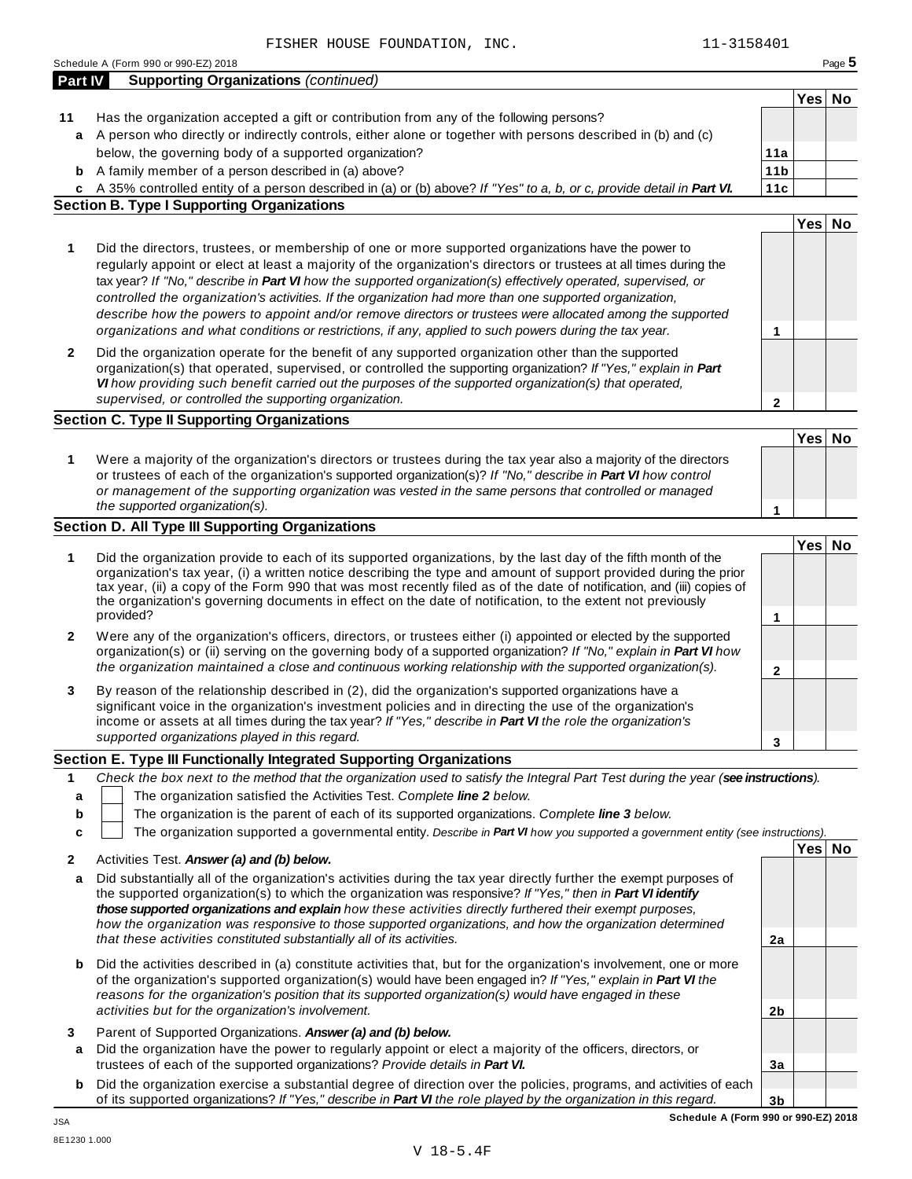FISHER HOUSE FOUNDATION, INC. 11-3158401

Schedule A (Form 990 or 990-EZ) 2018

## Part IV Supporting Organizations *(continued)*

| | | | Yes | No |
|---|---|---|---|---|
| **11** | Has the organization accepted a gift or contribution from any of the following persons? | | | |
| **a** | A person who directly or indirectly controls, either alone or together with persons described in (b) and (c) below, the governing body of a supported organization? | **11a** | | |
| **b** | A family member of a person described in (a) above? | **11b** | | |
| **c** | A 35% controlled entity of a person described in (a) or (b) above? *If "Yes" to a, b, or c, provide detail in* ***Part VI.*** | **11c** | | |

### Section B. Type I Supporting Organizations

| | | | Yes | No |
|---|---|---|---|---|
| **1** | Did the directors, trustees, or membership of one or more supported organizations have the power to regularly appoint or elect at least a majority of the organization's directors or trustees at all times during the tax year? *If "No," describe in* ***Part VI*** *how the supported organization(s) effectively operated, supervised, or controlled the organization's activities. If the organization had more than one supported organization, describe how the powers to appoint and/or remove directors or trustees were allocated among the supported organizations and what conditions or restrictions, if any, applied to such powers during the tax year.* | **1** | | |
| **2** | Did the organization operate for the benefit of any supported organization other than the supported organization(s) that operated, supervised, or controlled the supporting organization? *If "Yes," explain in* ***Part VI*** *how providing such benefit carried out the purposes of the supported organization(s) that operated, supervised, or controlled the supporting organization.* | **2** | | |

### Section C. Type II Supporting Organizations

| | | | Yes | No |
|---|---|---|---|---|
| **1** | Were a majority of the organization's directors or trustees during the tax year also a majority of the directors or trustees of each of the organization's supported organization(s)? *If "No," describe in* ***Part VI*** *how control or management of the supporting organization was vested in the same persons that controlled or managed the supported organization(s).* | **1** | | |

### Section D. All Type III Supporting Organizations

| | | | Yes | No |
|---|---|---|---|---|
| **1** | Did the organization provide to each of its supported organizations, by the last day of the fifth month of the organization's tax year, (i) a written notice describing the type and amount of support provided during the prior tax year, (ii) a copy of the Form 990 that was most recently filed as of the date of notification, and (iii) copies of the organization's governing documents in effect on the date of notification, to the extent not previously provided? | **1** | | |
| **2** | Were any of the organization's officers, directors, or trustees either (i) appointed or elected by the supported organization(s) or (ii) serving on the governing body of a supported organization? *If "No," explain in* ***Part VI*** *how the organization maintained a close and continuous working relationship with the supported organization(s).* | **2** | | |
| **3** | By reason of the relationship described in (2), did the organization's supported organizations have a significant voice in the organization's investment policies and in directing the use of the organization's income or assets at all times during the tax year? *If "Yes," describe in* ***Part VI*** *the role the organization's supported organizations played in this regard.* | **3** | | |

### Section E. Type III Functionally Integrated Supporting Organizations

**1** *Check the box next to the method that the organization used to satisfy the Integral Part Test during the year (****see instructions****).*

- **a** ☐ The organization satisfied the Activities Test. *Complete* ***line 2*** *below.*
- **b** ☐ The organization is the parent of each of its supported organizations. *Complete* ***line 3*** *below.*
- **c** ☐ The organization supported a governmental entity. *Describe in* ***Part VI*** *how you supported a government entity (see instructions).*

| | | | Yes | No |
|---|---|---|---|---|
| **2** | Activities Test. ***Answer (a) and (b) below.*** | | | |
| **a** | Did substantially all of the organization's activities during the tax year directly further the exempt purposes of the supported organization(s) to which the organization was responsive? *If "Yes," then in* ***Part VI identify those supported organizations and explain*** *how these activities directly furthered their exempt purposes, how the organization was responsive to those supported organizations, and how the organization determined that these activities constituted substantially all of its activities.* | **2a** | | |
| **b** | Did the activities described in (a) constitute activities that, but for the organization's involvement, one or more of the organization's supported organization(s) would have been engaged in? *If "Yes," explain in* ***Part VI*** *the reasons for the organization's position that its supported organization(s) would have engaged in these activities but for the organization's involvement.* | **2b** | | |
| **3** | Parent of Supported Organizations. ***Answer (a) and (b) below.*** | | | |
| **a** | Did the organization have the power to regularly appoint or elect a majority of the officers, directors, or trustees of each of the supported organizations? *Provide details in* ***Part VI.*** | **3a** | | |
| **b** | Did the organization exercise a substantial degree of direction over the policies, programs, and activities of each of its supported organizations? *If "Yes," describe in* ***Part VI*** *the role played by the organization in this regard.* | **3b** | | |

**Schedule A (Form 990 or 990-EZ) 2018**

JSA
8E1230 1.000

V 18-5.4F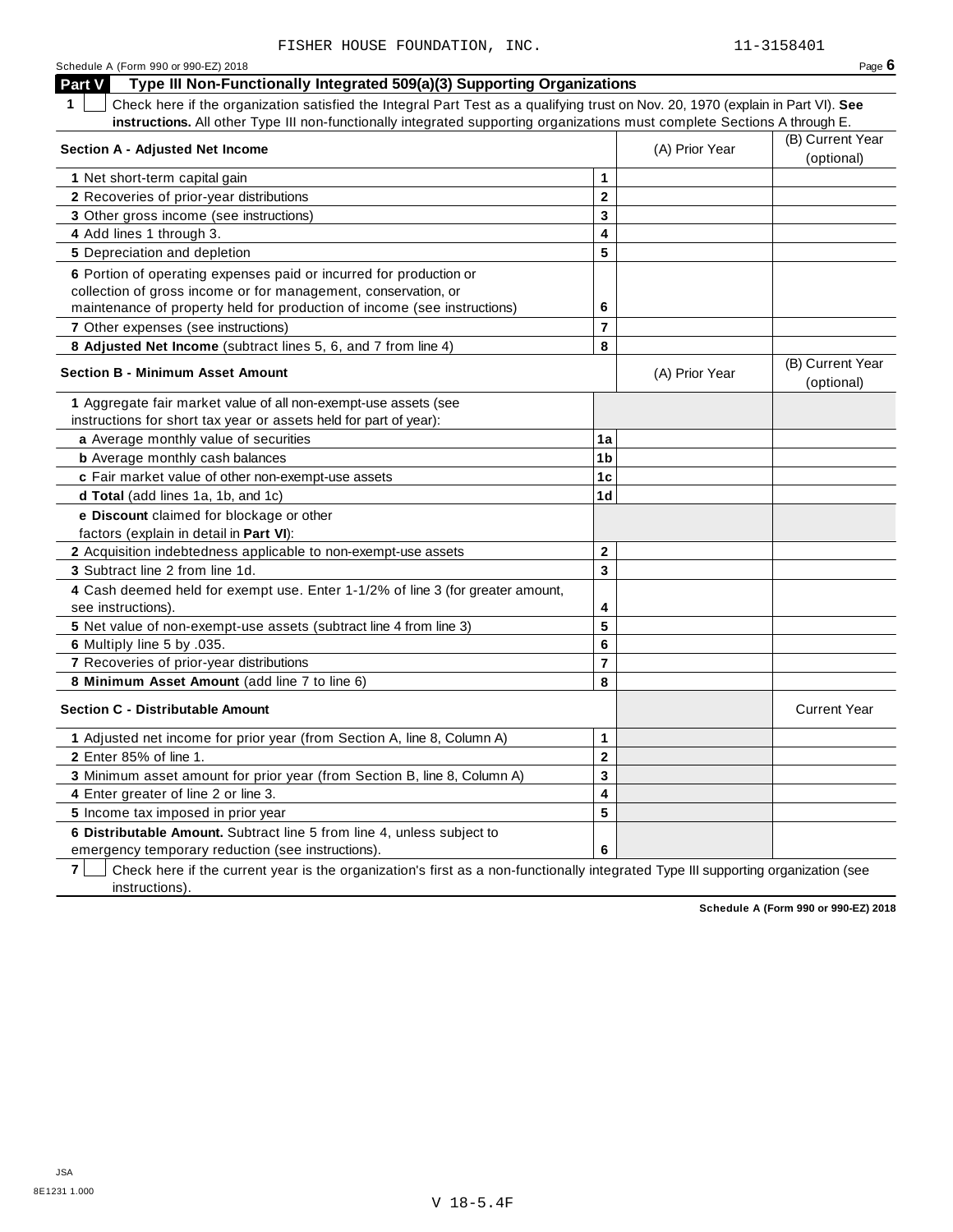FISHER HOUSE FOUNDATION, INC. 11-3158401

Schedule A (Form 990 or 990-EZ) 2018 Page **6**

## Part V Type III Non-Functionally Integrated 509(a)(3) Supporting Organizations

**1** ☐ Check here if the organization satisfied the Integral Part Test as a qualifying trust on Nov. 20, 1970 (explain in Part VI). **See instructions.** All other Type III non-functionally integrated supporting organizations must complete Sections A through E.

| **Section A - Adjusted Net Income** | | (A) Prior Year | (B) Current Year (optional) |
|---|---|---|---|
| **1** Net short-term capital gain | **1** | | |
| **2** Recoveries of prior-year distributions | **2** | | |
| **3** Other gross income (see instructions) | **3** | | |
| **4** Add lines 1 through 3. | **4** | | |
| **5** Depreciation and depletion | **5** | | |
| **6** Portion of operating expenses paid or incurred for production or collection of gross income or for management, conservation, or maintenance of property held for production of income (see instructions) | **6** | | |
| **7** Other expenses (see instructions) | **7** | | |
| **8 Adjusted Net Income** (subtract lines 5, 6, and 7 from line 4) | **8** | | |

| **Section B - Minimum Asset Amount** | | (A) Prior Year | (B) Current Year (optional) |
|---|---|---|---|
| **1** Aggregate fair market value of all non-exempt-use assets (see instructions for short tax year or assets held for part of year): | | | |
| **a** Average monthly value of securities | **1a** | | |
| **b** Average monthly cash balances | **1b** | | |
| **c** Fair market value of other non-exempt-use assets | **1c** | | |
| **d Total** (add lines 1a, 1b, and 1c) | **1d** | | |
| **e Discount** claimed for blockage or other factors (explain in detail in **Part VI**): | | | |
| **2** Acquisition indebtedness applicable to non-exempt-use assets | **2** | | |
| **3** Subtract line 2 from line 1d. | **3** | | |
| **4** Cash deemed held for exempt use. Enter 1-1/2% of line 3 (for greater amount, see instructions). | **4** | | |
| **5** Net value of non-exempt-use assets (subtract line 4 from line 3) | **5** | | |
| **6** Multiply line 5 by .035. | **6** | | |
| **7** Recoveries of prior-year distributions | **7** | | |
| **8 Minimum Asset Amount** (add line 7 to line 6) | **8** | | |

| **Section C - Distributable Amount** | | | Current Year |
|---|---|---|---|
| **1** Adjusted net income for prior year (from Section A, line 8, Column A) | **1** | | |
| **2** Enter 85% of line 1. | **2** | | |
| **3** Minimum asset amount for prior year (from Section B, line 8, Column A) | **3** | | |
| **4** Enter greater of line 2 or line 3. | **4** | | |
| **5** Income tax imposed in prior year | **5** | | |
| **6 Distributable Amount.** Subtract line 5 from line 4, unless subject to emergency temporary reduction (see instructions). | **6** | | |

**7** ☐ Check here if the current year is the organization's first as a non-functionally integrated Type III supporting organization (see instructions).

**Schedule A (Form 990 or 990-EZ) 2018**

JSA
8E1231 1.000

V 18-5.4F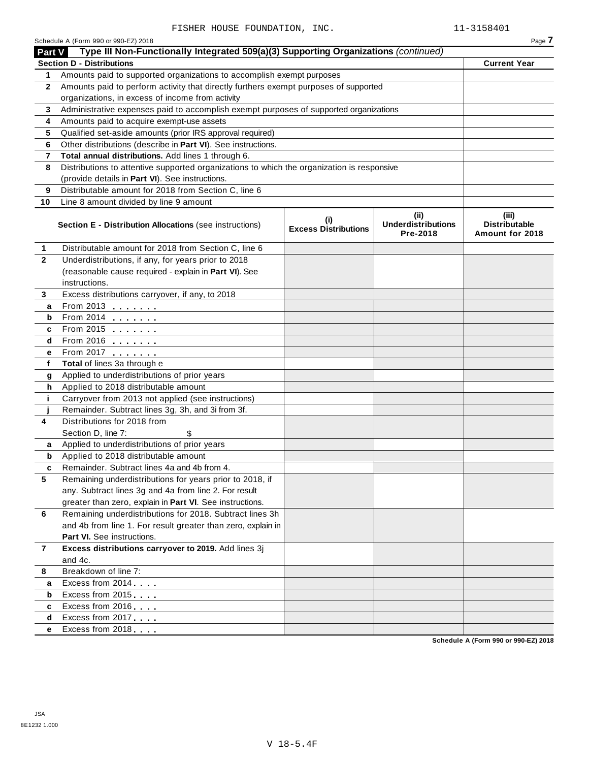FISHER HOUSE FOUNDATION, INC. 11-3158401

Schedule A (Form 990 or 990-EZ) 2018

**Part V** **Type III Non-Functionally Integrated 509(a)(3) Supporting Organizations** *(continued)*

| **Section D - Distributions** | | **Current Year** |
|---|---|---|
| **1** | Amounts paid to supported organizations to accomplish exempt purposes | |
| **2** | Amounts paid to perform activity that directly furthers exempt purposes of supported organizations, in excess of income from activity | |
| **3** | Administrative expenses paid to accomplish exempt purposes of supported organizations | |
| **4** | Amounts paid to acquire exempt-use assets | |
| **5** | Qualified set-aside amounts (prior IRS approval required) | |
| **6** | Other distributions (describe in **Part VI**). See instructions. | |
| **7** | **Total annual distributions.** Add lines 1 through 6. | |
| **8** | Distributions to attentive supported organizations to which the organization is responsive (provide details in **Part VI**). See instructions. | |
| **9** | Distributable amount for 2018 from Section C, line 6 | |
| **10** | Line 8 amount divided by line 9 amount | |

| | **Section E - Distribution Allocations** (see instructions) | **(i) Excess Distributions** | **(ii) Underdistributions Pre-2018** | **(iii) Distributable Amount for 2018** |
|---|---|---|---|---|
| **1** | Distributable amount for 2018 from Section C, line 6 | | | |
| **2** | Underdistributions, if any, for years prior to 2018 (reasonable cause required - explain in **Part VI**). See instructions. | | | |
| **3** | Excess distributions carryover, if any, to 2018 | | | |
| **a** | From 2013 | | | |
| **b** | From 2014 | | | |
| **c** | From 2015 | | | |
| **d** | From 2016 | | | |
| **e** | From 2017 | | | |
| **f** | **Total** of lines 3a through e | | | |
| **g** | Applied to underdistributions of prior years | | | |
| **h** | Applied to 2018 distributable amount | | | |
| **i** | Carryover from 2013 not applied (see instructions) | | | |
| **j** | Remainder. Subtract lines 3g, 3h, and 3i from 3f. | | | |
| **4** | Distributions for 2018 from Section D, line 7: $ | | | |
| **a** | Applied to underdistributions of prior years | | | |
| **b** | Applied to 2018 distributable amount | | | |
| **c** | Remainder. Subtract lines 4a and 4b from 4. | | | |
| **5** | Remaining underdistributions for years prior to 2018, if any. Subtract lines 3g and 4a from line 2. For result greater than zero, explain in **Part VI**. See instructions. | | | |
| **6** | Remaining underdistributions for 2018. Subtract lines 3h and 4b from line 1. For result greater than zero, explain in **Part VI.** See instructions. | | | |
| **7** | **Excess distributions carryover to 2019.** Add lines 3j and 4c. | | | |
| **8** | Breakdown of line 7: | | | |
| **a** | Excess from 2014 | | | |
| **b** | Excess from 2015 | | | |
| **c** | Excess from 2016 | | | |
| **d** | Excess from 2017 | | | |
| **e** | Excess from 2018 | | | |

**Schedule A (Form 990 or 990-EZ) 2018**

JSA
8E1232 1.000

V 18-5.4F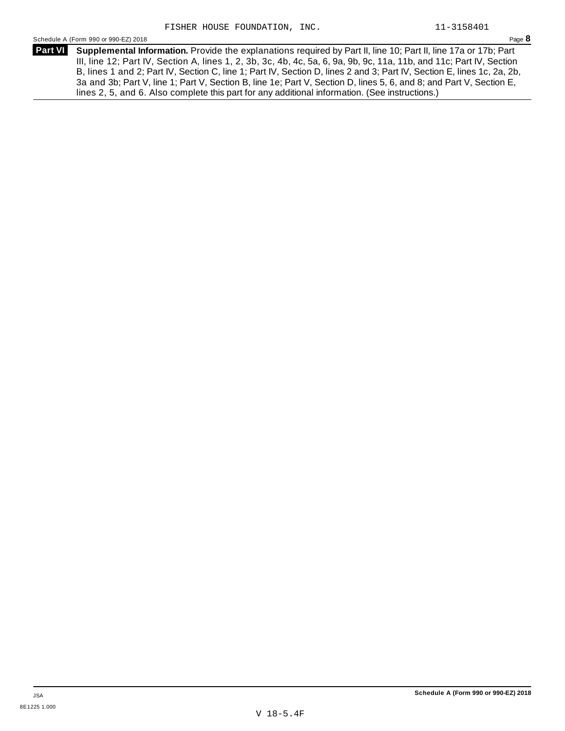FISHER HOUSE FOUNDATION, INC. 11-3158401

Schedule A (Form 990 or 990-EZ) 2018 Page **8**

**Part VI** **Supplemental Information.** Provide the explanations required by Part II, line 10; Part II, line 17a or 17b; Part III, line 12; Part IV, Section A, lines 1, 2, 3b, 3c, 4b, 4c, 5a, 6, 9a, 9b, 9c, 11a, 11b, and 11c; Part IV, Section B, lines 1 and 2; Part IV, Section C, line 1; Part IV, Section D, lines 2 and 3; Part IV, Section E, lines 1c, 2a, 2b, 3a and 3b; Part V, line 1; Part V, Section B, line 1e; Part V, Section D, lines 5, 6, and 8; and Part V, Section E, lines 2, 5, and 6. Also complete this part for any additional information. (See instructions.)

JSA

8E1225 1.000

**Schedule A (Form 990 or 990-EZ) 2018**

V 18-5.4F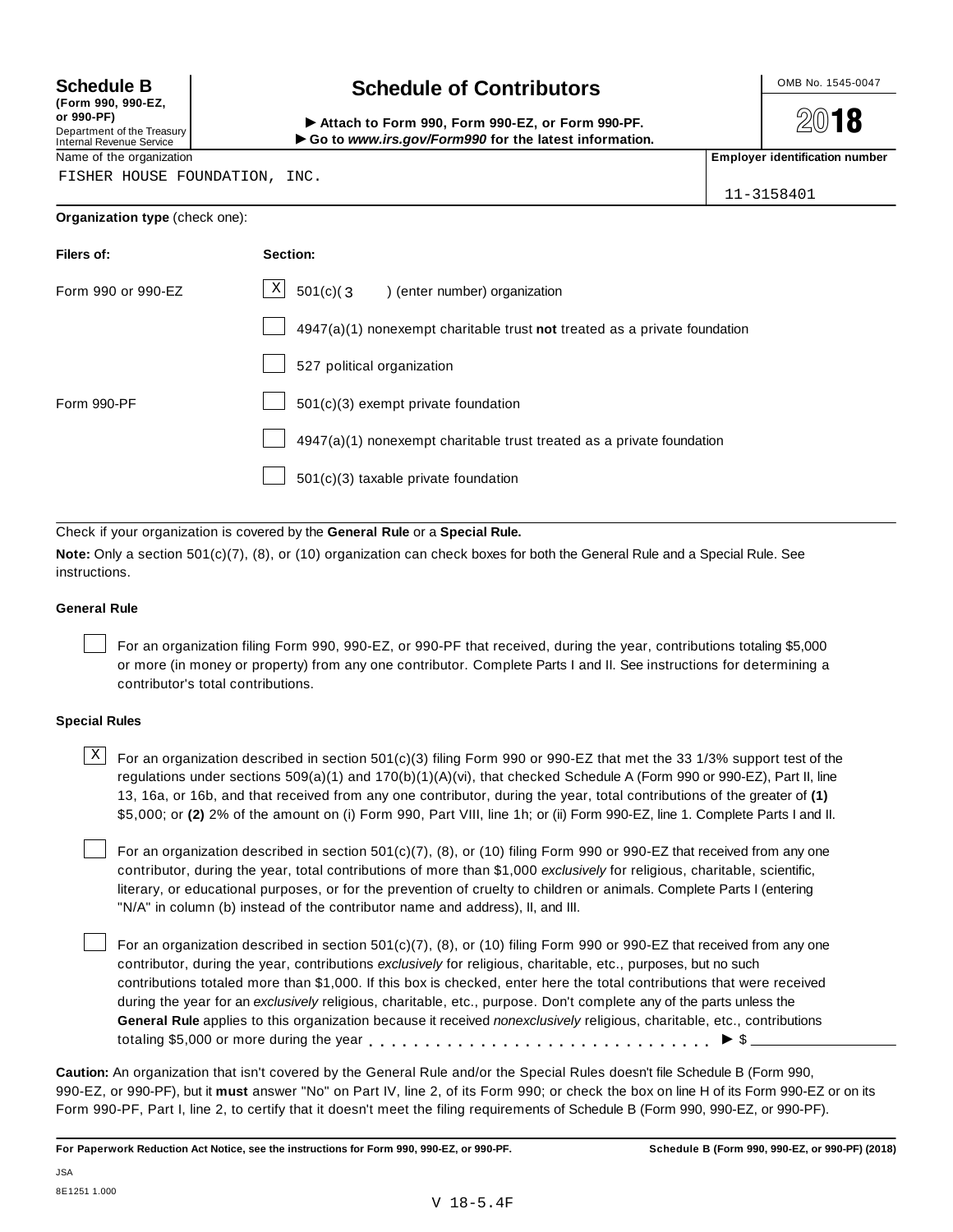**Schedule B** **(Form 990, 990-EZ, or 990-PF)**
Department of the Treasury
Internal Revenue Service

# Schedule of Contributors

▶ **Attach to Form 990, Form 990-EZ, or Form 990-PF.**
▶ **Go to *www.irs.gov/Form990* for the latest information.**

OMB No. 1545-0047

**2018**

| Name of the organization | **Employer identification number** |
|---|---|
| FISHER HOUSE FOUNDATION, INC. | 11-3158401 |

**Organization type** (check one):

| **Filers of:** | **Section:** |
|---|---|
| Form 990 or 990-EZ | [X] 501(c)( 3 ) (enter number) organization |
| | [ ] 4947(a)(1) nonexempt charitable trust **not** treated as a private foundation |
| | [ ] 527 political organization |
| Form 990-PF | [ ] 501(c)(3) exempt private foundation |
| | [ ] 4947(a)(1) nonexempt charitable trust treated as a private foundation |
| | [ ] 501(c)(3) taxable private foundation |

Check if your organization is covered by the **General Rule** or a **Special Rule.**

**Note:** Only a section 501(c)(7), (8), or (10) organization can check boxes for both the General Rule and a Special Rule. See instructions.

**General Rule**

[ ] For an organization filing Form 990, 990-EZ, or 990-PF that received, during the year, contributions totaling $5,000 or more (in money or property) from any one contributor. Complete Parts I and II. See instructions for determining a contributor's total contributions.

**Special Rules**

[X] For an organization described in section 501(c)(3) filing Form 990 or 990-EZ that met the 33 1/3% support test of the regulations under sections 509(a)(1) and 170(b)(1)(A)(vi), that checked Schedule A (Form 990 or 990-EZ), Part II, line 13, 16a, or 16b, and that received from any one contributor, during the year, total contributions of the greater of **(1)** $5,000; or **(2)** 2% of the amount on (i) Form 990, Part VIII, line 1h; or (ii) Form 990-EZ, line 1. Complete Parts I and II.

[ ] For an organization described in section 501(c)(7), (8), or (10) filing Form 990 or 990-EZ that received from any one contributor, during the year, total contributions of more than $1,000 *exclusively* for religious, charitable, scientific, literary, or educational purposes, or for the prevention of cruelty to children or animals. Complete Parts I (entering "N/A" in column (b) instead of the contributor name and address), II, and III.

[ ] For an organization described in section 501(c)(7), (8), or (10) filing Form 990 or 990-EZ that received from any one contributor, during the year, contributions *exclusively* for religious, charitable, etc., purposes, but no such contributions totaled more than $1,000. If this box is checked, enter here the total contributions that were received during the year for an *exclusively* religious, charitable, etc., purpose. Don't complete any of the parts unless the **General Rule** applies to this organization because it received *nonexclusively* religious, charitable, etc., contributions totaling $5,000 or more during the year . . . . . . . . . . . . . . . . . . . . . . . . . . . . . ▶ $ ________

**Caution:** An organization that isn't covered by the General Rule and/or the Special Rules doesn't file Schedule B (Form 990, 990-EZ, or 990-PF), but it **must** answer "No" on Part IV, line 2, of its Form 990; or check the box on line H of its Form 990-EZ or on its Form 990-PF, Part I, line 2, to certify that it doesn't meet the filing requirements of Schedule B (Form 990, 990-EZ, or 990-PF).

**For Paperwork Reduction Act Notice, see the instructions for Form 990, 990-EZ, or 990-PF.** **Schedule B (Form 990, 990-EZ, or 990-PF) (2018)**

JSA
8E1251 1.000
V 18-5.4F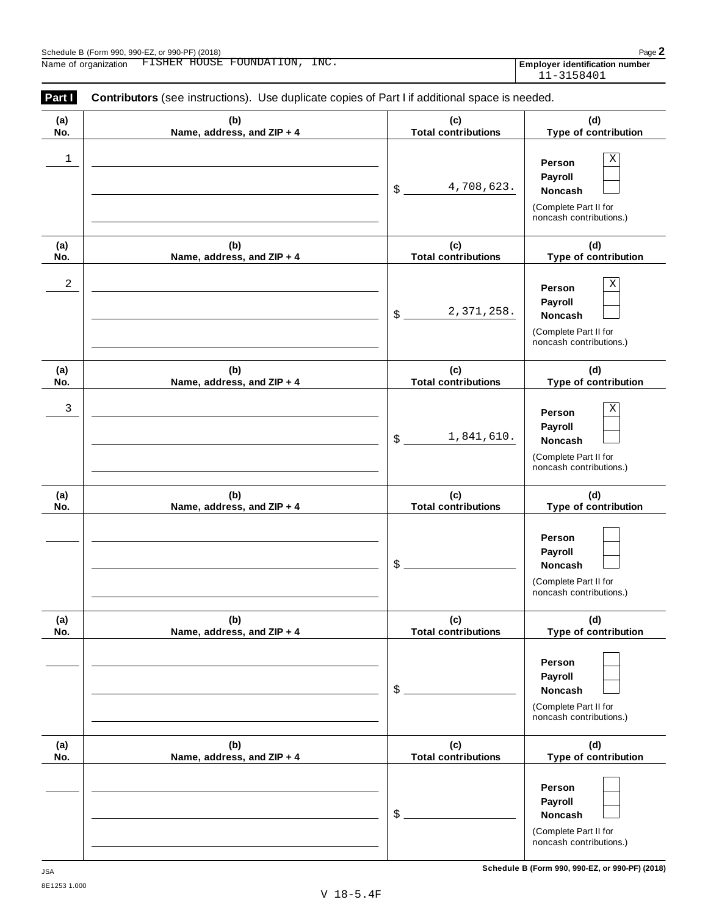Schedule B (Form 990, 990-EZ, or 990-PF) (2018)

Name of organization FISHER HOUSE FOUNDATION, INC.

**Employer identification number** 11-3158401

**Part I** **Contributors** (see instructions). Use duplicate copies of Part I if additional space is needed.

| (a) No. | (b) Name, address, and ZIP + 4 | (c) Total contributions | (d) Type of contribution |
|---|---|---|---|
| 1 | | $ 4,708,623. | Person [X] Payroll [ ] Noncash [ ] (Complete Part II for noncash contributions.) |
| 2 | | $ 2,371,258. | Person [X] Payroll [ ] Noncash [ ] (Complete Part II for noncash contributions.) |
| 3 | | $ 1,841,610. | Person [X] Payroll [ ] Noncash [ ] (Complete Part II for noncash contributions.) |
| | | $ | Person [ ] Payroll [ ] Noncash [ ] (Complete Part II for noncash contributions.) |
| | | $ | Person [ ] Payroll [ ] Noncash [ ] (Complete Part II for noncash contributions.) |
| | | $ | Person [ ] Payroll [ ] Noncash [ ] (Complete Part II for noncash contributions.) |

JSA
8E1253 1.000

**Schedule B (Form 990, 990-EZ, or 990-PF) (2018)**

V 18-5.4F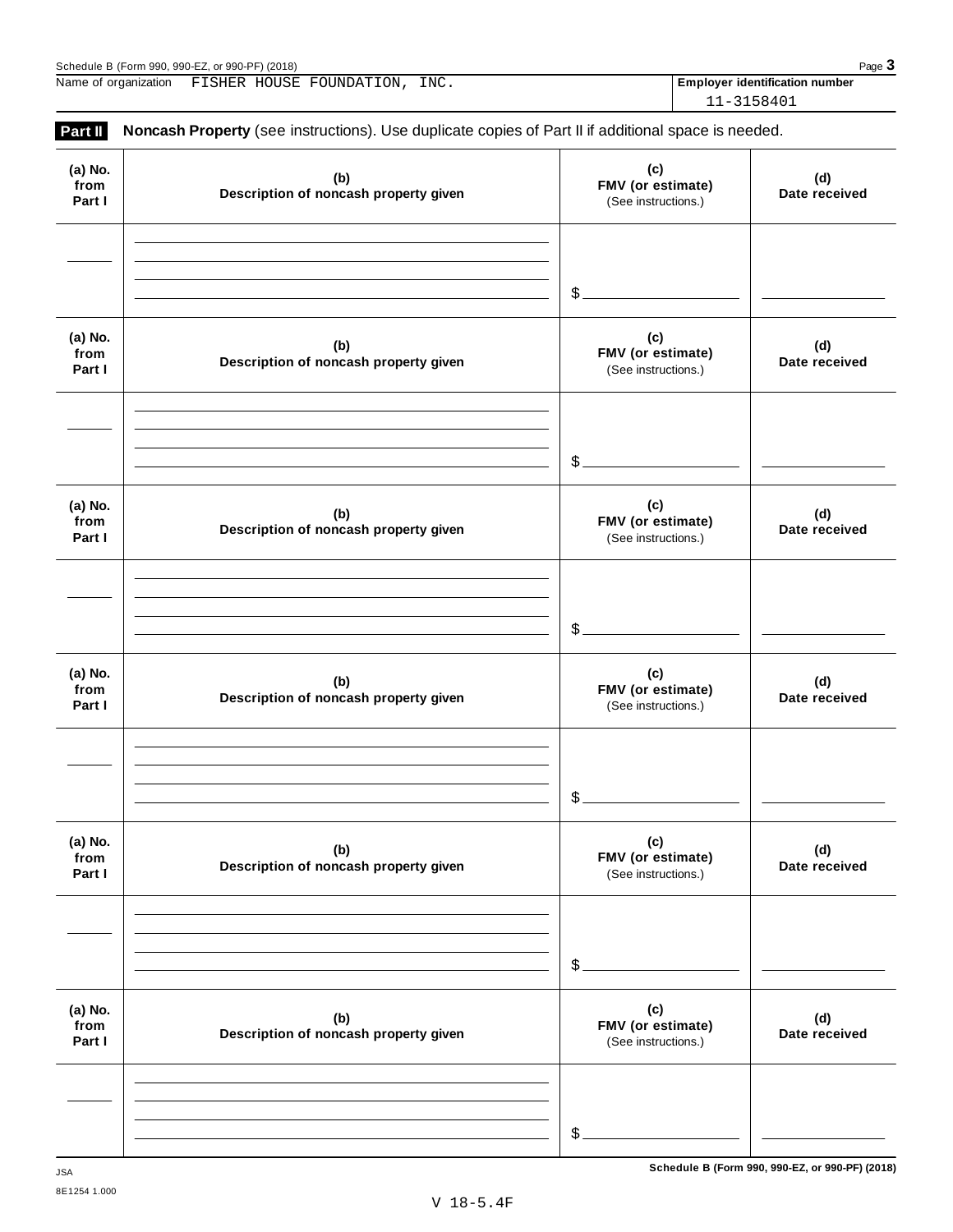Name of organization FISHER HOUSE FOUNDATION, INC.

**Employer identification number** 11-3158401

**Part II** **Noncash Property** (see instructions). Use duplicate copies of Part II if additional space is needed.

| (a) No. from Part I | (b) Description of noncash property given | (c) FMV (or estimate) (See instructions.) | (d) Date received |
|---|---|---|---|
| | | $ | |

| (a) No. from Part I | (b) Description of noncash property given | (c) FMV (or estimate) (See instructions.) | (d) Date received |
|---|---|---|---|
| | | $ | |

| (a) No. from Part I | (b) Description of noncash property given | (c) FMV (or estimate) (See instructions.) | (d) Date received |
|---|---|---|---|
| | | $ | |

| (a) No. from Part I | (b) Description of noncash property given | (c) FMV (or estimate) (See instructions.) | (d) Date received |
|---|---|---|---|
| | | $ | |

| (a) No. from Part I | (b) Description of noncash property given | (c) FMV (or estimate) (See instructions.) | (d) Date received |
|---|---|---|---|
| | | $ | |

| (a) No. from Part I | (b) Description of noncash property given | (c) FMV (or estimate) (See instructions.) | (d) Date received |
|---|---|---|---|
| | | $ | |

JSA
8E1254 1.000

V 18-5.4F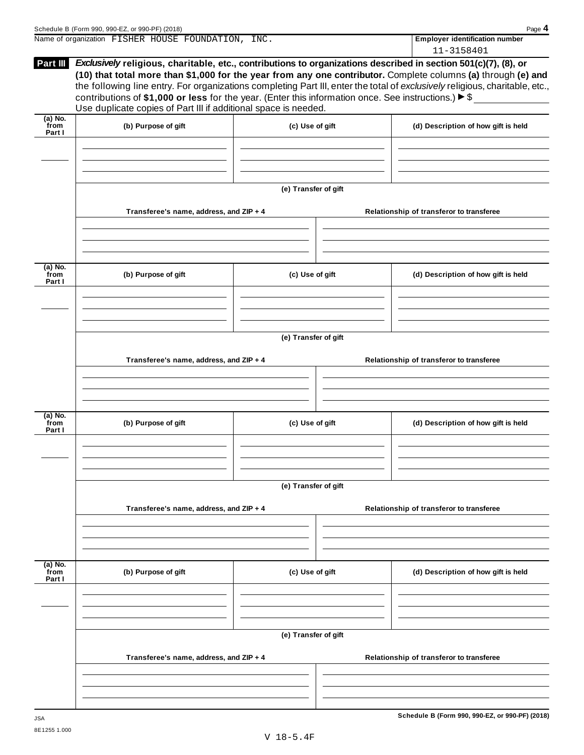Name of organization FISHER HOUSE FOUNDATION, INC.

**Employer identification number**
11-3158401

**Part III** ***Exclusively*** **religious, charitable, etc., contributions to organizations described in section 501(c)(7), (8), or (10) that total more than $1,000 for the year from any one contributor.** Complete columns **(a)** through **(e)** and the following line entry. For organizations completing Part III, enter the total of *exclusively* religious, charitable, etc., contributions of **$1,000 or less** for the year. (Enter this information once. See instructions.) ▶ $ ____________
Use duplicate copies of Part III if additional space is needed.

| (a) No. from Part I | (b) Purpose of gift | (c) Use of gift | (d) Description of how gift is held |
|---|---|---|---|
| | | | |

(e) Transfer of gift

| Transferee's name, address, and ZIP + 4 | Relationship of transferor to transferee |
|---|---|
| | |

| (a) No. from Part I | (b) Purpose of gift | (c) Use of gift | (d) Description of how gift is held |
|---|---|---|---|
| | | | |

(e) Transfer of gift

| Transferee's name, address, and ZIP + 4 | Relationship of transferor to transferee |
|---|---|
| | |

| (a) No. from Part I | (b) Purpose of gift | (c) Use of gift | (d) Description of how gift is held |
|---|---|---|---|
| | | | |

(e) Transfer of gift

| Transferee's name, address, and ZIP + 4 | Relationship of transferor to transferee |
|---|---|
| | |

| (a) No. from Part I | (b) Purpose of gift | (c) Use of gift | (d) Description of how gift is held |
|---|---|---|---|
| | | | |

(e) Transfer of gift

| Transferee's name, address, and ZIP + 4 | Relationship of transferor to transferee |
|---|---|
| | |

JSA
8E1255 1.000

**Schedule B (Form 990, 990-EZ, or 990-PF) (2018)**

V 18-5.4F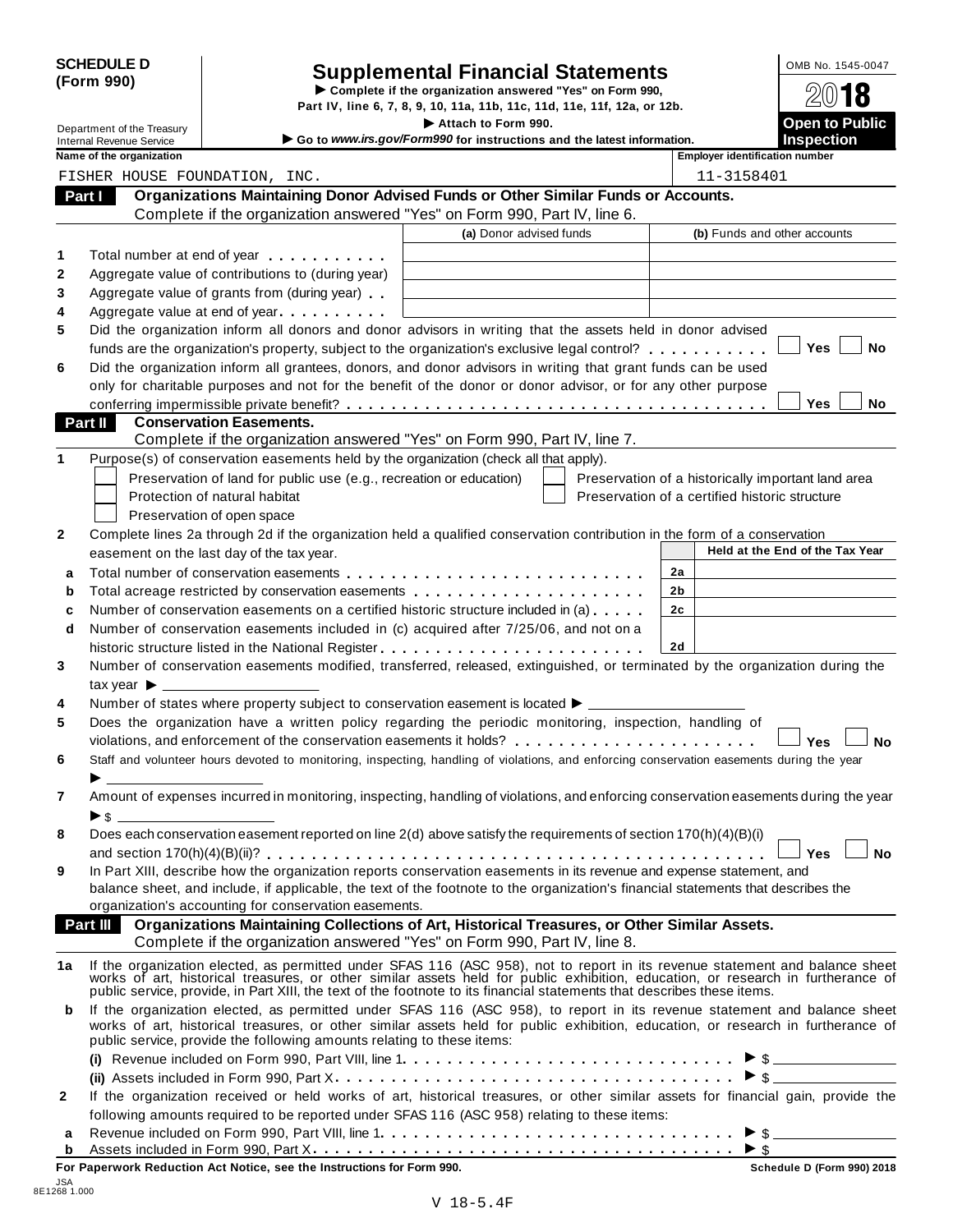**SCHEDULE D (Form 990)**

Department of the Treasury
Internal Revenue Service

# Supplemental Financial Statements

▶ Complete if the organization answered "Yes" on Form 990, Part IV, line 6, 7, 8, 9, 10, 11a, 11b, 11c, 11d, 11e, 11f, 12a, or 12b.
▶ Attach to Form 990.
▶ Go to *www.irs.gov/Form990* for instructions and the latest information.

OMB No. 1545-0047

2018

**Open to Public Inspection**

| Name of the organization | Employer identification number |
|---|---|
| FISHER HOUSE FOUNDATION, INC. | 11-3158401 |

## Part I Organizations Maintaining Donor Advised Funds or Other Similar Funds or Accounts.

Complete if the organization answered "Yes" on Form 990, Part IV, line 6.

| | | (a) Donor advised funds | (b) Funds and other accounts |
|---|---|---|---|
| 1 | Total number at end of year | | |
| 2 | Aggregate value of contributions to (during year) | | |
| 3 | Aggregate value of grants from (during year) | | |
| 4 | Aggregate value at end of year | | |

5 Did the organization inform all donors and donor advisors in writing that the assets held in donor advised funds are the organization's property, subject to the organization's exclusive legal control? ☐ Yes ☐ No

6 Did the organization inform all grantees, donors, and donor advisors in writing that grant funds can be used only for charitable purposes and not for the benefit of the donor or donor advisor, or for any other purpose conferring impermissible private benefit? ☐ Yes ☐ No

## Part II Conservation Easements.

Complete if the organization answered "Yes" on Form 990, Part IV, line 7.

1 Purpose(s) of conservation easements held by the organization (check all that apply).

- ☐ Preservation of land for public use (e.g., recreation or education)
- ☐ Protection of natural habitat
- ☐ Preservation of open space
- ☐ Preservation of a historically important land area
- ☐ Preservation of a certified historic structure

2 Complete lines 2a through 2d if the organization held a qualified conservation contribution in the form of a conservation easement on the last day of the tax year.

| | | | Held at the End of the Tax Year |
|---|---|---|---|
| a | Total number of conservation easements | 2a | |
| b | Total acreage restricted by conservation easements | 2b | |
| c | Number of conservation easements on a certified historic structure included in (a) | 2c | |
| d | Number of conservation easements included in (c) acquired after 7/25/06, and not on a historic structure listed in the National Register | 2d | |

3 Number of conservation easements modified, transferred, released, extinguished, or terminated by the organization during the tax year ▶ ____________

4 Number of states where property subject to conservation easement is located ▶ ____________

5 Does the organization have a written policy regarding the periodic monitoring, inspection, handling of violations, and enforcement of the conservation easements it holds? ☐ Yes ☐ No

6 Staff and volunteer hours devoted to monitoring, inspecting, handling of violations, and enforcing conservation easements during the year ▶ ____________

7 Amount of expenses incurred in monitoring, inspecting, handling of violations, and enforcing conservation easements during the year ▶ $ ____________

8 Does each conservation easement reported on line 2(d) above satisfy the requirements of section 170(h)(4)(B)(i) and section 170(h)(4)(B)(ii)? ☐ Yes ☐ No

9 In Part XIII, describe how the organization reports conservation easements in its revenue and expense statement, and balance sheet, and include, if applicable, the text of the footnote to the organization's financial statements that describes the organization's accounting for conservation easements.

## Part III Organizations Maintaining Collections of Art, Historical Treasures, or Other Similar Assets.

Complete if the organization answered "Yes" on Form 990, Part IV, line 8.

1a If the organization elected, as permitted under SFAS 116 (ASC 958), not to report in its revenue statement and balance sheet works of art, historical treasures, or other similar assets held for public exhibition, education, or research in furtherance of public service, provide, in Part XIII, the text of the footnote to its financial statements that describes these items.

b If the organization elected, as permitted under SFAS 116 (ASC 958), to report in its revenue statement and balance sheet works of art, historical treasures, or other similar assets held for public exhibition, education, or research in furtherance of public service, provide the following amounts relating to these items:

(i) Revenue included on Form 990, Part VIII, line 1 ▶ $ ____________

(ii) Assets included in Form 990, Part X ▶ $ ____________

2 If the organization received or held works of art, historical treasures, or other similar assets for financial gain, provide the following amounts required to be reported under SFAS 116 (ASC 958) relating to these items:

a Revenue included on Form 990, Part VIII, line 1 ▶ $ ____________

b Assets included in Form 990, Part X ▶ $ ____________

**For Paperwork Reduction Act Notice, see the Instructions for Form 990.** **Schedule D (Form 990) 2018**

JSA
8E1268 1.000

V 18-5.4F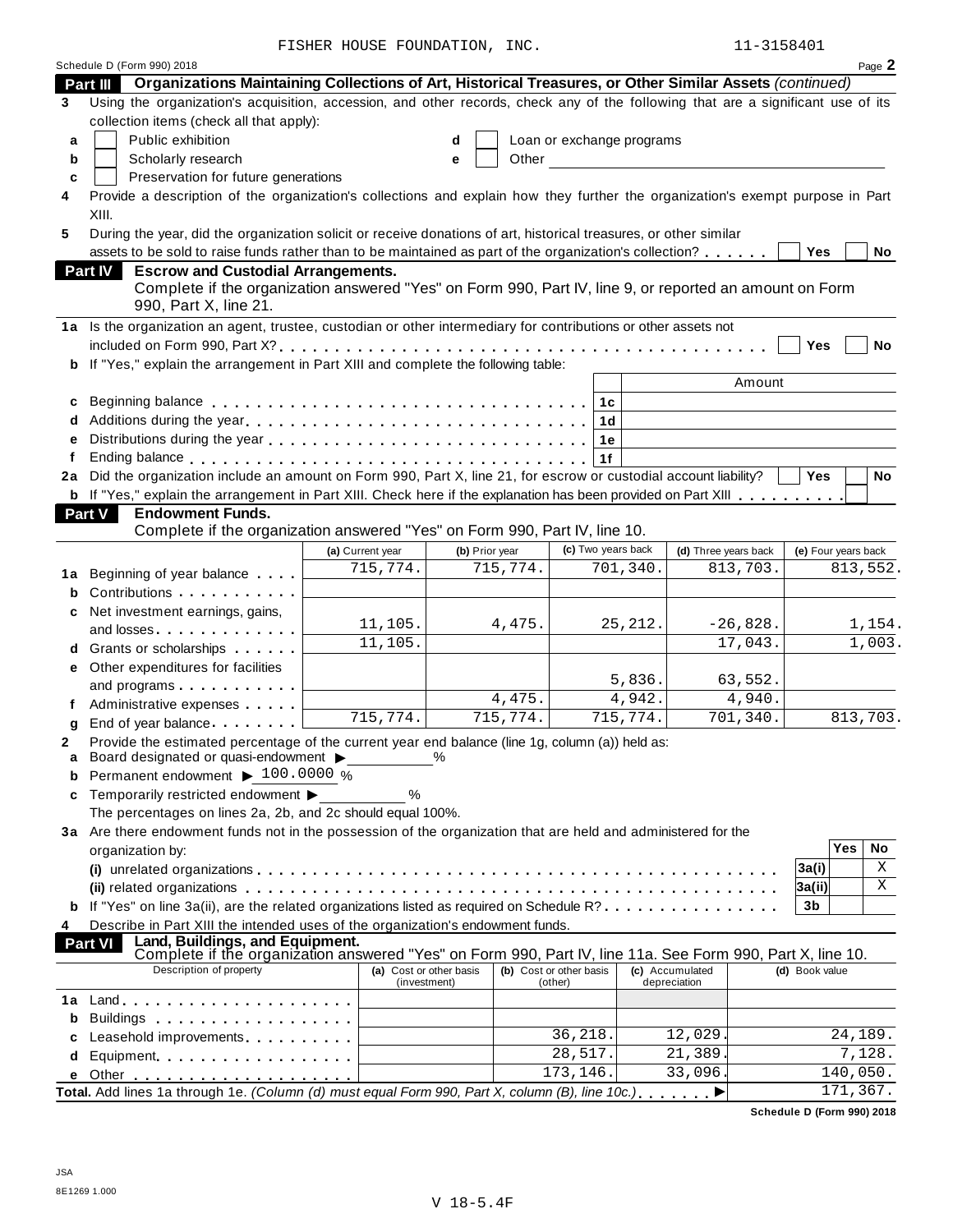FISHER HOUSE FOUNDATION, INC. 11-3158401

Schedule D (Form 990) 2018 Page **2**

**Part III — Organizations Maintaining Collections of Art, Historical Treasures, or Other Similar Assets** *(continued)*

**3** Using the organization's acquisition, accession, and other records, check any of the following that are a significant use of its collection items (check all that apply):

- **a** ☐ Public exhibition
- **b** ☐ Scholarly research
- **c** ☐ Preservation for future generations
- **d** ☐ Loan or exchange programs
- **e** ☐ Other ____________

**4** Provide a description of the organization's collections and explain how they further the organization's exempt purpose in Part XIII.

**5** During the year, did the organization solicit or receive donations of art, historical treasures, or other similar assets to be sold to raise funds rather than to be maintained as part of the organization's collection? ☐ Yes ☐ No

**Part IV — Escrow and Custodial Arrangements.**

Complete if the organization answered "Yes" on Form 990, Part IV, line 9, or reported an amount on Form 990, Part X, line 21.

**1a** Is the organization an agent, trustee, custodian or other intermediary for contributions or other assets not included on Form 990, Part X? ☐ Yes ☐ No

**b** If "Yes," explain the arrangement in Part XIII and complete the following table:

| | | | Amount |
|---|---|---|---|
| **c** | Beginning balance | 1c | |
| **d** | Additions during the year | 1d | |
| **e** | Distributions during the year | 1e | |
| **f** | Ending balance | 1f | |

**2a** Did the organization include an amount on Form 990, Part X, line 21, for escrow or custodial account liability? ☐ Yes ☐ No

**b** If "Yes," explain the arrangement in Part XIII. Check here if the explanation has been provided on Part XIII ☐

**Part V — Endowment Funds.**

Complete if the organization answered "Yes" on Form 990, Part IV, line 10.

| | | (a) Current year | (b) Prior year | (c) Two years back | (d) Three years back | (e) Four years back |
|---|---|---|---|---|---|---|
| **1a** | Beginning of year balance | 715,774. | 715,774. | 701,340. | 813,703. | 813,552. |
| **b** | Contributions | | | | | |
| **c** | Net investment earnings, gains, and losses | 11,105. | 4,475. | 25,212. | -26,828. | 1,154. |
| **d** | Grants or scholarships | 11,105. | | | 17,043. | 1,003. |
| **e** | Other expenditures for facilities and programs | | | 5,836. | 63,552. | |
| **f** | Administrative expenses | | 4,475. | 4,942. | 4,940. | |
| **g** | End of year balance | 715,774. | 715,774. | 715,774. | 701,340. | 813,703. |

**2** Provide the estimated percentage of the current year end balance (line 1g, column (a)) held as:

- **a** Board designated or quasi-endowment ▶ ______ %
- **b** Permanent endowment ▶ 100.0000 %
- **c** Temporarily restricted endowment ▶ ______ %

The percentages on lines 2a, 2b, and 2c should equal 100%.

**3a** Are there endowment funds not in the possession of the organization that are held and administered for the organization by:

| | | | Yes | No |
|---|---|---|---|---|
| **(i)** | unrelated organizations | 3a(i) | | X |
| **(ii)** | related organizations | 3a(ii) | | X |
| **b** | If "Yes" on line 3a(ii), are the related organizations listed as required on Schedule R? | 3b | | |

**4** Describe in Part XIII the intended uses of the organization's endowment funds.

**Part VI — Land, Buildings, and Equipment.**

Complete if the organization answered "Yes" on Form 990, Part IV, line 11a. See Form 990, Part X, line 10.

| | Description of property | (a) Cost or other basis (investment) | (b) Cost or other basis (other) | (c) Accumulated depreciation | (d) Book value |
|---|---|---|---|---|---|
| **1a** | Land | | | | |
| **b** | Buildings | | | | |
| **c** | Leasehold improvements | | 36,218. | 12,029. | 24,189. |
| **d** | Equipment | | 28,517. | 21,389. | 7,128. |
| **e** | Other | | 173,146. | 33,096. | 140,050. |

**Total.** Add lines 1a through 1e. *(Column (d) must equal Form 990, Part X, column (B), line 10c.)* ▶ 171,367.

**Schedule D (Form 990) 2018**

JSA
8E1269 1.000

V 18-5.4F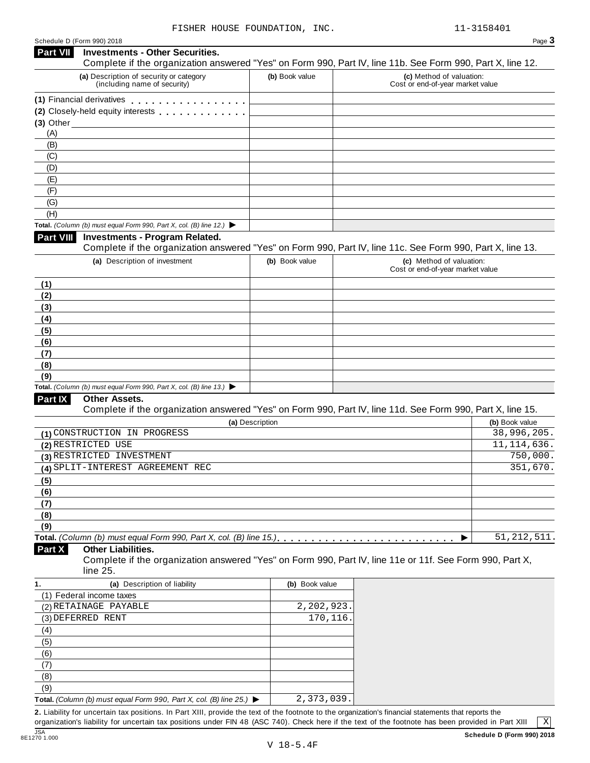FISHER HOUSE FOUNDATION, INC. 11-3158401

Schedule D (Form 990) 2018

## Part VII Investments - Other Securities.

Complete if the organization answered "Yes" on Form 990, Part IV, line 11b. See Form 990, Part X, line 12.

| (a) Description of security or category (including name of security) | (b) Book value | (c) Method of valuation: Cost or end-of-year market value |
|---|---|---|
| (1) Financial derivatives | | |
| (2) Closely-held equity interests | | |
| (3) Other | | |
| (A) | | |
| (B) | | |
| (C) | | |
| (D) | | |
| (E) | | |
| (F) | | |
| (G) | | |
| (H) | | |
| **Total.** *(Column (b) must equal Form 990, Part X, col. (B) line 12.)* ▶ | | |

## Part VIII Investments - Program Related.

Complete if the organization answered "Yes" on Form 990, Part IV, line 11c. See Form 990, Part X, line 13.

| (a) Description of investment | (b) Book value | (c) Method of valuation: Cost or end-of-year market value |
|---|---|---|
| (1) | | |
| (2) | | |
| (3) | | |
| (4) | | |
| (5) | | |
| (6) | | |
| (7) | | |
| (8) | | |
| (9) | | |
| **Total.** *(Column (b) must equal Form 990, Part X, col. (B) line 13.)* ▶ | | |

## Part IX Other Assets.

Complete if the organization answered "Yes" on Form 990, Part IV, line 11d. See Form 990, Part X, line 15.

| (a) Description | (b) Book value |
|---|---|
| (1) CONSTRUCTION IN PROGRESS | 38,996,205. |
| (2) RESTRICTED USE | 11,114,636. |
| (3) RESTRICTED INVESTMENT | 750,000. |
| (4) SPLIT-INTEREST AGREEMENT REC | 351,670. |
| (5) | |
| (6) | |
| (7) | |
| (8) | |
| (9) | |
| **Total.** *(Column (b) must equal Form 990, Part X, col. (B) line 15.)* ▶ | 51,212,511. |

## Part X Other Liabilities.

Complete if the organization answered "Yes" on Form 990, Part IV, line 11e or 11f. See Form 990, Part X, line 25.

| 1. (a) Description of liability | (b) Book value |
|---|---|
| (1) Federal income taxes | |
| (2) RETAINAGE PAYABLE | 2,202,923. |
| (3) DEFERRED RENT | 170,116. |
| (4) | |
| (5) | |
| (6) | |
| (7) | |
| (8) | |
| (9) | |
| **Total.** *(Column (b) must equal Form 990, Part X, col. (B) line 25.)* ▶ | 2,373,039. |

**2.** Liability for uncertain tax positions. In Part XIII, provide the text of the footnote to the organization's financial statements that reports the organization's liability for uncertain tax positions under FIN 48 (ASC 740). Check here if the text of the footnote has been provided in Part XIII [X]

Schedule D (Form 990) 2018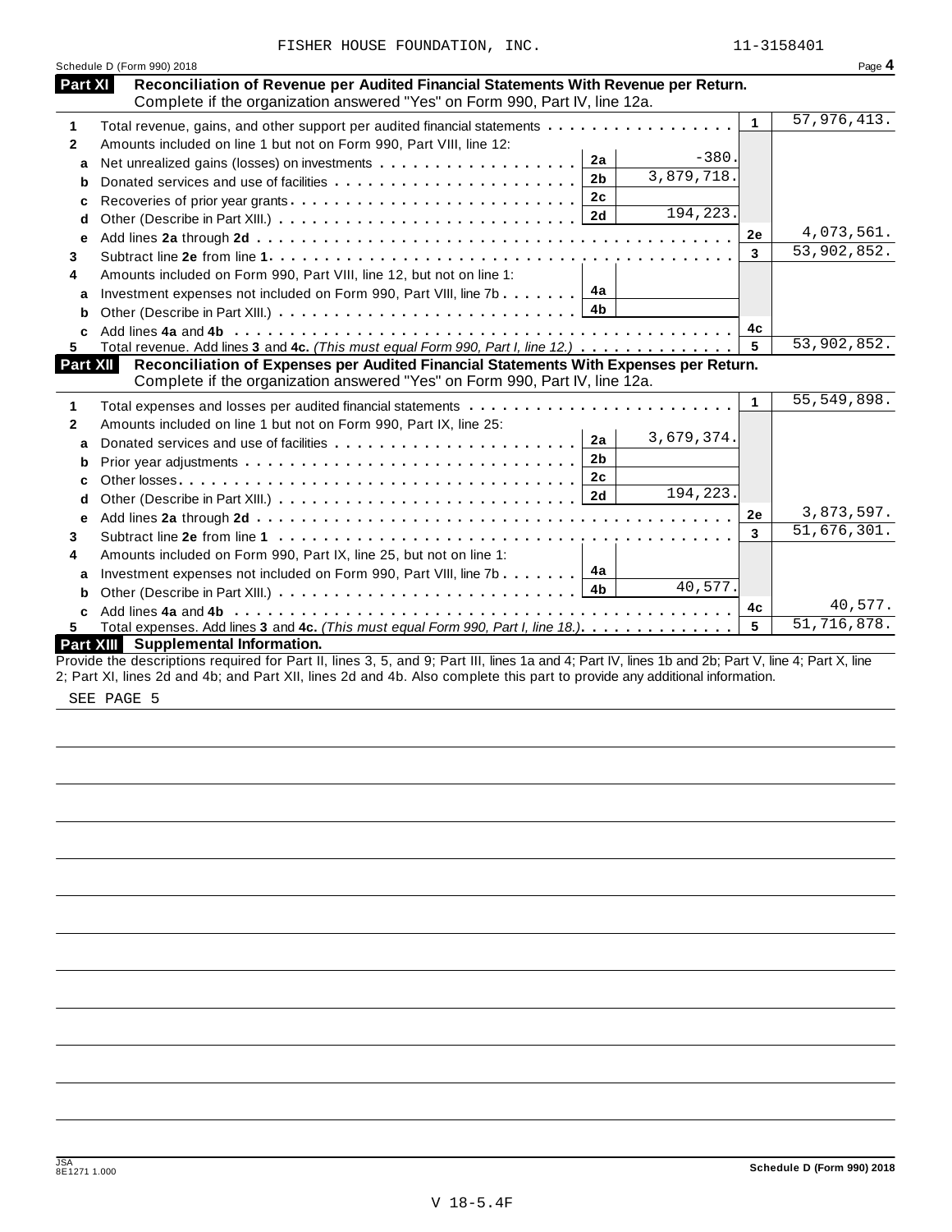FISHER HOUSE FOUNDATION, INC. 11-3158401

Schedule D (Form 990) 2018 Page **4**

## Part XI Reconciliation of Revenue per Audited Financial Statements With Revenue per Return.

Complete if the organization answered "Yes" on Form 990, Part IV, line 12a.

| | | | | | |
|---|---|---|---|---|---|
| **1** | Total revenue, gains, and other support per audited financial statements | | | 1 | 57,976,413. |
| **2** | Amounts included on line 1 but not on Form 990, Part VIII, line 12: | | | | |
| **a** | Net unrealized gains (losses) on investments | 2a | -380. | | |
| **b** | Donated services and use of facilities | 2b | 3,879,718. | | |
| **c** | Recoveries of prior year grants | 2c | | | |
| **d** | Other (Describe in Part XIII.) | 2d | 194,223. | | |
| **e** | Add lines **2a** through **2d** | | | 2e | 4,073,561. |
| **3** | Subtract line **2e** from line **1** | | | 3 | 53,902,852. |
| **4** | Amounts included on Form 990, Part VIII, line 12, but not on line 1: | | | | |
| **a** | Investment expenses not included on Form 990, Part VIII, line 7b | 4a | | | |
| **b** | Other (Describe in Part XIII.) | 4b | | | |
| **c** | Add lines **4a** and **4b** | | | 4c | |
| **5** | Total revenue. Add lines **3** and **4c.** *(This must equal Form 990, Part I, line 12.)* | | | 5 | 53,902,852. |

## Part XII Reconciliation of Expenses per Audited Financial Statements With Expenses per Return.

Complete if the organization answered "Yes" on Form 990, Part IV, line 12a.

| | | | | | |
|---|---|---|---|---|---|
| **1** | Total expenses and losses per audited financial statements | | | 1 | 55,549,898. |
| **2** | Amounts included on line 1 but not on Form 990, Part IX, line 25: | | | | |
| **a** | Donated services and use of facilities | 2a | 3,679,374. | | |
| **b** | Prior year adjustments | 2b | | | |
| **c** | Other losses | 2c | | | |
| **d** | Other (Describe in Part XIII.) | 2d | 194,223. | | |
| **e** | Add lines **2a** through **2d** | | | 2e | 3,873,597. |
| **3** | Subtract line **2e** from line **1** | | | 3 | 51,676,301. |
| **4** | Amounts included on Form 990, Part IX, line 25, but not on line 1: | | | | |
| **a** | Investment expenses not included on Form 990, Part VIII, line 7b | 4a | | | |
| **b** | Other (Describe in Part XIII.) | 4b | 40,577. | | |
| **c** | Add lines **4a** and **4b** | | | 4c | 40,577. |
| **5** | Total expenses. Add lines **3** and **4c.** *(This must equal Form 990, Part I, line 18.)* | | | 5 | 51,716,878. |

## Part XIII Supplemental Information.

Provide the descriptions required for Part II, lines 3, 5, and 9; Part III, lines 1a and 4; Part IV, lines 1b and 2b; Part V, line 4; Part X, line 2; Part XI, lines 2d and 4b; and Part XII, lines 2d and 4b. Also complete this part to provide any additional information.

SEE PAGE 5

Schedule D (Form 990) 2018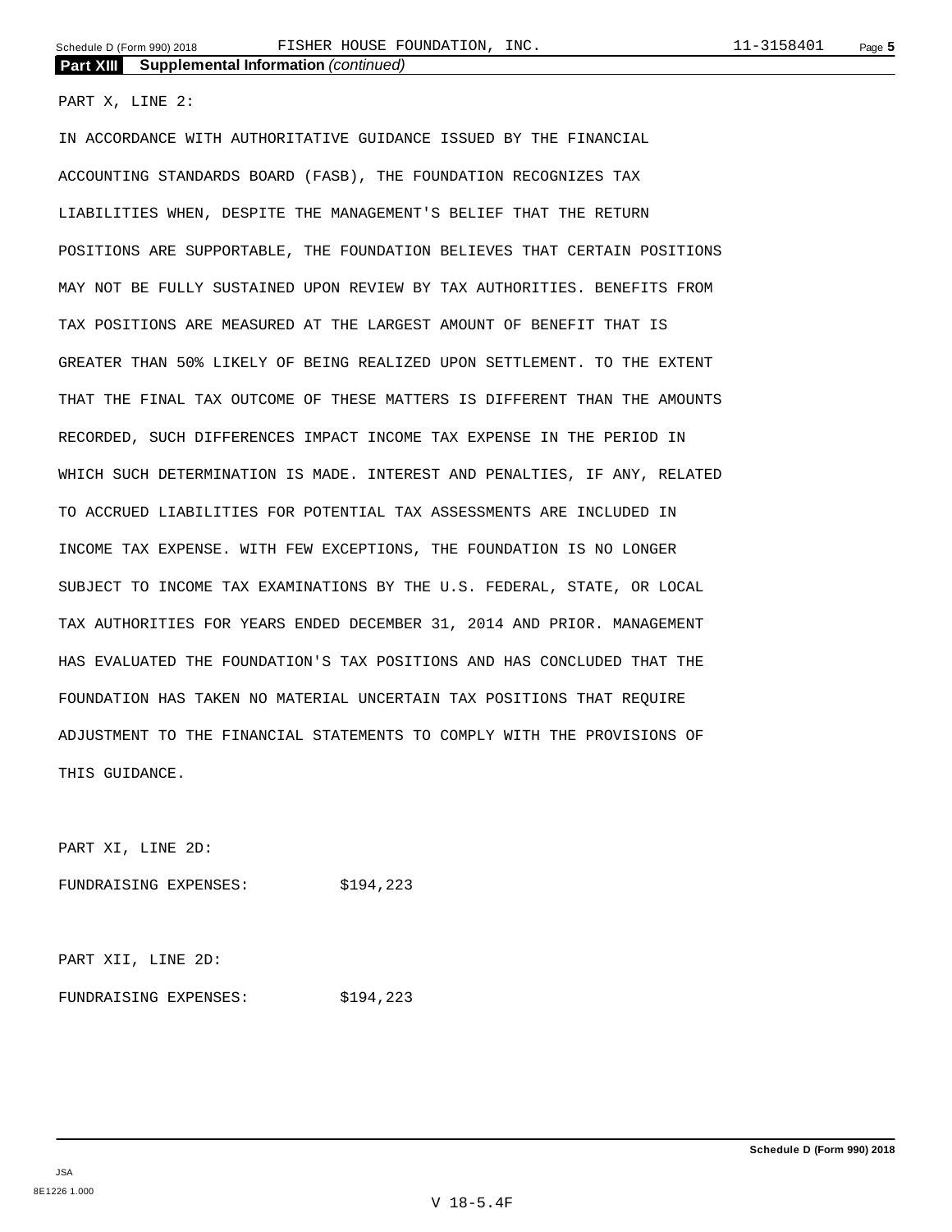## Part XIII Supplemental Information *(continued)*

PART X, LINE 2:

IN ACCORDANCE WITH AUTHORITATIVE GUIDANCE ISSUED BY THE FINANCIAL ACCOUNTING STANDARDS BOARD (FASB), THE FOUNDATION RECOGNIZES TAX LIABILITIES WHEN, DESPITE THE MANAGEMENT'S BELIEF THAT THE RETURN POSITIONS ARE SUPPORTABLE, THE FOUNDATION BELIEVES THAT CERTAIN POSITIONS MAY NOT BE FULLY SUSTAINED UPON REVIEW BY TAX AUTHORITIES. BENEFITS FROM TAX POSITIONS ARE MEASURED AT THE LARGEST AMOUNT OF BENEFIT THAT IS GREATER THAN 50% LIKELY OF BEING REALIZED UPON SETTLEMENT. TO THE EXTENT THAT THE FINAL TAX OUTCOME OF THESE MATTERS IS DIFFERENT THAN THE AMOUNTS RECORDED, SUCH DIFFERENCES IMPACT INCOME TAX EXPENSE IN THE PERIOD IN WHICH SUCH DETERMINATION IS MADE. INTEREST AND PENALTIES, IF ANY, RELATED TO ACCRUED LIABILITIES FOR POTENTIAL TAX ASSESSMENTS ARE INCLUDED IN INCOME TAX EXPENSE. WITH FEW EXCEPTIONS, THE FOUNDATION IS NO LONGER SUBJECT TO INCOME TAX EXAMINATIONS BY THE U.S. FEDERAL, STATE, OR LOCAL TAX AUTHORITIES FOR YEARS ENDED DECEMBER 31, 2014 AND PRIOR. MANAGEMENT HAS EVALUATED THE FOUNDATION'S TAX POSITIONS AND HAS CONCLUDED THAT THE FOUNDATION HAS TAKEN NO MATERIAL UNCERTAIN TAX POSITIONS THAT REQUIRE ADJUSTMENT TO THE FINANCIAL STATEMENTS TO COMPLY WITH THE PROVISIONS OF THIS GUIDANCE.

PART XI, LINE 2D:

FUNDRAISING EXPENSES: $194,223

PART XII, LINE 2D:

FUNDRAISING EXPENSES: $194,223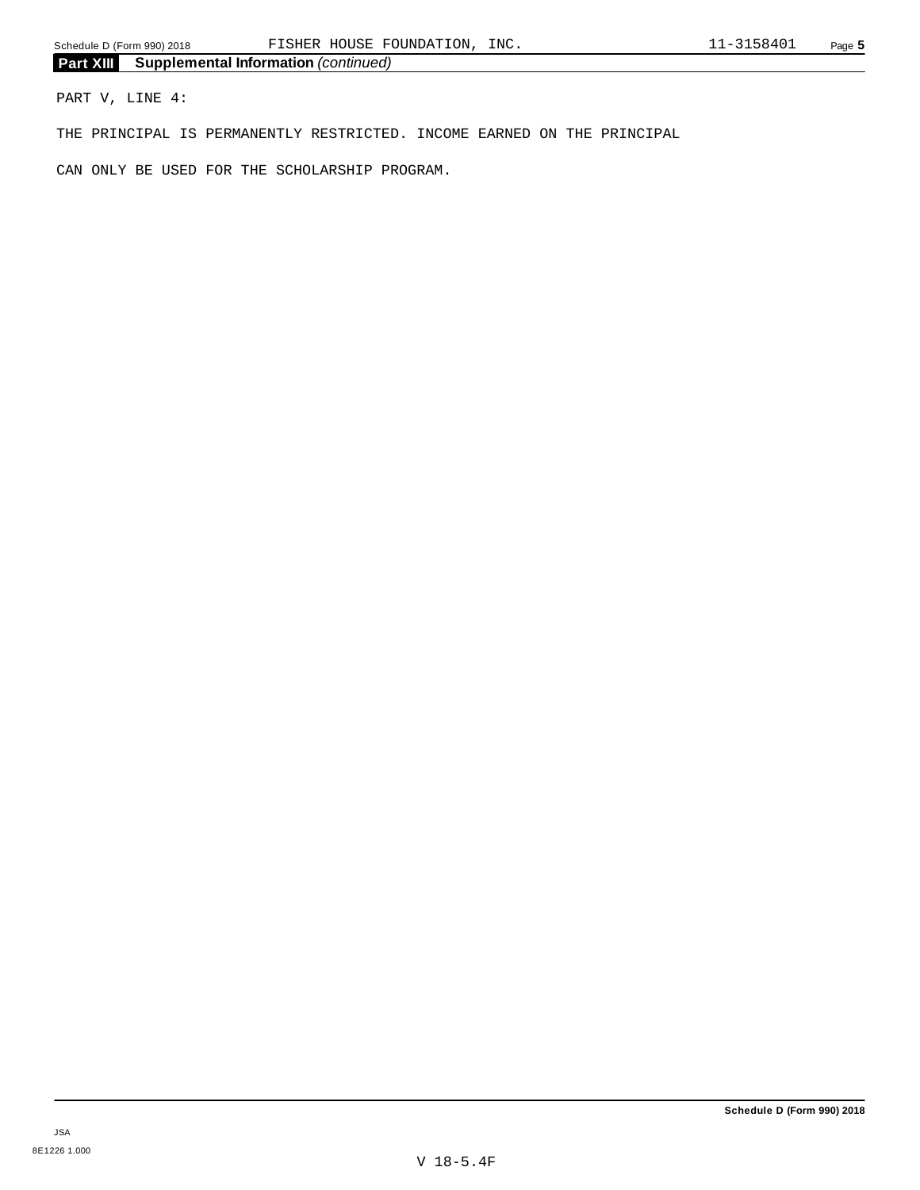**Part XIII** **Supplemental Information** *(continued)*

PART V, LINE 4:

THE PRINCIPAL IS PERMANENTLY RESTRICTED. INCOME EARNED ON THE PRINCIPAL

CAN ONLY BE USED FOR THE SCHOLARSHIP PROGRAM.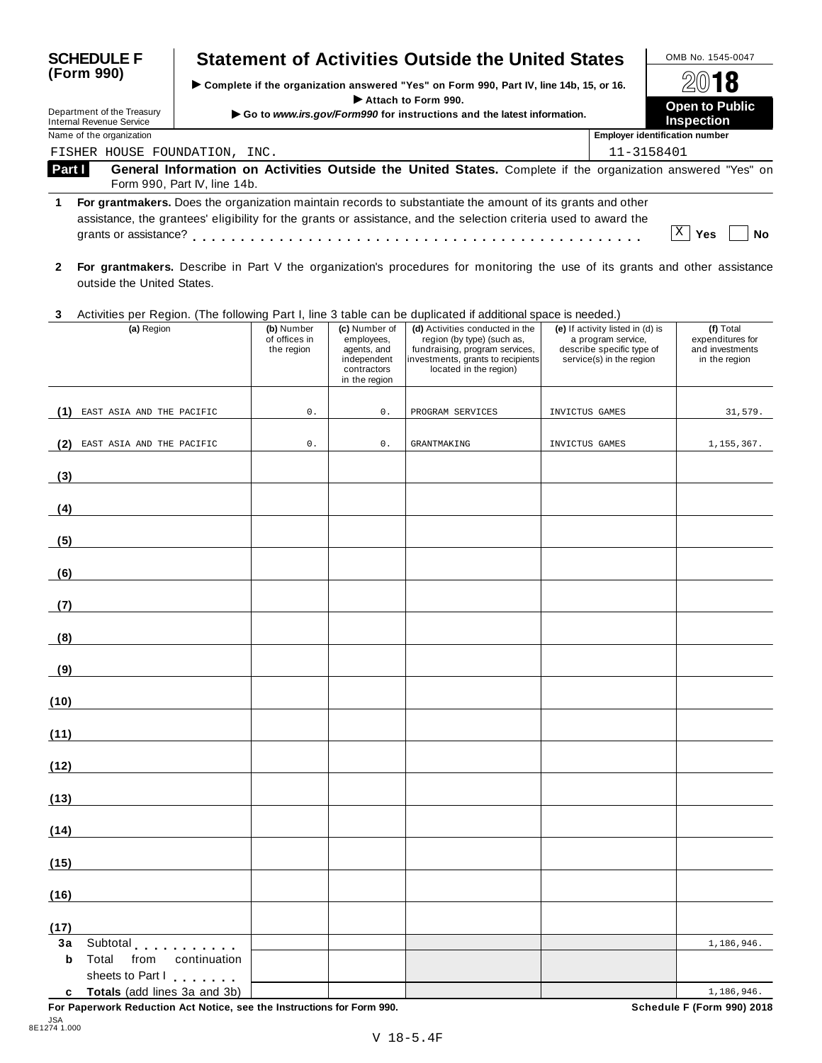**SCHEDULE F (Form 990)**

Department of the Treasury
Internal Revenue Service

# Statement of Activities Outside the United States

▶ Complete if the organization answered "Yes" on Form 990, Part IV, line 14b, 15, or 16.
▶ Attach to Form 990.
▶ Go to *www.irs.gov/Form990* for instructions and the latest information.

OMB No. 1545-0047

**2018**

**Open to Public Inspection**

Name of the organization: FISHER HOUSE FOUNDATION, INC.

Employer identification number: 11-3158401

**Part I — General Information on Activities Outside the United States.** Complete if the organization answered "Yes" on Form 990, Part IV, line 14b.

**1** **For grantmakers.** Does the organization maintain records to substantiate the amount of its grants and other assistance, the grantees' eligibility for the grants or assistance, and the selection criteria used to award the grants or assistance? . . . . . . . . . . . . . . . . . . . . . . . . . . . . . . . . . . . . . . . . . . . [X] Yes [ ] No

**2** **For grantmakers.** Describe in Part V the organization's procedures for monitoring the use of its grants and other assistance outside the United States.

**3** Activities per Region. (The following Part I, line 3 table can be duplicated if additional space is needed.)

| | (a) Region | (b) Number of offices in the region | (c) Number of employees, agents, and independent contractors in the region | (d) Activities conducted in the region (by type) (such as, fundraising, program services, investments, grants to recipients located in the region) | (e) If activity listed in (d) is a program service, describe specific type of service(s) in the region | (f) Total expenditures for and investments in the region |
|---|---|---|---|---|---|---|
| (1) | EAST ASIA AND THE PACIFIC | 0. | 0. | PROGRAM SERVICES | INVICTUS GAMES | 31,579. |
| (2) | EAST ASIA AND THE PACIFIC | 0. | 0. | GRANTMAKING | INVICTUS GAMES | 1,155,367. |
| (3) | | | | | | |
| (4) | | | | | | |
| (5) | | | | | | |
| (6) | | | | | | |
| (7) | | | | | | |
| (8) | | | | | | |
| (9) | | | | | | |
| (10) | | | | | | |
| (11) | | | | | | |
| (12) | | | | | | |
| (13) | | | | | | |
| (14) | | | | | | |
| (15) | | | | | | |
| (16) | | | | | | |
| (17) | | | | | | |
| 3a | Subtotal . . . . . . . . . . | | | | | 1,186,946. |
| b | Total from continuation sheets to Part I . . . . . . . | | | | | |
| c | **Totals** (add lines 3a and 3b) | | | | | 1,186,946. |

**For Paperwork Reduction Act Notice, see the Instructions for Form 990.** **Schedule F (Form 990) 2018**

JSA
8E1274 1.000

V 18-5.4F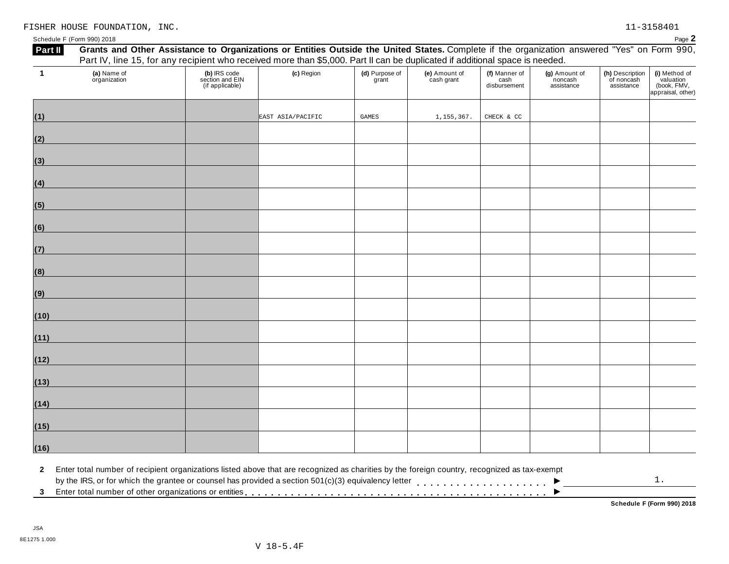FISHER HOUSE FOUNDATION, INC. 11-3158401

Schedule F (Form 990) 2018

**Part II** **Grants and Other Assistance to Organizations or Entities Outside the United States.** Complete if the organization answered "Yes" on Form 990, Part IV, line 15, for any recipient who received more than $5,000. Part II can be duplicated if additional space is needed.

| 1 (a) Name of organization | (b) IRS code section and EIN (if applicable) | (c) Region | (d) Purpose of grant | (e) Amount of cash grant | (f) Manner of cash disbursement | (g) Amount of noncash assistance | (h) Description of noncash assistance | (i) Method of valuation (book, FMV, appraisal, other) |
|---|---|---|---|---|---|---|---|---|
| (1) | | EAST ASIA/PACIFIC | GAMES | 1,155,367. | CHECK & CC | | | |
| (2) | | | | | | | | |
| (3) | | | | | | | | |
| (4) | | | | | | | | |
| (5) | | | | | | | | |
| (6) | | | | | | | | |
| (7) | | | | | | | | |
| (8) | | | | | | | | |
| (9) | | | | | | | | |
| (10) | | | | | | | | |
| (11) | | | | | | | | |
| (12) | | | | | | | | |
| (13) | | | | | | | | |
| (14) | | | | | | | | |
| (15) | | | | | | | | |
| (16) | | | | | | | | |

**2** Enter total number of recipient organizations listed above that are recognized as charities by the foreign country, recognized as tax-exempt by the IRS, or for which the grantee or counsel has provided a section 501(c)(3) equivalency letter . . . . . . . . . . . . . . . . . . . . ▶ 1.

**3** Enter total number of other organizations or entities . . . . . . . . . . . . . . . . . . . . . . . . . . . . . . . . . . . . . . . . . . . ▶

**Schedule F (Form 990) 2018**

JSA
8E1275 1.000

V 18-5.4F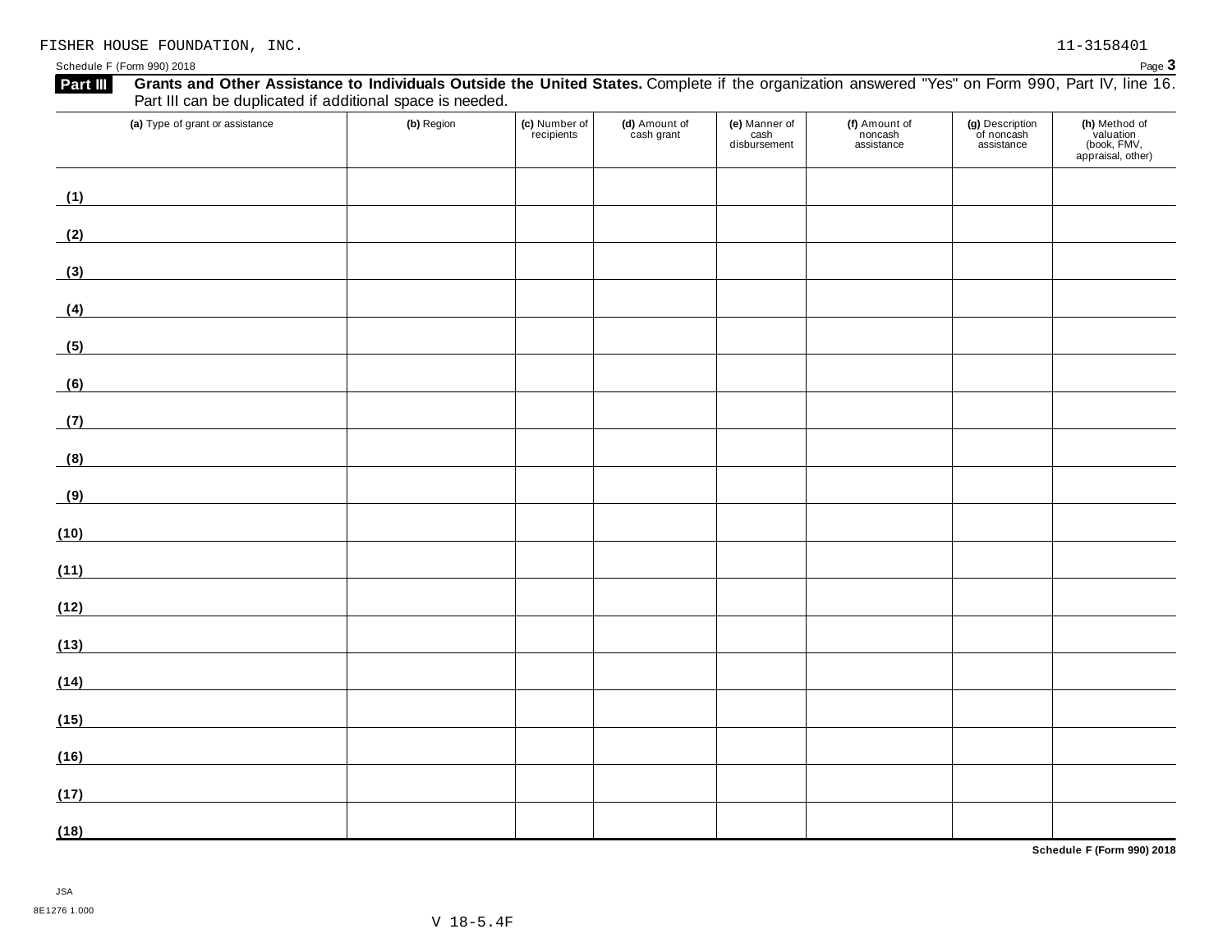FISHER HOUSE FOUNDATION, INC. 11-3158401

Schedule F (Form 990) 2018 Page **3**

**Part III** **Grants and Other Assistance to Individuals Outside the United States.** Complete if the organization answered "Yes" on Form 990, Part IV, line 16. Part III can be duplicated if additional space is needed.

| | (a) Type of grant or assistance | (b) Region | (c) Number of recipients | (d) Amount of cash grant | (e) Manner of cash disbursement | (f) Amount of noncash assistance | (g) Description of noncash assistance | (h) Method of valuation (book, FMV, appraisal, other) |
|---|---|---|---|---|---|---|---|---|
| (1) | | | | | | | | |
| (2) | | | | | | | | |
| (3) | | | | | | | | |
| (4) | | | | | | | | |
| (5) | | | | | | | | |
| (6) | | | | | | | | |
| (7) | | | | | | | | |
| (8) | | | | | | | | |
| (9) | | | | | | | | |
| (10) | | | | | | | | |
| (11) | | | | | | | | |
| (12) | | | | | | | | |
| (13) | | | | | | | | |
| (14) | | | | | | | | |
| (15) | | | | | | | | |
| (16) | | | | | | | | |
| (17) | | | | | | | | |
| (18) | | | | | | | | |

**Schedule F (Form 990) 2018**

JSA
8E1276 1.000

V 18-5.4F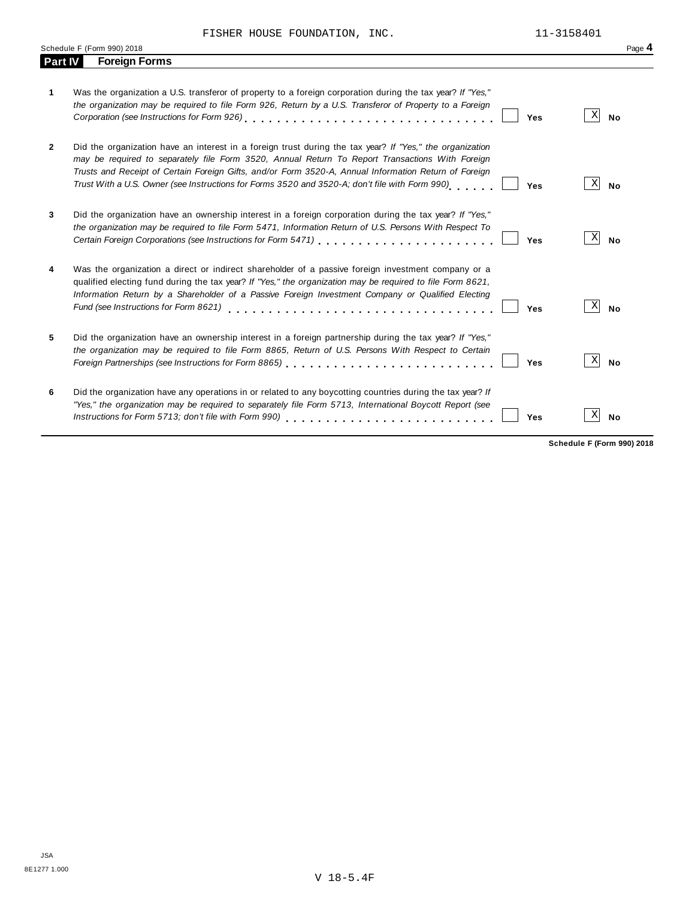FISHER HOUSE FOUNDATION, INC. 11-3158401

Schedule F (Form 990) 2018

## Part IV Foreign Forms

| | | Yes | No |
|---|---|---|---|
| **1** | Was the organization a U.S. transferor of property to a foreign corporation during the tax year? *If "Yes," the organization may be required to file Form 926, Return by a U.S. Transferor of Property to a Foreign Corporation (see Instructions for Form 926)* | | X |
| **2** | Did the organization have an interest in a foreign trust during the tax year? *If "Yes," the organization may be required to separately file Form 3520, Annual Return To Report Transactions With Foreign Trusts and Receipt of Certain Foreign Gifts, and/or Form 3520-A, Annual Information Return of Foreign Trust With a U.S. Owner (see Instructions for Forms 3520 and 3520-A; don't file with Form 990)* | | X |
| **3** | Did the organization have an ownership interest in a foreign corporation during the tax year? *If "Yes," the organization may be required to file Form 5471, Information Return of U.S. Persons With Respect To Certain Foreign Corporations (see Instructions for Form 5471)* | | X |
| **4** | Was the organization a direct or indirect shareholder of a passive foreign investment company or a qualified electing fund during the tax year? *If "Yes," the organization may be required to file Form 8621, Information Return by a Shareholder of a Passive Foreign Investment Company or Qualified Electing Fund (see Instructions for Form 8621)* | | X |
| **5** | Did the organization have an ownership interest in a foreign partnership during the tax year? *If "Yes," the organization may be required to file Form 8865, Return of U.S. Persons With Respect to Certain Foreign Partnerships (see Instructions for Form 8865)* | | X |
| **6** | Did the organization have any operations in or related to any boycotting countries during the tax year? *If "Yes," the organization may be required to separately file Form 5713, International Boycott Report (see Instructions for Form 5713; don't file with Form 990)* | | X |

**Schedule F (Form 990) 2018**

JSA
8E1277 1.000

V 18-5.4F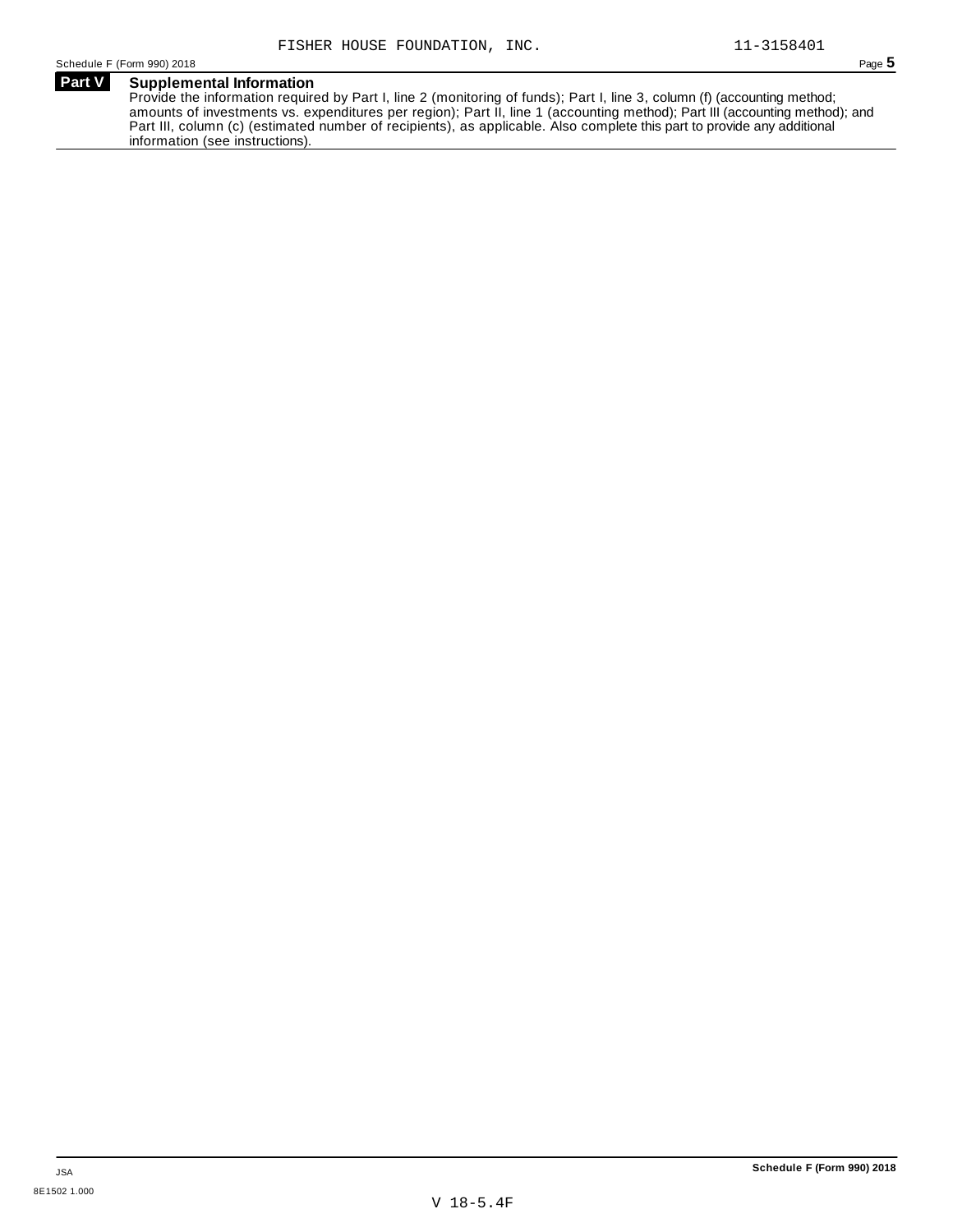FISHER HOUSE FOUNDATION, INC. 11-3158401

Schedule F (Form 990) 2018

## Part V Supplemental Information

Provide the information required by Part I, line 2 (monitoring of funds); Part I, line 3, column (f) (accounting method; amounts of investments vs. expenditures per region); Part II, line 1 (accounting method); Part III (accounting method); and Part III, column (c) (estimated number of recipients), as applicable. Also complete this part to provide any additional information (see instructions).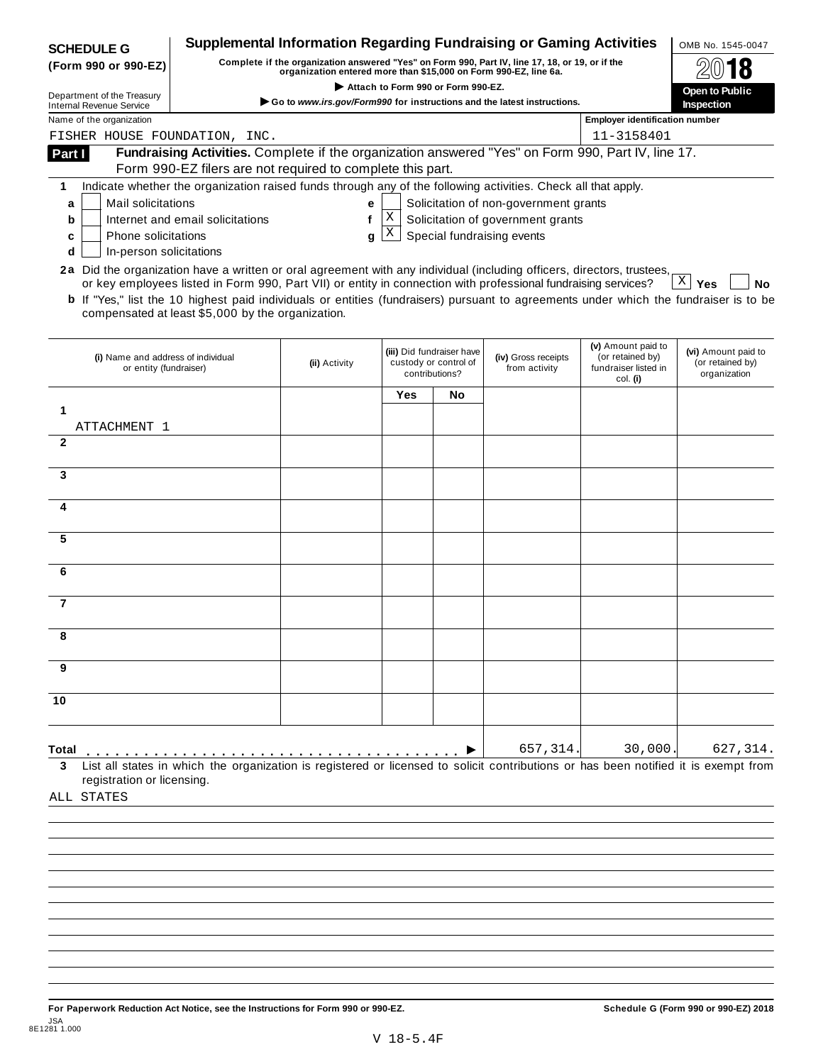**SCHEDULE G (Form 990 or 990-EZ)**

Department of the Treasury
Internal Revenue Service

# Supplemental Information Regarding Fundraising or Gaming Activities

**Complete if the organization answered "Yes" on Form 990, Part IV, line 17, 18, or 19, or if the organization entered more than $15,000 on Form 990-EZ, line 6a.**

▶ Attach to Form 990 or Form 990-EZ.

▶ Go to *www.irs.gov/Form990* for instructions and the latest instructions.

OMB No. 1545-0047

**2018**

**Open to Public Inspection**

Name of the organization: FISHER HOUSE FOUNDATION, INC.

Employer identification number: 11-3158401

## Part I Fundraising Activities. Complete if the organization answered "Yes" on Form 990, Part IV, line 17. Form 990-EZ filers are not required to complete this part.

**1** Indicate whether the organization raised funds through any of the following activities. Check all that apply.

- **a** [ ] Mail solicitations
- **b** [ ] Internet and email solicitations
- **c** [ ] Phone solicitations
- **d** [ ] In-person solicitations
- **e** [ ] Solicitation of non-government grants
- **f** [X] Solicitation of government grants
- **g** [X] Special fundraising events

**2a** Did the organization have a written or oral agreement with any individual (including officers, directors, trustees, or key employees listed in Form 990, Part VII) or entity in connection with professional fundraising services? [X] **Yes** [ ] **No**

**b** If "Yes," list the 10 highest paid individuals or entities (fundraisers) pursuant to agreements under which the fundraiser is to be compensated at least $5,000 by the organization.

| | (i) Name and address of individual or entity (fundraiser) | (ii) Activity | (iii) Did fundraiser have custody or control of contributions? Yes | No | (iv) Gross receipts from activity | (v) Amount paid to (or retained by) fundraiser listed in col. (i) | (vi) Amount paid to (or retained by) organization |
|---|---|---|---|---|---|---|---|
| 1 | ATTACHMENT 1 | | | | | | |
| 2 | | | | | | | |
| 3 | | | | | | | |
| 4 | | | | | | | |
| 5 | | | | | | | |
| 6 | | | | | | | |
| 7 | | | | | | | |
| 8 | | | | | | | |
| 9 | | | | | | | |
| 10 | | | | | | | |
| **Total** ▶ | | | | | 657,314. | 30,000. | 627,314. |

**3** List all states in which the organization is registered or licensed to solicit contributions or has been notified it is exempt from registration or licensing.

ALL STATES

**For Paperwork Reduction Act Notice, see the Instructions for Form 990 or 990-EZ.**

**Schedule G (Form 990 or 990-EZ) 2018**

JSA
8E1281 1.000

V 18-5.4F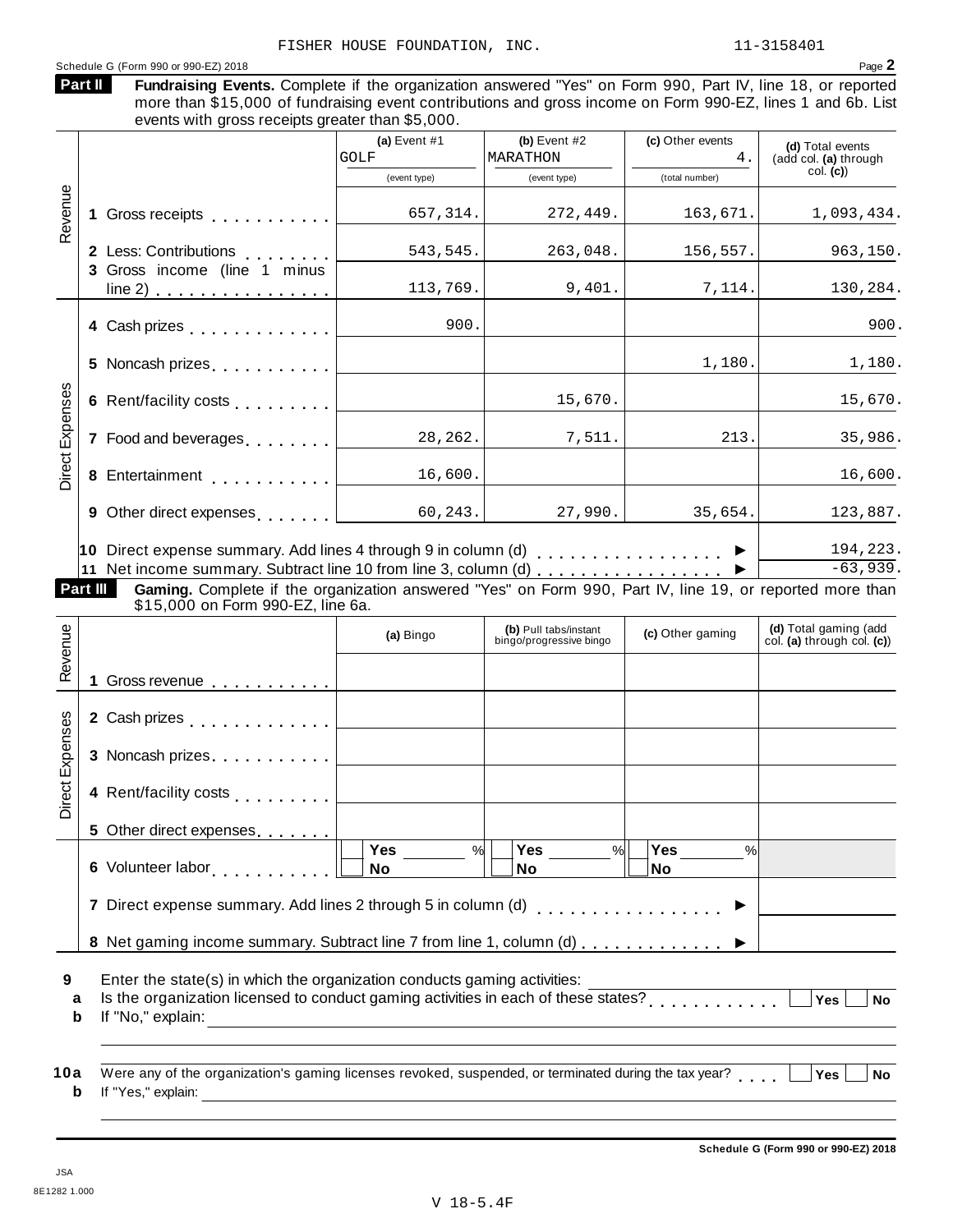FISHER HOUSE FOUNDATION, INC. 11-3158401

Schedule G (Form 990 or 990-EZ) 2018 Page 2

**Part II** **Fundraising Events.** Complete if the organization answered "Yes" on Form 990, Part IV, line 18, or reported more than $15,000 of fundraising event contributions and gross income on Form 990-EZ, lines 1 and 6b. List events with gross receipts greater than $5,000.

| | | (a) Event #1 GOLF (event type) | (b) Event #2 MARATHON (event type) | (c) Other events 4. (total number) | (d) Total events (add col. (a) through col. (c)) |
|---|---|---|---|---|---|
| Revenue | 1 Gross receipts | 657,314. | 272,449. | 163,671. | 1,093,434. |
| | 2 Less: Contributions | 543,545. | 263,048. | 156,557. | 963,150. |
| | 3 Gross income (line 1 minus line 2) | 113,769. | 9,401. | 7,114. | 130,284. |
| Direct Expenses | 4 Cash prizes | 900. | | | 900. |
| | 5 Noncash prizes | | | 1,180. | 1,180. |
| | 6 Rent/facility costs | | 15,670. | | 15,670. |
| | 7 Food and beverages | 28,262. | 7,511. | 213. | 35,986. |
| | 8 Entertainment | 16,600. | | | 16,600. |
| | 9 Other direct expenses | 60,243. | 27,990. | 35,654. | 123,887. |
| | 10 Direct expense summary. Add lines 4 through 9 in column (d) | | | | 194,223. |
| | 11 Net income summary. Subtract line 10 from line 3, column (d) | | | | -63,939. |

**Part III** **Gaming.** Complete if the organization answered "Yes" on Form 990, Part IV, line 19, or reported more than $15,000 on Form 990-EZ, line 6a.

| | | (a) Bingo | (b) Pull tabs/instant bingo/progressive bingo | (c) Other gaming | (d) Total gaming (add col. (a) through col. (c)) |
|---|---|---|---|---|---|
| Revenue | 1 Gross revenue | | | | |
| Direct Expenses | 2 Cash prizes | | | | |
| | 3 Noncash prizes | | | | |
| | 4 Rent/facility costs | | | | |
| | 5 Other direct expenses | | | | |
| | 6 Volunteer labor | Yes ___ % No | Yes ___ % No | Yes ___ % No | |
| | 7 Direct expense summary. Add lines 2 through 5 in column (d) | | | | |
| | 8 Net gaming income summary. Subtract line 7 from line 1, column (d) | | | | |

9 Enter the state(s) in which the organization conducts gaming activities:

a Is the organization licensed to conduct gaming activities in each of these states? Yes No

b If "No," explain:

10a Were any of the organization's gaming licenses revoked, suspended, or terminated during the tax year? Yes No

b If "Yes," explain:

Schedule G (Form 990 or 990-EZ) 2018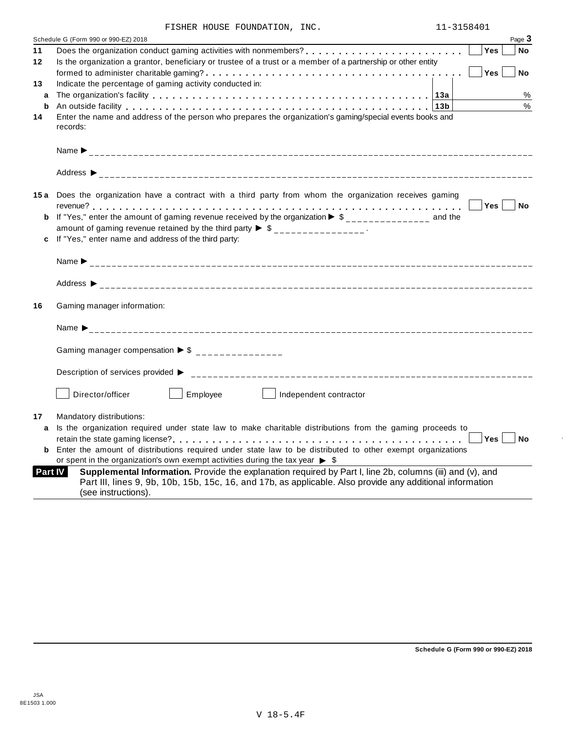FISHER HOUSE FOUNDATION, INC. 11-3158401

Schedule G (Form 990 or 990-EZ) 2018 Page **3**

**11** Does the organization conduct gaming activities with nonmembers? . . . . . . . . . . . . . . . . . . . . . . . . . ☐ **Yes** ☐ **No**

**12** Is the organization a grantor, beneficiary or trustee of a trust or a member of a partnership or other entity formed to administer charitable gaming? . . . . . . . . . . . . . . . . . . . . . . . . . . . . . . . . . . . . . ☐ **Yes** ☐ **No**

**13** Indicate the percentage of gaming activity conducted in:

**a** The organization's facility . . . . . . . . . . . . . . . . . . . . . . . . . . . . . . . . . . . . . . . . . . . **13a** %

**b** An outside facility . . . . . . . . . . . . . . . . . . . . . . . . . . . . . . . . . . . . . . . . . . . . . . . . **13b** %

**14** Enter the name and address of the person who prepares the organization's gaming/special events books and records:

Name ▶ ______________________________________________

Address ▶ ______________________________________________

**15a** Does the organization have a contract with a third party from whom the organization receives gaming revenue? . . . . . . . . . . . . . . . . . . . . . . . . . . . . . . . . . . . . . . . . . . . . . . . . . . . . . . . . ☐ **Yes** ☐ **No**

**b** If "Yes," enter the amount of gaming revenue received by the organization ▶ $ _______________ and the amount of gaming revenue retained by the third party ▶ $ _______________ .

**c** If "Yes," enter name and address of the third party:

Name ▶ ______________________________________________

Address ▶ ______________________________________________

**16** Gaming manager information:

Name ▶ ______________________________________________

Gaming manager compensation ▶ $ _______________

Description of services provided ▶ ______________________________________________

☐ Director/officer ☐ Employee ☐ Independent contractor

**17** Mandatory distributions:

**a** Is the organization required under state law to make charitable distributions from the gaming proceeds to retain the state gaming license? . . . . . . . . . . . . . . . . . . . . . . . . . . . . . . . . . . . . . . . . . . ☐ **Yes** ☐ **No**

**b** Enter the amount of distributions required under state law to be distributed to other exempt organizations or spent in the organization's own exempt activities during the tax year ▶ $

**Part IV** **Supplemental Information.** Provide the explanation required by Part I, line 2b, columns (iii) and (v), and Part III, lines 9, 9b, 10b, 15b, 15c, 16, and 17b, as applicable. Also provide any additional information (see instructions).

**Schedule G (Form 990 or 990-EZ) 2018**

JSA
8E1503 1.000

V 18-5.4F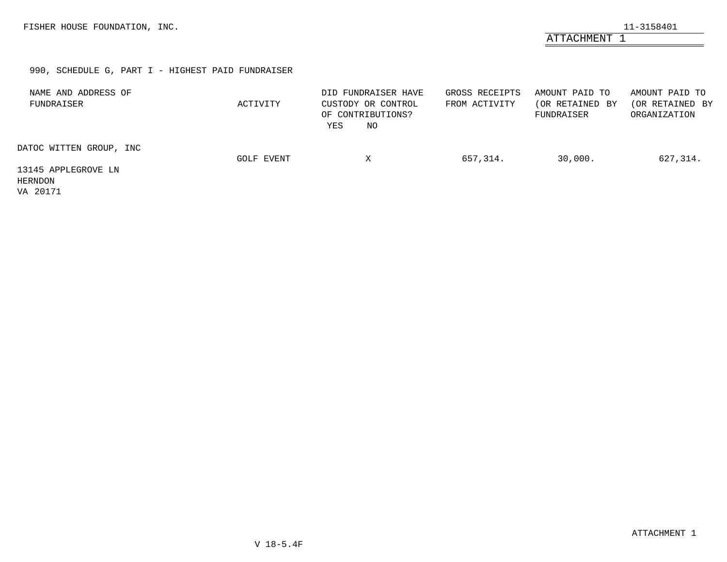FISHER HOUSE FOUNDATION, INC. 11-3158401

ATTACHMENT 1

990, SCHEDULE G, PART I - HIGHEST PAID FUNDRAISER

| NAME AND ADDRESS OF FUNDRAISER | ACTIVITY | DID FUNDRAISER HAVE CUSTODY OR CONTROL OF CONTRIBUTIONS? YES | NO | GROSS RECEIPTS FROM ACTIVITY | AMOUNT PAID TO (OR RETAINED BY FUNDRAISER | AMOUNT PAID TO (OR RETAINED BY ORGANIZATION |
|---|---|---|---|---|---|---|
| DATOC WITTEN GROUP, INC 13145 APPLEGROVE LN HERNDON VA 20171 | GOLF EVENT | | X | 657,314. | 30,000. | 627,314. |

V 18-5.4F

ATTACHMENT 1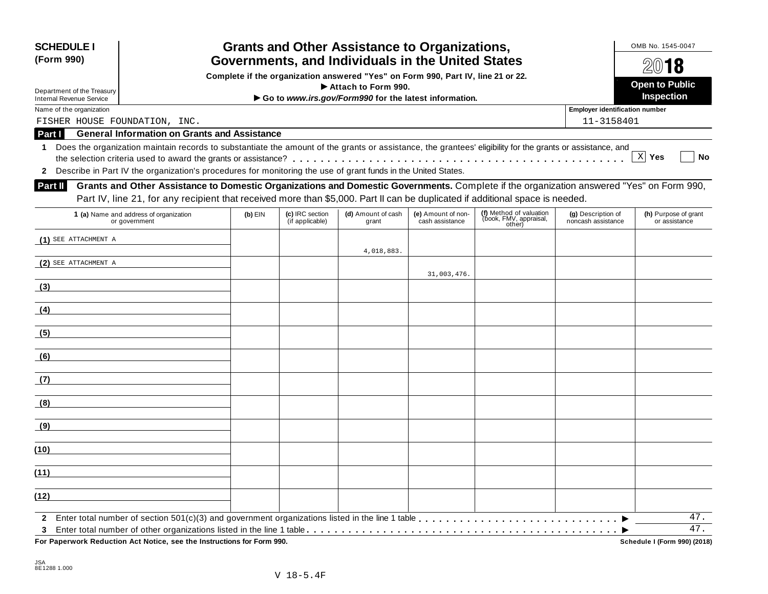**SCHEDULE I**
**(Form 990)**

Department of the Treasury
Internal Revenue Service

# Grants and Other Assistance to Organizations, Governments, and Individuals in the United States

**Complete if the organization answered "Yes" on Form 990, Part IV, line 21 or 22.**
**▶ Attach to Form 990.**
**▶ Go to *www.irs.gov/Form990* for the latest information.**

OMB No. 1545-0047
**2018**
**Open to Public Inspection**

Name of the organization: FISHER HOUSE FOUNDATION, INC.
Employer identification number: 11-3158401

## Part I General Information on Grants and Assistance

**1** Does the organization maintain records to substantiate the amount of the grants or assistance, the grantees' eligibility for the grants or assistance, and the selection criteria used to award the grants or assistance? . . . . . [X] **Yes** [ ] **No**

**2** Describe in Part IV the organization's procedures for monitoring the use of grant funds in the United States.

## Part II Grants and Other Assistance to Domestic Organizations and Domestic Governments.

Complete if the organization answered "Yes" on Form 990, Part IV, line 21, for any recipient that received more than $5,000. Part II can be duplicated if additional space is needed.

| 1 (a) Name and address of organization or government | (b) EIN | (c) IRC section (if applicable) | (d) Amount of cash grant | (e) Amount of non-cash assistance | (f) Method of valuation (book, FMV, appraisal, other) | (g) Description of noncash assistance | (h) Purpose of grant or assistance |
|---|---|---|---|---|---|---|---|
| (1) SEE ATTACHMENT A | | | 4,018,883. | | | | |
| (2) SEE ATTACHMENT A | | | | 31,003,476. | | | |
| (3) | | | | | | | |
| (4) | | | | | | | |
| (5) | | | | | | | |
| (6) | | | | | | | |
| (7) | | | | | | | |
| (8) | | | | | | | |
| (9) | | | | | | | |
| (10) | | | | | | | |
| (11) | | | | | | | |
| (12) | | | | | | | |

**2** Enter total number of section 501(c)(3) and government organizations listed in the line 1 table . . . . . ▶ 47.

**3** Enter total number of other organizations listed in the line 1 table . . . . . ▶ 47.

**For Paperwork Reduction Act Notice, see the Instructions for Form 990.** **Schedule I (Form 990) (2018)**

JSA
8E1288 1.000

V 18-5.4F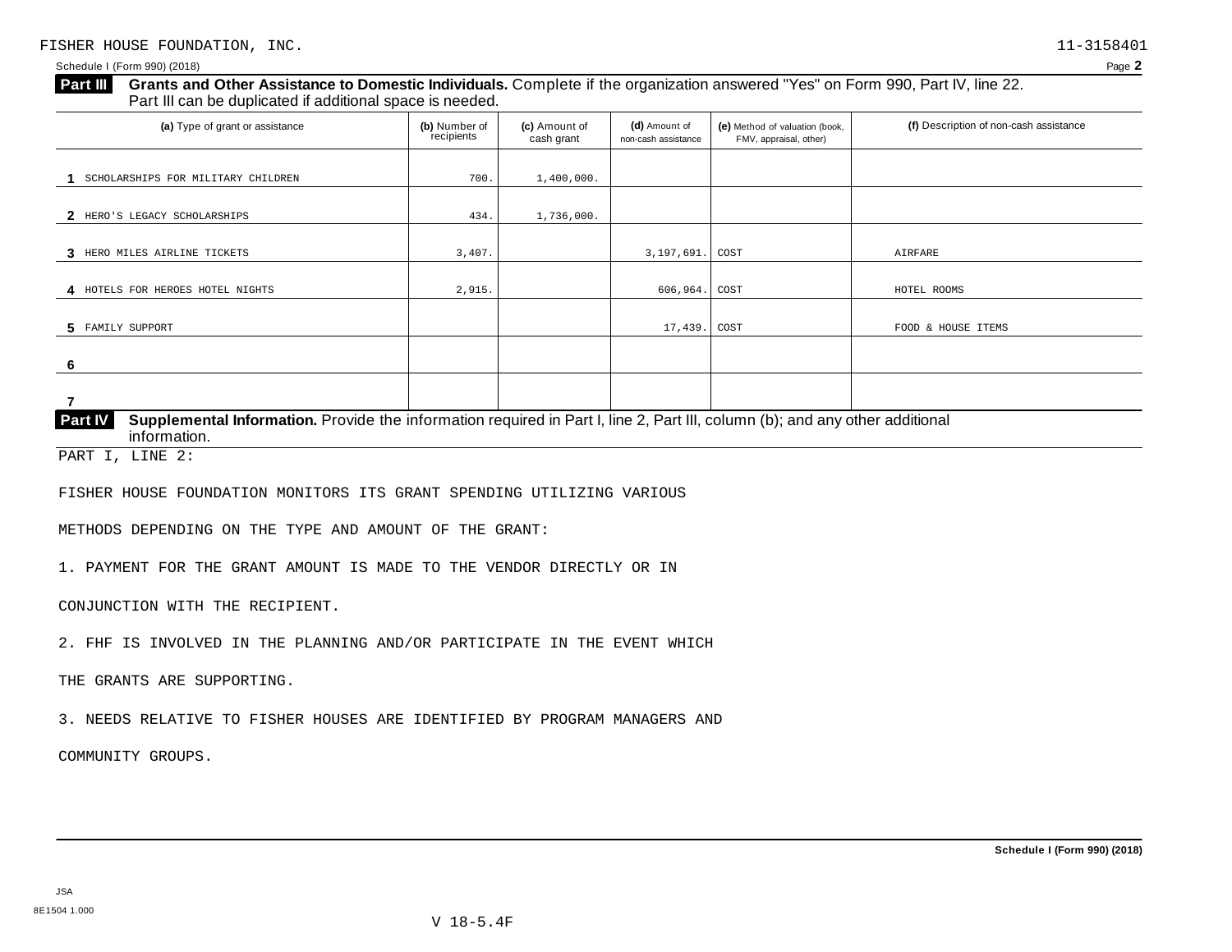FISHER HOUSE FOUNDATION, INC. 11-3158401

Schedule I (Form 990) (2018) Page **2**

## Part III Grants and Other Assistance to Domestic Individuals.

Complete if the organization answered "Yes" on Form 990, Part IV, line 22. Part III can be duplicated if additional space is needed.

| (a) Type of grant or assistance | (b) Number of recipients | (c) Amount of cash grant | (d) Amount of non-cash assistance | (e) Method of valuation (book, FMV, appraisal, other) | (f) Description of non-cash assistance |
|---|---|---|---|---|---|
| 1 SCHOLARSHIPS FOR MILITARY CHILDREN | 700. | 1,400,000. | | | |
| 2 HERO'S LEGACY SCHOLARSHIPS | 434. | 1,736,000. | | | |
| 3 HERO MILES AIRLINE TICKETS | 3,407. | | 3,197,691. | COST | AIRFARE |
| 4 HOTELS FOR HEROES HOTEL NIGHTS | 2,915. | | 606,964. | COST | HOTEL ROOMS |
| 5 FAMILY SUPPORT | | | 17,439. | COST | FOOD & HOUSE ITEMS |
| 6 | | | | | |
| 7 | | | | | |

## Part IV Supplemental Information.

Provide the information required in Part I, line 2, Part III, column (b); and any other additional information.

PART I, LINE 2:

FISHER HOUSE FOUNDATION MONITORS ITS GRANT SPENDING UTILIZING VARIOUS METHODS DEPENDING ON THE TYPE AND AMOUNT OF THE GRANT:

1. PAYMENT FOR THE GRANT AMOUNT IS MADE TO THE VENDOR DIRECTLY OR IN CONJUNCTION WITH THE RECIPIENT.

2. FHF IS INVOLVED IN THE PLANNING AND/OR PARTICIPATE IN THE EVENT WHICH THE GRANTS ARE SUPPORTING.

3. NEEDS RELATIVE TO FISHER HOUSES ARE IDENTIFIED BY PROGRAM MANAGERS AND COMMUNITY GROUPS.

**Schedule I (Form 990) (2018)**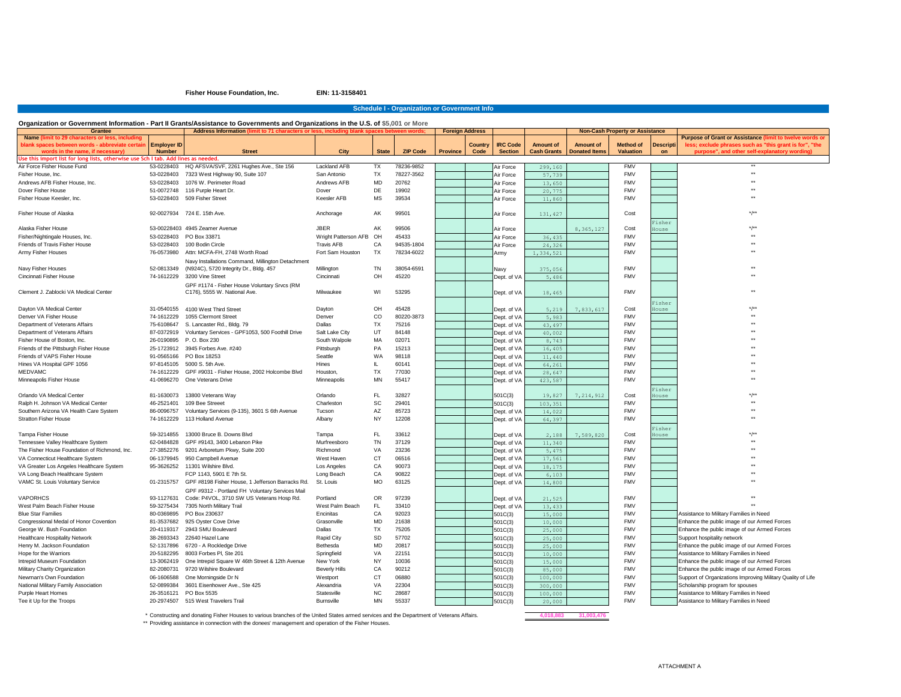**Fisher House Foundation, Inc.** **EIN: 11-3158401**

## Schedule I - Organization or Government Info

### Organization or Government Information - Part II Grants/Assistance to Governments and Organizations in the U.S. of $5,001 or More

| Grantee | | Address Information (limit to 71 characters or less, including blank spaces between words; | | | | Foreign Address | | | | Non-Cash Property or Assistance | | | |
|---|---|---|---|---|---|---|---|---|---|---|---|---|---|
| Name (limit to 29 characters or less, including blank spaces between words - abbreviate certain words in the name, if necessary) | Employer ID Number | Street | City | State | ZIP Code | Province | Country Code | IRC Code Section | Amount of Cash Grants | Amount of Donated Items | Method of Valuation | Description | Purpose of Grant or Assistance (limit to twelve words or less; exclude phrases such as "this grant is for", "the purpose", and other self-explanatory wording) |
| Use this import list for long lists, otherwise use Sch I tab. Add lines as needed. | | | | | | | | | | | | | |
| Air Force Fisher House Fund | 53-0228403 | HQ AFSVA/SVF, 2261 Hughes Ave., Ste 156 | Lackland AFB | TX | 78236-9852 | | | Air Force | 299,160 | | FMV | | ** |
| Fisher House, Inc. | 53-0228403 | 7323 West Highway 90, Suite 107 | San Antonio | TX | 78227-3562 | | | Air Force | 57,739 | | FMV | | ** |
| Andrews AFB Fisher House, Inc. | 53-0228403 | 1076 W. Perimeter Road | Andrews AFB | MD | 20762 | | | Air Force | 13,650 | | FMV | | ** |
| Dover Fisher House | 51-0072748 | 116 Purple Heart Dr. | Dover | DE | 19902 | | | Air Force | 20,775 | | FMV | | ** |
| Fisher House Keesler, Inc. | 53-0228403 | 509 Fisher Street | Keesler AFB | MS | 39534 | | | Air Force | 11,860 | | FMV | | ** |
| Fisher House of Alaska | 92-0027934 | 724 E. 15th Ave. | Anchorage | AK | 99501 | | | Air Force | 131,427 | | Cost | | */** |
| Alaska Fisher House | 53-00228403 | 4945 Zeamer Avenue | JBER | AK | 99506 | | | Air Force | | 8,365,127 | Cost | Fisher House | */** |
| Fisher/Nightingale Houses, Inc. | 53-0228403 | PO Box 33871 | Wright Patterson AFB | OH | 45433 | | | Air Force | 36,435 | | FMV | | ** |
| Friends of Travis Fisher House | 53-0228403 | 100 Bodin Circle | Travis AFB | CA | 94535-1804 | | | Air Force | 24,326 | | FMV | | ** |
| Army Fisher Houses | 76-0573980 | Attn: MCFA-FH, 2748 Worth Road | Fort Sam Houston | TX | 78234-6022 | | | Army | 1,334,521 | | FMV | | ** |
| Navy Fisher Houses | 52-0813349 | Navy Installations Command, Millington Detachment (N924C), 5720 Integrity Dr., Bldg. 457 | Millington | TN | 38054-6591 | | | Navy | 375,056 | | FMV | | ** |
| Cincinnati Fisher House | 74-1612229 | 3200 Vine Street | Cincinnati | OH | 45220 | | | Dept. of VA | 5,486 | | FMV | | ** |
| Clement J. Zablocki VA Medical Center | | GPF #1174 - Fisher House Voluntary Srvcs (RM C176), 5555 W. National Ave. | Milwaukee | WI | 53295 | | | Dept. of VA | 18,465 | | FMV | | ** |
| Dayton VA Medical Center | 31-0540155 | 4100 West Third Street | Dayton | OH | 45428 | | | Dept. of VA | 5,219 | 7,833,617 | Cost | Fisher House | */** |
| Denver VA Fisher House | 74-1612229 | 1055 Clermont Street | Denver | CO | 80220-3873 | | | Dept. of VA | 5,983 | | FMV | | ** |
| Department of Veterans Affairs | 75-6108647 | S. Lancaster Rd., Bldg. 79 | Dallas | TX | 75216 | | | Dept. of VA | 43,497 | | FMV | | ** |
| Department of Veterans Affairs | 87-0372919 | Voluntary Services - GPF1053, 500 Foothill Drive | Salt Lake City | UT | 84148 | | | Dept. of VA | 40,002 | | FMV | | ** |
| Fisher House of Boston, Inc. | 26-0190895 | P. O. Box 230 | South Walpole | MA | 02071 | | | Dept. of VA | 8,743 | | FMV | | ** |
| Friends of the Pittsburgh Fisher House | 25-1723912 | 3945 Forbes Ave. #240 | Pittsburgh | PA | 15213 | | | Dept. of VA | 16,405 | | FMV | | ** |
| Friends of VAPS Fisher House | 91-0565166 | PO Box 18253 | Seattle | WA | 98118 | | | Dept. of VA | 11,440 | | FMV | | ** |
| Hines VA Hospital GPF 1056 | 97-8145105 | 5000 S. 5th Ave. | Hines | IL | 60141 | | | Dept. of VA | 64,261 | | FMV | | ** |
| MEDVAMC | 74-1612229 | GPF #9031 - Fisher House, 2002 Holcombe Blvd | Houston, | TX | 77030 | | | Dept. of VA | 28,647 | | FMV | | ** |
| Minneapolis Fisher House | 41-0696270 | One Veterans Drive | Minneapolis | MN | 55417 | | | Dept. of VA | 423,587 | | FMV | | ** |
| Orlando VA Medical Center | 81-1630073 | 13800 Veterans Way | Orlando | FL | 32827 | | | 501C(3) | 19,827 | 7,214,912 | Cost | Fisher House | */** |
| Ralph H. Johnson VA Medical Center | 46-2521401 | 109 Bee Streeet | Charleston | SC | 29401 | | | 501C(3) | 103,351 | | FMV | | ** |
| Southern Arizona VA Health Care System | 86-0096757 | Voluntary Services (9-135), 3601 S 6th Avenue | Tucson | AZ | 85723 | | | Dept. of VA | 14,022 | | FMV | | ** |
| Stratton Fisher House | 74-1612229 | 113 Holland Avenue | Albany | NY | 12208 | | | Dept. of VA | 64,397 | | FMV | | ** |
| Tampa Fisher House | 59-3214855 | 13000 Bruce B. Downs Blvd | Tampa | FL | 33612 | | | Dept. of VA | 2,188 | 7,589,820 | Cost | Fisher House | */** |
| Tennessee Valley Healthcare System | 62-0484828 | GPF #9143, 3400 Lebanon Pike | Murfreesboro | TN | 37129 | | | Dept. of VA | 11,340 | | FMV | | ** |
| The Fisher House Foundation of Richmond, Inc. | 27-3852276 | 9201 Arboretum Pkwy, Suite 200 | Richmond | VA | 23236 | | | Dept. of VA | 5,475 | | FMV | | ** |
| VA Connecticut Healthcare System | 06-1379945 | 950 Campbell Avenue | West Haven | CT | 06516 | | | Dept. of VA | 17,561 | | FMV | | ** |
| VA Greater Los Angeles Healthcare System | 95-3626252 | 11301 Wilshire Blvd. | Los Angeles | CA | 90073 | | | Dept. of VA | 18,175 | | FMV | | ** |
| VA Long Beach Healthcare System | | FCP 1143, 5901 E 7th St. | Long Beach | CA | 90822 | | | Dept. of VA | 6,103 | | FMV | | ** |
| VAMC St. Louis Voluntary Service | 01-2315757 | GPF #8198 Fisher House, 1 Jefferson Barracks Rd. | St. Louis | MO | 63125 | | | Dept. of VA | 14,800 | | FMV | | ** |
| VAPORHCS | 93-1127631 | GPF #9312 - Portland FH Voluntary Services Mail Code: P4VOL, 3710 SW US Veterans Hosp Rd. | Portland | OR | 97239 | | | Dept. of VA | 21,525 | | FMV | | ** |
| West Palm Beach Fisher House | 59-3275434 | 7305 North Military Trail | West Palm Beach | FL | 33410 | | | Dept. of VA | 13,433 | | FMV | | ** |
| Blue Star Families | 80-0369895 | PO Box 230637 | Encinitas | CA | 92023 | | | 501C(3) | 15,000 | | FMV | | Assistance to Military Families in Need |
| Congressional Medal of Honor Covention | 81-3537682 | 925 Oyster Cove Drive | Grasonville | MD | 21638 | | | 501C(3) | 10,000 | | FMV | | Enhance the public image of our Armed Forces |
| George W. Bush Foundation | 20-4119317 | 2943 SMU Boulevard | Dallas | TX | 75205 | | | 501C(3) | 25,000 | | FMV | | Enhance the public image of our Armed Forces |
| Healthcare Hospitality Network | 38-2693343 | 22640 Hazel Lane | Rapid City | SD | 57702 | | | 501C(3) | 25,000 | | FMV | | Support hospitality network |
| Henry M. Jackson Foundation | 52-1317896 | 6720 - A Rockledge Drive | Bethesda | MD | 20817 | | | 501C(3) | 25,000 | | FMV | | Enhance the public image of our Armed Forces |
| Hope for the Warriors | 20-5182295 | 8003 Forbes Pl, Ste 201 | Springfield | VA | 22151 | | | 501C(3) | 10,000 | | FMV | | Assistance to Military Families in Need |
| Intrepid Museum Foundation | 13-3062419 | One Intrepid Square W 46th Street & 12th Avenue | New York | NY | 10036 | | | 501C(3) | 15,000 | | FMV | | Enhance the public image of our Armed Forces |
| Military Charity Organization | 82-2080731 | 9720 Wilshire Boulevard | Beverly Hills | CA | 90212 | | | 501C(3) | 85,000 | | FMV | | Enhance the public image of our Armed Forces |
| Newman's Own Foundation | 06-1606588 | One Morningside Dr N | Westport | CT | 06880 | | | 501C(3) | 100,000 | | FMV | | Support of Organizations Improving Military Quality of Life |
| National Military Family Association | 52-0899384 | 3601 Eisenhower Ave., Ste 425 | Alexandria | VA | 22304 | | | 501C(3) | 300,000 | | FMV | | Scholarship program for spouses |
| Purple Heart Homes | 26-3516121 | PO Box 5535 | Statesville | NC | 28687 | | | 501C(3) | 100,000 | | FMV | | Assistance to Military Families in Need |
| Tee it Up for the Troops | 20-2974507 | 515 West Travelers Trail | Burnsville | MN | 55337 | | | 501C(3) | 20,000 | | FMV | | Assistance to Military Families in Need |
| | | | | | | | | | 4,018,883 | 31,003,476 | | | |

\* Constructing and donating Fisher Houses to various branches of the United States armed services and the Department of Veterans Affairs.

** Providing assistance in connection with the donees' management and operation of the Fisher Houses.

ATTACHMENT A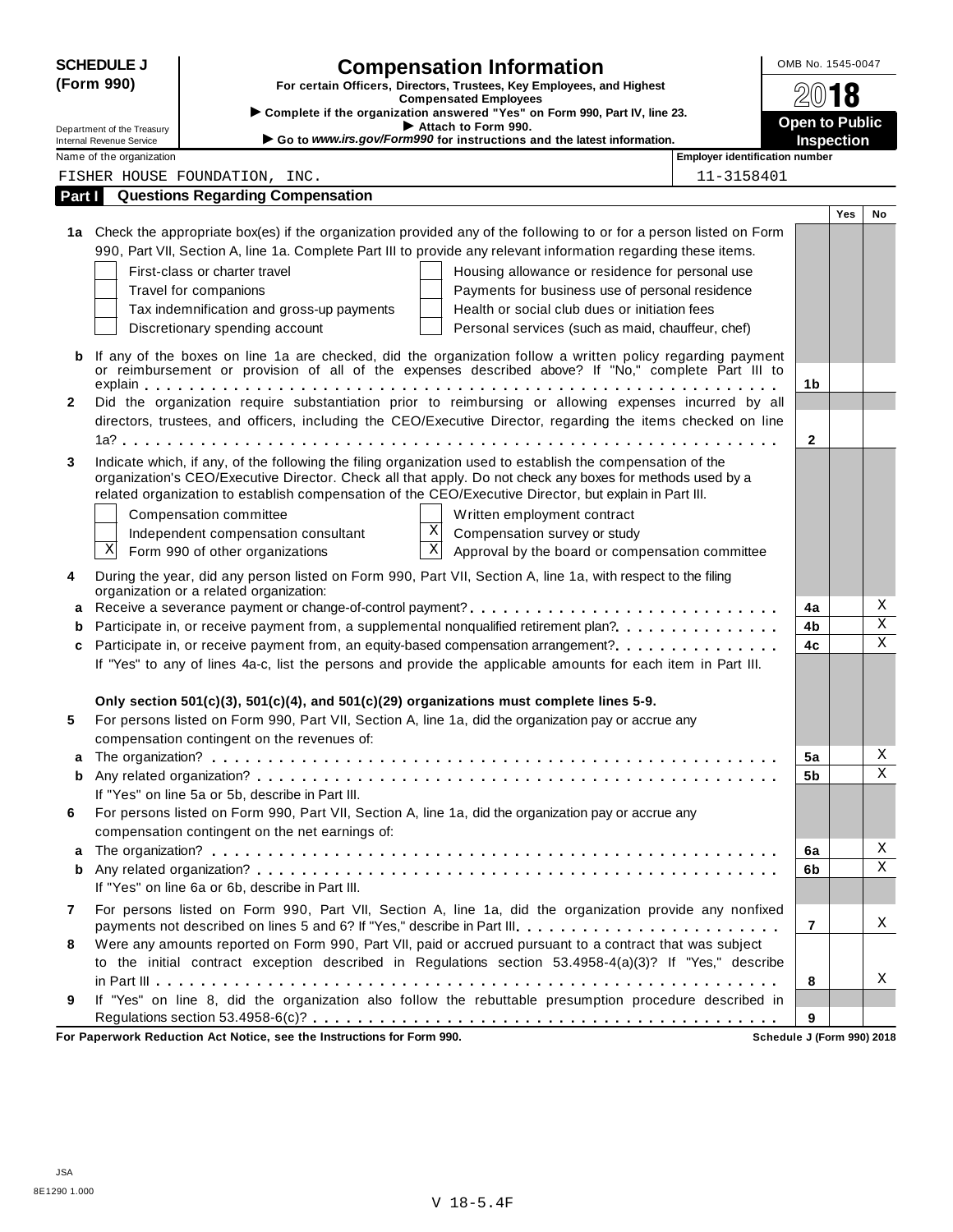**SCHEDULE J (Form 990)**

Department of the Treasury
Internal Revenue Service

# Compensation Information

**For certain Officers, Directors, Trustees, Key Employees, and Highest Compensated Employees**

▶ Complete if the organization answered "Yes" on Form 990, Part IV, line 23.
▶ Attach to Form 990.
▶ Go to *www.irs.gov/Form990* for instructions and the latest information.

OMB No. 1545-0047

**2018**

**Open to Public Inspection**

Name of the organization: FISHER HOUSE FOUNDATION, INC.

Employer identification number: 11-3158401

## Part I Questions Regarding Compensation

| | | | Yes | No |
|---|---|---|---|---|
| **1a** | Check the appropriate box(es) if the organization provided any of the following to or for a person listed on Form 990, Part VII, Section A, line 1a. Complete Part III to provide any relevant information regarding these items.<br>☐ First-class or charter travel ☐ Housing allowance or residence for personal use<br>☐ Travel for companions ☐ Payments for business use of personal residence<br>☐ Tax indemnification and gross-up payments ☐ Health or social club dues or initiation fees<br>☐ Discretionary spending account ☐ Personal services (such as maid, chauffeur, chef) | | | |
| **b** | If any of the boxes on line 1a are checked, did the organization follow a written policy regarding payment or reimbursement or provision of all of the expenses described above? If "No," complete Part III to explain | 1b | | |
| **2** | Did the organization require substantiation prior to reimbursing or allowing expenses incurred by all directors, trustees, and officers, including the CEO/Executive Director, regarding the items checked on line 1a? | 2 | | |
| **3** | Indicate which, if any, of the following the filing organization used to establish the compensation of the organization's CEO/Executive Director. Check all that apply. Do not check any boxes for methods used by a related organization to establish compensation of the CEO/Executive Director, but explain in Part III.<br>☐ Compensation committee ☐ Written employment contract<br>☐ Independent compensation consultant ☒ Compensation survey or study<br>☒ Form 990 of other organizations ☒ Approval by the board or compensation committee | | | |
| **4** | During the year, did any person listed on Form 990, Part VII, Section A, line 1a, with respect to the filing organization or a related organization: | | | |
| **a** | Receive a severance payment or change-of-control payment? | 4a | | X |
| **b** | Participate in, or receive payment from, a supplemental nonqualified retirement plan? | 4b | | X |
| **c** | Participate in, or receive payment from, an equity-based compensation arrangement? | 4c | | X |
| | If "Yes" to any of lines 4a-c, list the persons and provide the applicable amounts for each item in Part III. | | | |
| | **Only section 501(c)(3), 501(c)(4), and 501(c)(29) organizations must complete lines 5-9.** | | | |
| **5** | For persons listed on Form 990, Part VII, Section A, line 1a, did the organization pay or accrue any compensation contingent on the revenues of: | | | |
| **a** | The organization? | 5a | | X |
| **b** | Any related organization? | 5b | | X |
| | If "Yes" on line 5a or 5b, describe in Part III. | | | |
| **6** | For persons listed on Form 990, Part VII, Section A, line 1a, did the organization pay or accrue any compensation contingent on the net earnings of: | | | |
| **a** | The organization? | 6a | | X |
| **b** | Any related organization? | 6b | | X |
| | If "Yes" on line 6a or 6b, describe in Part III. | | | |
| **7** | For persons listed on Form 990, Part VII, Section A, line 1a, did the organization provide any nonfixed payments not described on lines 5 and 6? If "Yes," describe in Part III | 7 | | X |
| **8** | Were any amounts reported on Form 990, Part VII, paid or accrued pursuant to a contract that was subject to the initial contract exception described in Regulations section 53.4958-4(a)(3)? If "Yes," describe in Part III | 8 | | X |
| **9** | If "Yes" on line 8, did the organization also follow the rebuttable presumption procedure described in Regulations section 53.4958-6(c)? | 9 | | |

**For Paperwork Reduction Act Notice, see the Instructions for Form 990.** **Schedule J (Form 990) 2018**

JSA
8E1290 1.000

V 18-5.4F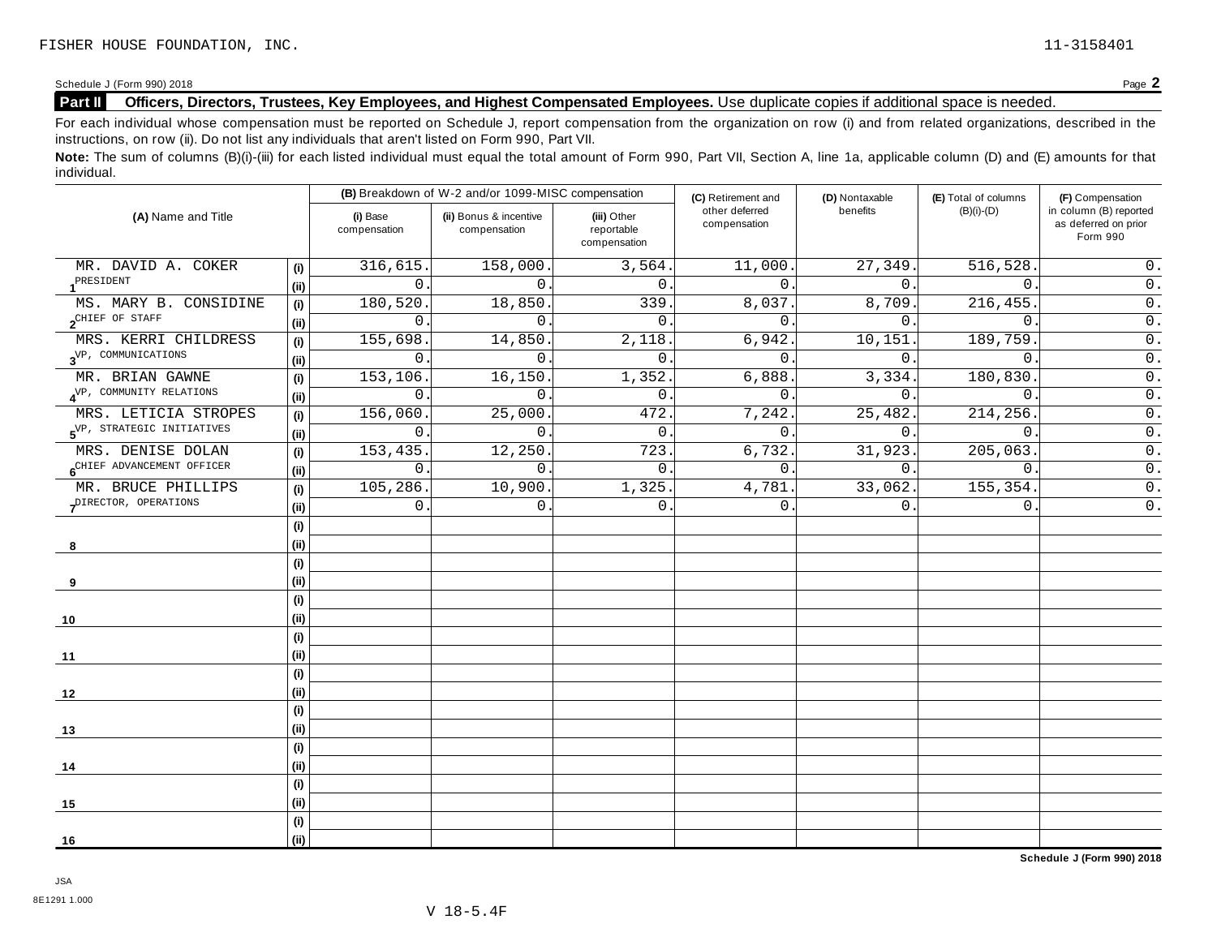FISHER HOUSE FOUNDATION, INC. 11-3158401

Schedule J (Form 990) 2018 Page **2**

**Part II Officers, Directors, Trustees, Key Employees, and Highest Compensated Employees.** Use duplicate copies if additional space is needed.

For each individual whose compensation must be reported on Schedule J, report compensation from the organization on row (i) and from related organizations, described in the instructions, on row (ii). Do not list any individuals that aren't listed on Form 990, Part VII.

**Note:** The sum of columns (B)(i)-(iii) for each listed individual must equal the total amount of Form 990, Part VII, Section A, line 1a, applicable column (D) and (E) amounts for that individual.

| (A) Name and Title | | (B) Breakdown of W-2 and/or 1099-MISC compensation | | | (C) Retirement and other deferred compensation | (D) Nontaxable benefits | (E) Total of columns (B)(i)-(D) | (F) Compensation in column (B) reported as deferred on prior Form 990 |
|---|---|---|---|---|---|---|---|---|
| | | (i) Base compensation | (ii) Bonus & incentive compensation | (iii) Other reportable compensation | | | | |
| 1 MR. DAVID A. COKER<br>PRESIDENT | (i) | 316,615. | 158,000. | 3,564. | 11,000. | 27,349. | 516,528. | 0. |
| | (ii) | 0. | 0. | 0. | 0. | 0. | 0. | 0. |
| 2 MS. MARY B. CONSIDINE<br>CHIEF OF STAFF | (i) | 180,520. | 18,850. | 339. | 8,037. | 8,709. | 216,455. | 0. |
| | (ii) | 0. | 0. | 0. | 0. | 0. | 0. | 0. |
| 3 MRS. KERRI CHILDRESS<br>VP, COMMUNICATIONS | (i) | 155,698. | 14,850. | 2,118. | 6,942. | 10,151. | 189,759. | 0. |
| | (ii) | 0. | 0. | 0. | 0. | 0. | 0. | 0. |
| 4 MR. BRIAN GAWNE<br>VP, COMMUNITY RELATIONS | (i) | 153,106. | 16,150. | 1,352. | 6,888. | 3,334. | 180,830. | 0. |
| | (ii) | 0. | 0. | 0. | 0. | 0. | 0. | 0. |
| 5 MRS. LETICIA STROPES<br>VP, STRATEGIC INITIATIVES | (i) | 156,060. | 25,000. | 472. | 7,242. | 25,482. | 214,256. | 0. |
| | (ii) | 0. | 0. | 0. | 0. | 0. | 0. | 0. |
| 6 MRS. DENISE DOLAN<br>CHIEF ADVANCEMENT OFFICER | (i) | 153,435. | 12,250. | 723. | 6,732. | 31,923. | 205,063. | 0. |
| | (ii) | 0. | 0. | 0. | 0. | 0. | 0. | 0. |
| 7 MR. BRUCE PHILLIPS<br>DIRECTOR, OPERATIONS | (i) | 105,286. | 10,900. | 1,325. | 4,781. | 33,062. | 155,354. | 0. |
| | (ii) | 0. | 0. | 0. | 0. | 0. | 0. | 0. |
| 8 | (i) | | | | | | | |
| | (ii) | | | | | | | |
| 9 | (i) | | | | | | | |
| | (ii) | | | | | | | |
| 10 | (i) | | | | | | | |
| | (ii) | | | | | | | |
| 11 | (i) | | | | | | | |
| | (ii) | | | | | | | |
| 12 | (i) | | | | | | | |
| | (ii) | | | | | | | |
| 13 | (i) | | | | | | | |
| | (ii) | | | | | | | |
| 14 | (i) | | | | | | | |
| | (ii) | | | | | | | |
| 15 | (i) | | | | | | | |
| | (ii) | | | | | | | |
| 16 | (i) | | | | | | | |
| | (ii) | | | | | | | |

**Schedule J (Form 990) 2018**

JSA
8E1291 1.000

V 18-5.4F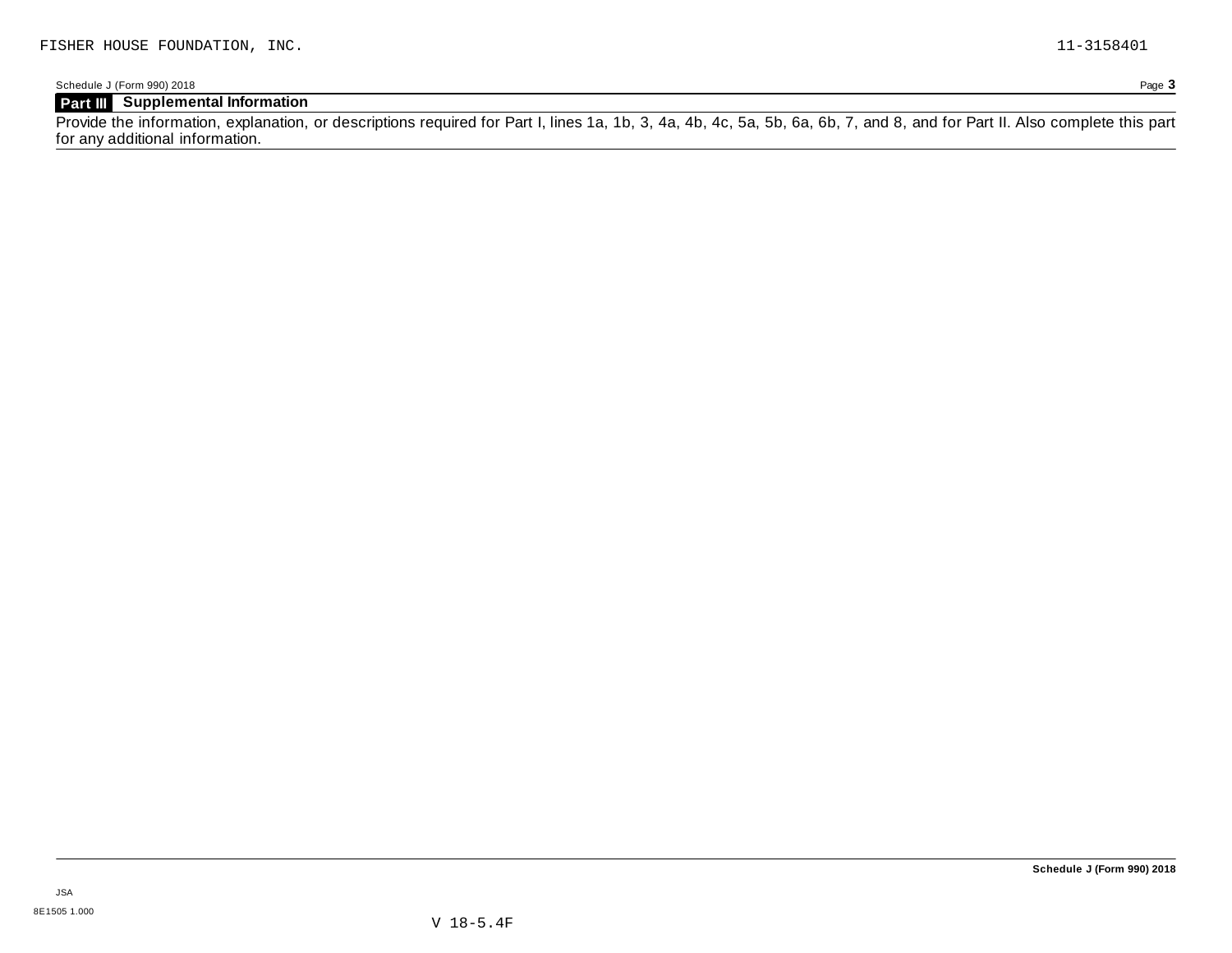FISHER HOUSE FOUNDATION, INC. 11-3158401

Schedule J (Form 990) 2018 Page **3**

## Part III Supplemental Information

Provide the information, explanation, or descriptions required for Part I, lines 1a, 1b, 3, 4a, 4b, 4c, 5a, 5b, 6a, 6b, 7, and 8, and for Part II. Also complete this part for any additional information.

**Schedule J (Form 990) 2018**

JSA
8E1505 1.000

V 18-5.4F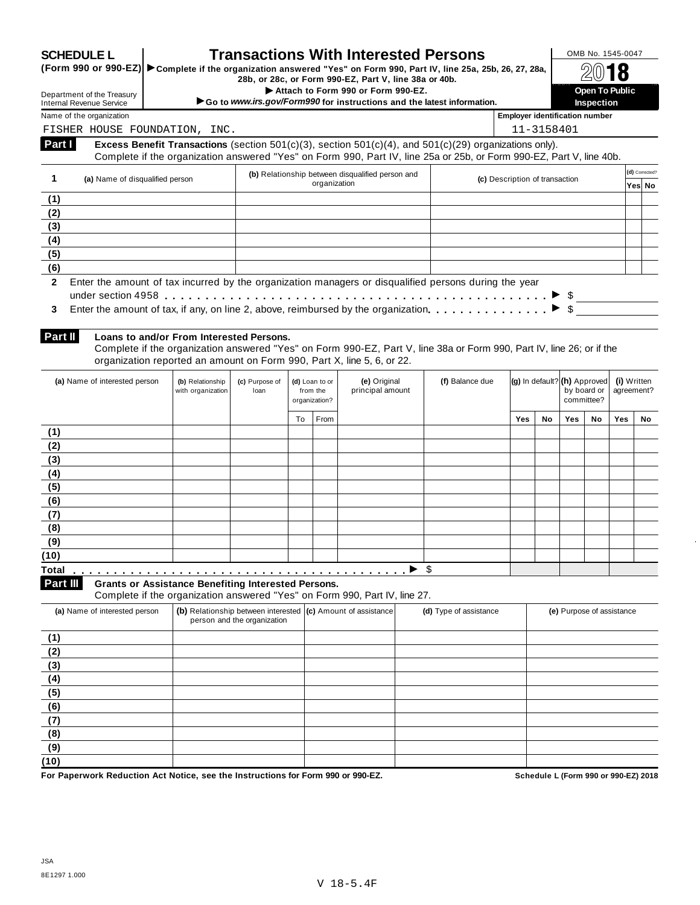**SCHEDULE L**
**(Form 990 or 990-EZ)**

Department of the Treasury
Internal Revenue Service

# Transactions With Interested Persons

▶ **Complete if the organization answered "Yes" on Form 990, Part IV, line 25a, 25b, 26, 27, 28a, 28b, or 28c, or Form 990-EZ, Part V, line 38a or 40b.**
▶ **Attach to Form 990 or Form 990-EZ.**
▶ **Go to *www.irs.gov/Form990* for instructions and the latest information.**

OMB No. 1545-0047
**2018**
**Open To Public Inspection**

Name of the organization: FISHER HOUSE FOUNDATION, INC.
Employer identification number: 11-3158401

**Part I** **Excess Benefit Transactions** (section 501(c)(3), section 501(c)(4), and 501(c)(29) organizations only).
Complete if the organization answered "Yes" on Form 990, Part IV, line 25a or 25b, or Form 990-EZ, Part V, line 40b.

| 1 | (a) Name of disqualified person | (b) Relationship between disqualified person and organization | (c) Description of transaction | (d) Corrected? Yes | No |
|---|---|---|---|---|---|
| (1) | | | | | |
| (2) | | | | | |
| (3) | | | | | |
| (4) | | | | | |
| (5) | | | | | |
| (6) | | | | | |

**2** Enter the amount of tax incurred by the organization managers or disqualified persons during the year under section 4958 . . . . . ▶ $

**3** Enter the amount of tax, if any, on line 2, above, reimbursed by the organization . . . . . ▶ $

**Part II** **Loans to and/or From Interested Persons.**
Complete if the organization answered "Yes" on Form 990-EZ, Part V, line 38a or Form 990, Part IV, line 26; or if the organization reported an amount on Form 990, Part X, line 5, 6, or 22.

| | (a) Name of interested person | (b) Relationship with organization | (c) Purpose of loan | (d) Loan to or from the organization? To | From | (e) Original principal amount | (f) Balance due | (g) In default? Yes | No | (h) Approved by board or committee? Yes | No | (i) Written agreement? Yes | No |
|---|---|---|---|---|---|---|---|---|---|---|---|---|---|
| (1) | | | | | | | | | | | | | |
| (2) | | | | | | | | | | | | | |
| (3) | | | | | | | | | | | | | |
| (4) | | | | | | | | | | | | | |
| (5) | | | | | | | | | | | | | |
| (6) | | | | | | | | | | | | | |
| (7) | | | | | | | | | | | | | |
| (8) | | | | | | | | | | | | | |
| (9) | | | | | | | | | | | | | |
| (10) | | | | | | | | | | | | | |
| **Total** . . . . . ▶ | | | | | | | $ | | | | | | |

**Part III** **Grants or Assistance Benefiting Interested Persons.**
Complete if the organization answered "Yes" on Form 990, Part IV, line 27.

| | (a) Name of interested person | (b) Relationship between interested person and the organization | (c) Amount of assistance | (d) Type of assistance | (e) Purpose of assistance |
|---|---|---|---|---|---|
| (1) | | | | | |
| (2) | | | | | |
| (3) | | | | | |
| (4) | | | | | |
| (5) | | | | | |
| (6) | | | | | |
| (7) | | | | | |
| (8) | | | | | |
| (9) | | | | | |
| (10) | | | | | |

**For Paperwork Reduction Act Notice, see the Instructions for Form 990 or 990-EZ.** **Schedule L (Form 990 or 990-EZ) 2018**

JSA
8E1297 1.000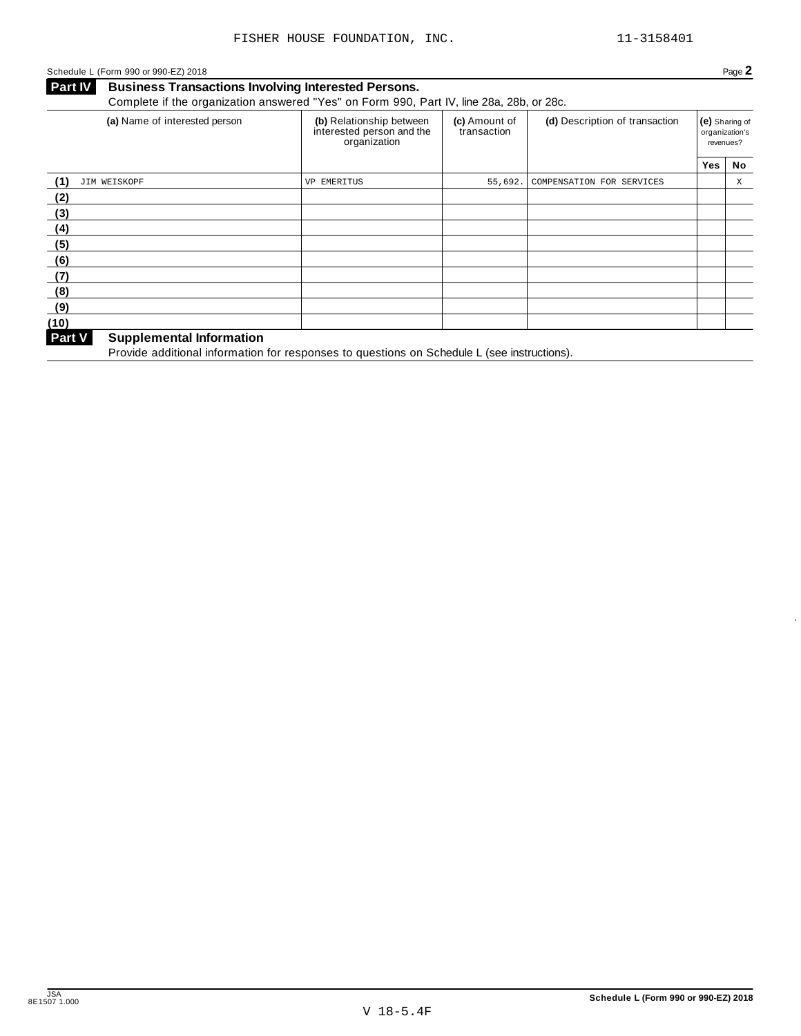FISHER HOUSE FOUNDATION, INC. 11-3158401

Schedule L (Form 990 or 990-EZ) 2018 Page **2**

**Part IV Business Transactions Involving Interested Persons.**

Complete if the organization answered "Yes" on Form 990, Part IV, line 28a, 28b, or 28c.

| | (a) Name of interested person | (b) Relationship between interested person and the organization | (c) Amount of transaction | (d) Description of transaction | (e) Sharing of organization's revenues? | |
|---|---|---|---|---|---|---|
| | | | | | Yes | No |
| (1) | JIM WEISKOPF | VP EMERITUS | 55,692. | COMPENSATION FOR SERVICES | | X |
| (2) | | | | | | |
| (3) | | | | | | |
| (4) | | | | | | |
| (5) | | | | | | |
| (6) | | | | | | |
| (7) | | | | | | |
| (8) | | | | | | |
| (9) | | | | | | |
| (10) | | | | | | |

**Part V Supplemental Information**

Provide additional information for responses to questions on Schedule L (see instructions).

JSA 8E1507 1.000

V 18-5.4F

**Schedule L (Form 990 or 990-EZ) 2018**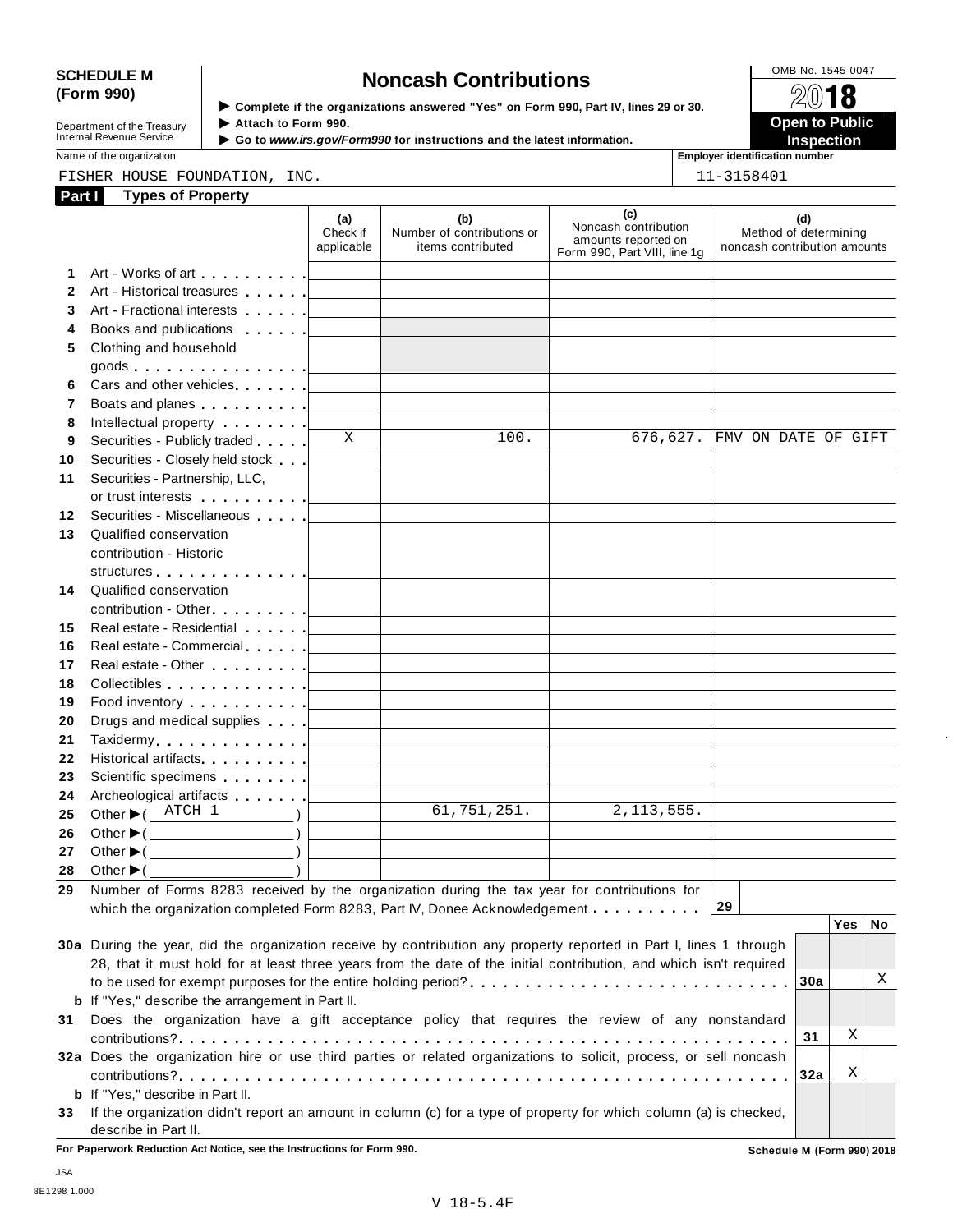**SCHEDULE M (Form 990)**

Department of the Treasury
Internal Revenue Service

# Noncash Contributions

▶ Complete if the organizations answered "Yes" on Form 990, Part IV, lines 29 or 30.
▶ Attach to Form 990.
▶ Go to *www.irs.gov/Form990* for instructions and the latest information.

OMB No. 1545-0047

**2018**

**Open to Public Inspection**

Name of the organization: FISHER HOUSE FOUNDATION, INC.

Employer identification number: 11-3158401

## Part I Types of Property

| | | (a) Check if applicable | (b) Number of contributions or items contributed | (c) Noncash contribution amounts reported on Form 990, Part VIII, line 1g | (d) Method of determining noncash contribution amounts |
|---|---|---|---|---|---|
| 1 | Art - Works of art | | | | |
| 2 | Art - Historical treasures | | | | |
| 3 | Art - Fractional interests | | | | |
| 4 | Books and publications | | | | |
| 5 | Clothing and household goods | | | | |
| 6 | Cars and other vehicles | | | | |
| 7 | Boats and planes | | | | |
| 8 | Intellectual property | | | | |
| 9 | Securities - Publicly traded | X | 100. | 676,627. | FMV ON DATE OF GIFT |
| 10 | Securities - Closely held stock | | | | |
| 11 | Securities - Partnership, LLC, or trust interests | | | | |
| 12 | Securities - Miscellaneous | | | | |
| 13 | Qualified conservation contribution - Historic structures | | | | |
| 14 | Qualified conservation contribution - Other | | | | |
| 15 | Real estate - Residential | | | | |
| 16 | Real estate - Commercial | | | | |
| 17 | Real estate - Other | | | | |
| 18 | Collectibles | | | | |
| 19 | Food inventory | | | | |
| 20 | Drugs and medical supplies | | | | |
| 21 | Taxidermy | | | | |
| 22 | Historical artifacts | | | | |
| 23 | Scientific specimens | | | | |
| 24 | Archeological artifacts | | | | |
| 25 | Other ▶ ( ATCH 1 ) | | 61,751,251. | 2,113,555. | |
| 26 | Other ▶ ( ) | | | | |
| 27 | Other ▶ ( ) | | | | |
| 28 | Other ▶ ( ) | | | | |

**29** Number of Forms 8283 received by the organization during the tax year for contributions for which the organization completed Form 8283, Part IV, Donee Acknowledgement . . . . . . . . . . **29**

| | | | Yes | No |
|---|---|---|---|---|
| **30a** | During the year, did the organization receive by contribution any property reported in Part I, lines 1 through 28, that it must hold for at least three years from the date of the initial contribution, and which isn't required to be used for exempt purposes for the entire holding period? | 30a | | X |
| **b** | If "Yes," describe the arrangement in Part II. | | | |
| **31** | Does the organization have a gift acceptance policy that requires the review of any nonstandard contributions? | 31 | X | |
| **32a** | Does the organization hire or use third parties or related organizations to solicit, process, or sell noncash contributions? | 32a | X | |
| **b** | If "Yes," describe in Part II. | | | |
| **33** | If the organization didn't report an amount in column (c) for a type of property for which column (a) is checked, describe in Part II. | | | |

**For Paperwork Reduction Act Notice, see the Instructions for Form 990.**

**Schedule M (Form 990) 2018**

JSA
8E1298 1.000

V 18-5.4F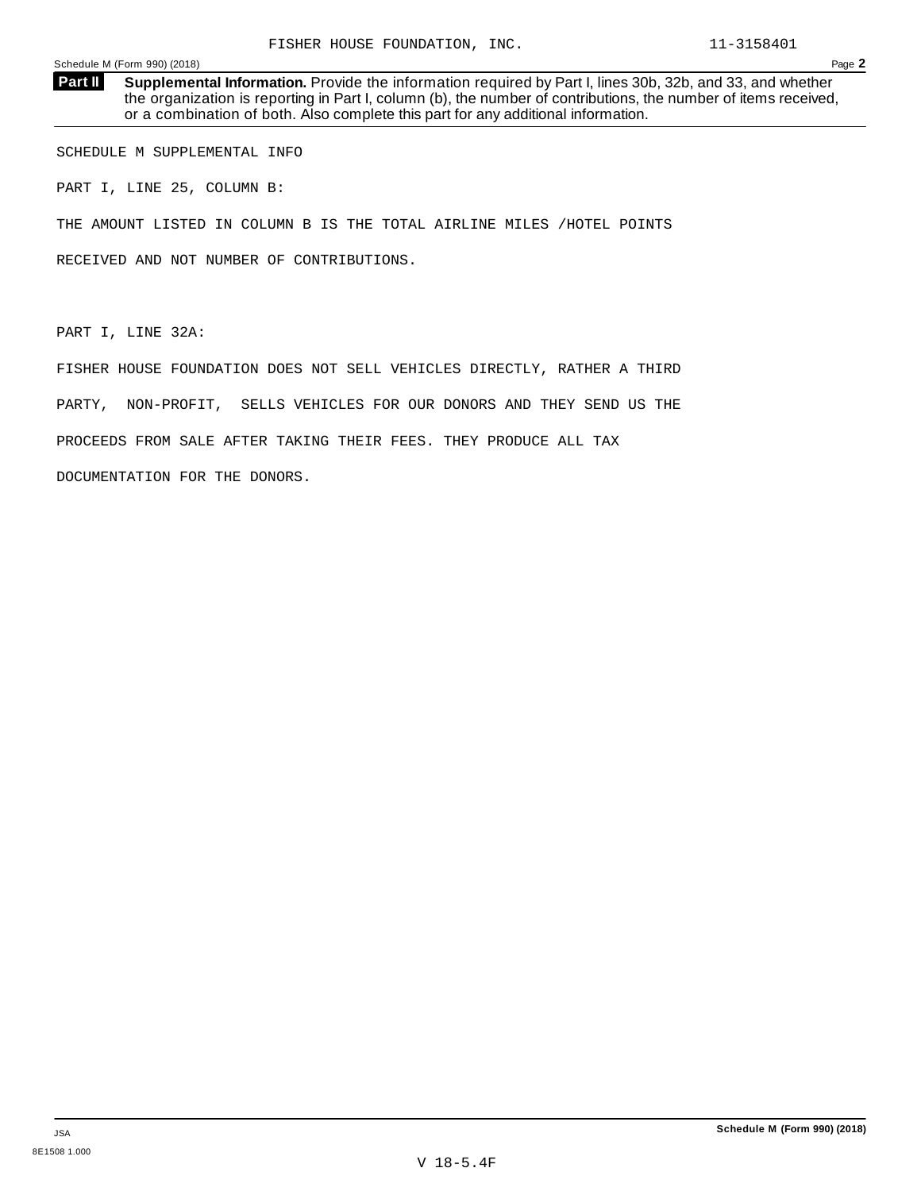**Part II** **Supplemental Information.** Provide the information required by Part I, lines 30b, 32b, and 33, and whether the organization is reporting in Part I, column (b), the number of contributions, the number of items received, or a combination of both. Also complete this part for any additional information.

SCHEDULE M SUPPLEMENTAL INFO

PART I, LINE 25, COLUMN B:

THE AMOUNT LISTED IN COLUMN B IS THE TOTAL AIRLINE MILES /HOTEL POINTS RECEIVED AND NOT NUMBER OF CONTRIBUTIONS.

PART I, LINE 32A:

FISHER HOUSE FOUNDATION DOES NOT SELL VEHICLES DIRECTLY, RATHER A THIRD PARTY, NON-PROFIT, SELLS VEHICLES FOR OUR DONORS AND THEY SEND US THE PROCEEDS FROM SALE AFTER TAKING THEIR FEES. THEY PRODUCE ALL TAX DOCUMENTATION FOR THE DONORS.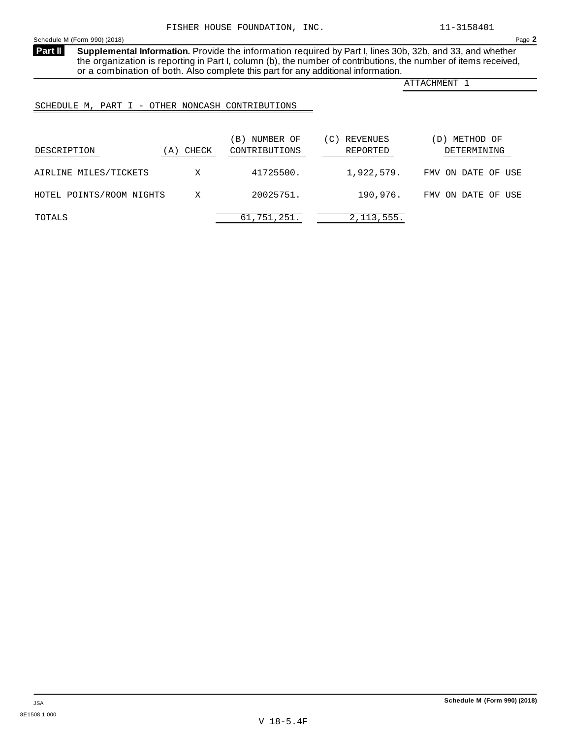FISHER HOUSE FOUNDATION, INC. 11-3158401

Schedule M (Form 990) (2018) Page **2**

**Part II** **Supplemental Information.** Provide the information required by Part I, lines 30b, 32b, and 33, and whether the organization is reporting in Part I, column (b), the number of contributions, the number of items received, or a combination of both. Also complete this part for any additional information.

ATTACHMENT 1

SCHEDULE M, PART I - OTHER NONCASH CONTRIBUTIONS

| DESCRIPTION | (A) CHECK | (B) NUMBER OF CONTRIBUTIONS | (C) REVENUES REPORTED | (D) METHOD OF DETERMINING |
|---|---|---|---|---|
| AIRLINE MILES/TICKETS | X | 41725500. | 1,922,579. | FMV ON DATE OF USE |
| HOTEL POINTS/ROOM NIGHTS | X | 20025751. | 190,976. | FMV ON DATE OF USE |
| TOTALS | | 61,751,251. | 2,113,555. | |

Schedule M (Form 990) (2018)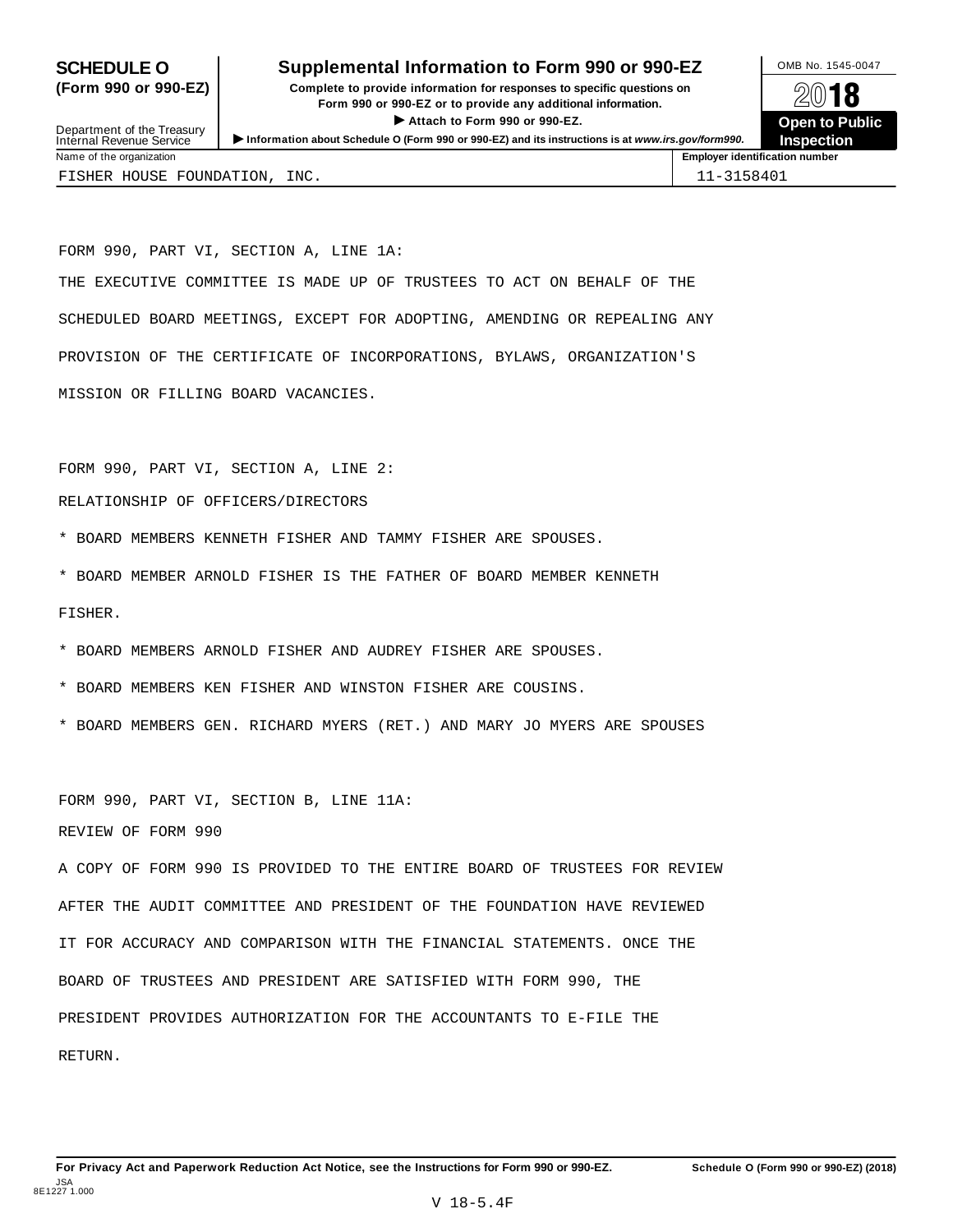**SCHEDULE O (Form 990 or 990-EZ)**

Department of the Treasury
Internal Revenue Service

# Supplemental Information to Form 990 or 990-EZ

**Complete to provide information for responses to specific questions on Form 990 or 990-EZ or to provide any additional information.**

**▶ Attach to Form 990 or 990-EZ.**

**▶ Information about Schedule O (Form 990 or 990-EZ) and its instructions is at www.irs.gov/form990.**

OMB No. 1545-0047

**2018**

**Open to Public Inspection**

| Name of the organization | Employer identification number |
|---|---|
| FISHER HOUSE FOUNDATION, INC. | 11-3158401 |

FORM 990, PART VI, SECTION A, LINE 1A:

THE EXECUTIVE COMMITTEE IS MADE UP OF TRUSTEES TO ACT ON BEHALF OF THE SCHEDULED BOARD MEETINGS, EXCEPT FOR ADOPTING, AMENDING OR REPEALING ANY PROVISION OF THE CERTIFICATE OF INCORPORATIONS, BYLAWS, ORGANIZATION'S MISSION OR FILLING BOARD VACANCIES.

FORM 990, PART VI, SECTION A, LINE 2:

RELATIONSHIP OF OFFICERS/DIRECTORS

* BOARD MEMBERS KENNETH FISHER AND TAMMY FISHER ARE SPOUSES.
* BOARD MEMBER ARNOLD FISHER IS THE FATHER OF BOARD MEMBER KENNETH FISHER.
* BOARD MEMBERS ARNOLD FISHER AND AUDREY FISHER ARE SPOUSES.
* BOARD MEMBERS KEN FISHER AND WINSTON FISHER ARE COUSINS.
* BOARD MEMBERS GEN. RICHARD MYERS (RET.) AND MARY JO MYERS ARE SPOUSES

FORM 990, PART VI, SECTION B, LINE 11A:

REVIEW OF FORM 990

A COPY OF FORM 990 IS PROVIDED TO THE ENTIRE BOARD OF TRUSTEES FOR REVIEW AFTER THE AUDIT COMMITTEE AND PRESIDENT OF THE FOUNDATION HAVE REVIEWED IT FOR ACCURACY AND COMPARISON WITH THE FINANCIAL STATEMENTS. ONCE THE BOARD OF TRUSTEES AND PRESIDENT ARE SATISFIED WITH FORM 990, THE PRESIDENT PROVIDES AUTHORIZATION FOR THE ACCOUNTANTS TO E-FILE THE RETURN.

**For Privacy Act and Paperwork Reduction Act Notice, see the Instructions for Form 990 or 990-EZ.** **Schedule O (Form 990 or 990-EZ) (2018)**

JSA
8E1227 1.000

V 18-5.4F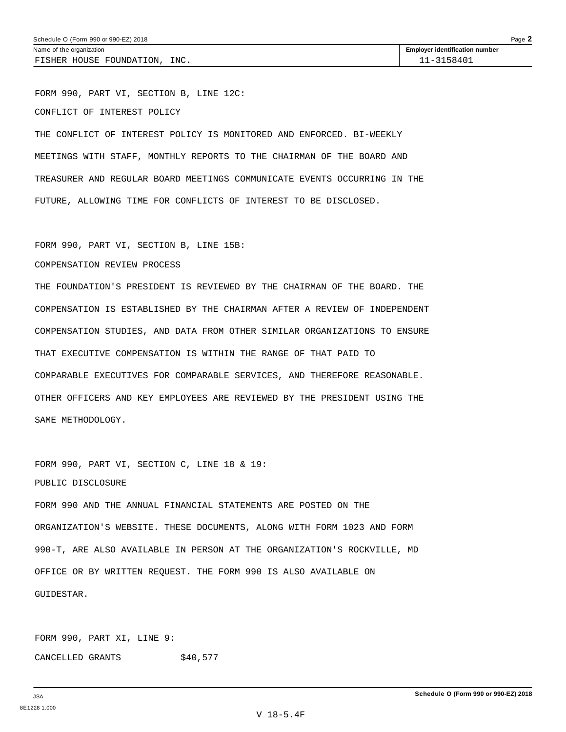Schedule O (Form 990 or 990-EZ) 2018

| Name of the organization | Employer identification number |
| --- | --- |
| FISHER HOUSE FOUNDATION, INC. | 11-3158401 |

FORM 990, PART VI, SECTION B, LINE 12C:

CONFLICT OF INTEREST POLICY

THE CONFLICT OF INTEREST POLICY IS MONITORED AND ENFORCED. BI-WEEKLY MEETINGS WITH STAFF, MONTHLY REPORTS TO THE CHAIRMAN OF THE BOARD AND TREASURER AND REGULAR BOARD MEETINGS COMMUNICATE EVENTS OCCURRING IN THE FUTURE, ALLOWING TIME FOR CONFLICTS OF INTEREST TO BE DISCLOSED.

FORM 990, PART VI, SECTION B, LINE 15B:

COMPENSATION REVIEW PROCESS

THE FOUNDATION'S PRESIDENT IS REVIEWED BY THE CHAIRMAN OF THE BOARD. THE COMPENSATION IS ESTABLISHED BY THE CHAIRMAN AFTER A REVIEW OF INDEPENDENT COMPENSATION STUDIES, AND DATA FROM OTHER SIMILAR ORGANIZATIONS TO ENSURE THAT EXECUTIVE COMPENSATION IS WITHIN THE RANGE OF THAT PAID TO COMPARABLE EXECUTIVES FOR COMPARABLE SERVICES, AND THEREFORE REASONABLE. OTHER OFFICERS AND KEY EMPLOYEES ARE REVIEWED BY THE PRESIDENT USING THE SAME METHODOLOGY.

FORM 990, PART VI, SECTION C, LINE 18 & 19:

PUBLIC DISCLOSURE

FORM 990 AND THE ANNUAL FINANCIAL STATEMENTS ARE POSTED ON THE ORGANIZATION'S WEBSITE. THESE DOCUMENTS, ALONG WITH FORM 1023 AND FORM 990-T, ARE ALSO AVAILABLE IN PERSON AT THE ORGANIZATION'S ROCKVILLE, MD OFFICE OR BY WRITTEN REQUEST. THE FORM 990 IS ALSO AVAILABLE ON GUIDESTAR.

FORM 990, PART XI, LINE 9:

CANCELLED GRANTS $40,577

Schedule O (Form 990 or 990-EZ) 2018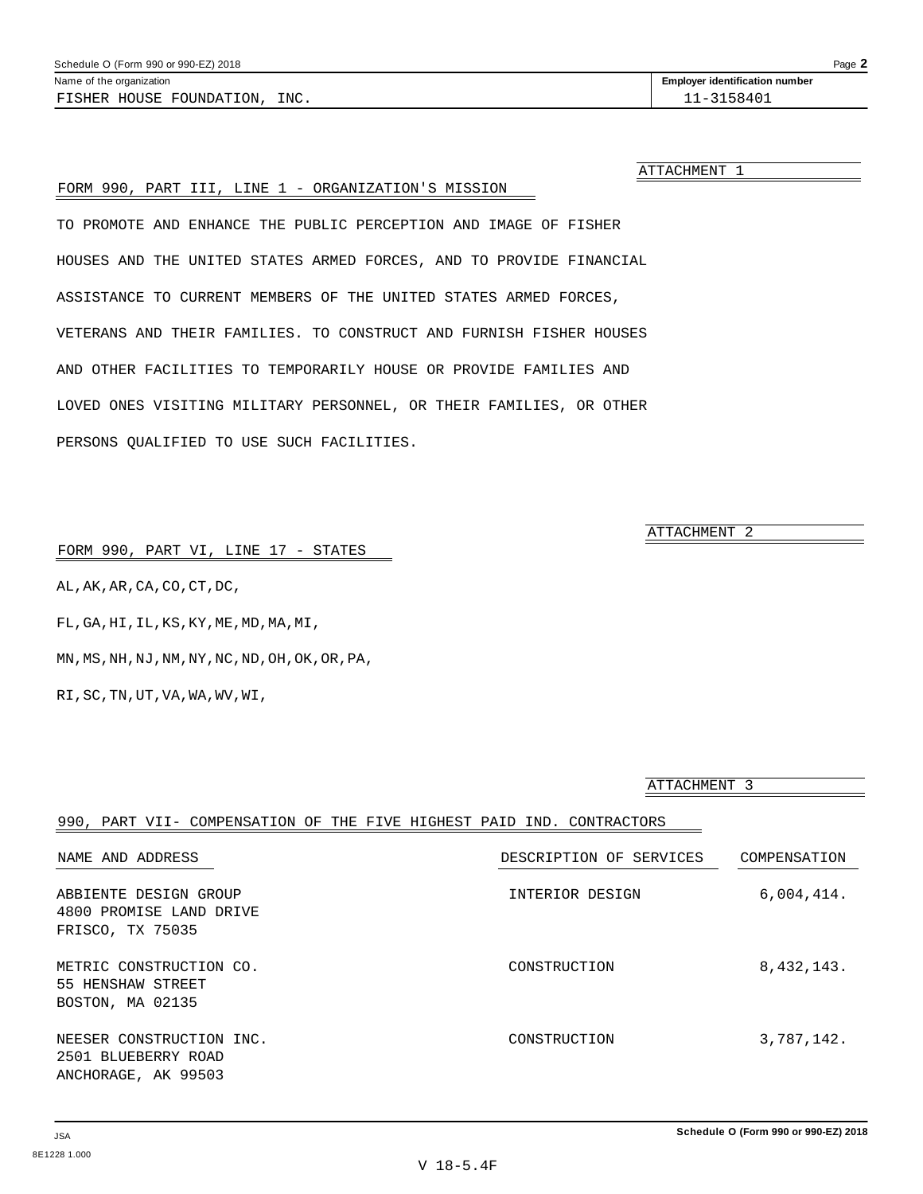Schedule O (Form 990 or 990-EZ) 2018

| Name of the organization | Employer identification number |
|---|---|
| FISHER HOUSE FOUNDATION, INC. | 11-3158401 |

ATTACHMENT 1

FORM 990, PART III, LINE 1 - ORGANIZATION'S MISSION

TO PROMOTE AND ENHANCE THE PUBLIC PERCEPTION AND IMAGE OF FISHER HOUSES AND THE UNITED STATES ARMED FORCES, AND TO PROVIDE FINANCIAL ASSISTANCE TO CURRENT MEMBERS OF THE UNITED STATES ARMED FORCES, VETERANS AND THEIR FAMILIES. TO CONSTRUCT AND FURNISH FISHER HOUSES AND OTHER FACILITIES TO TEMPORARILY HOUSE OR PROVIDE FAMILIES AND LOVED ONES VISITING MILITARY PERSONNEL, OR THEIR FAMILIES, OR OTHER PERSONS QUALIFIED TO USE SUCH FACILITIES.

ATTACHMENT 2

FORM 990, PART VI, LINE 17 - STATES

AL,AK,AR,CA,CO,CT,DC,

FL,GA,HI,IL,KS,KY,ME,MD,MA,MI,

MN,MS,NH,NJ,NM,NY,NC,ND,OH,OK,OR,PA,

RI,SC,TN,UT,VA,WA,WV,WI,

ATTACHMENT 3

990, PART VII- COMPENSATION OF THE FIVE HIGHEST PAID IND. CONTRACTORS

| NAME AND ADDRESS | DESCRIPTION OF SERVICES | COMPENSATION |
|---|---|---|
| ABBIENTE DESIGN GROUP<br>4800 PROMISE LAND DRIVE<br>FRISCO, TX 75035 | INTERIOR DESIGN | 6,004,414. |
| METRIC CONSTRUCTION CO.<br>55 HENSHAW STREET<br>BOSTON, MA 02135 | CONSTRUCTION | 8,432,143. |
| NEESER CONSTRUCTION INC.<br>2501 BLUEBERRY ROAD<br>ANCHORAGE, AK 99503 | CONSTRUCTION | 3,787,142. |

JSA
8E1228 1.000

Schedule O (Form 990 or 990-EZ) 2018

V 18-5.4F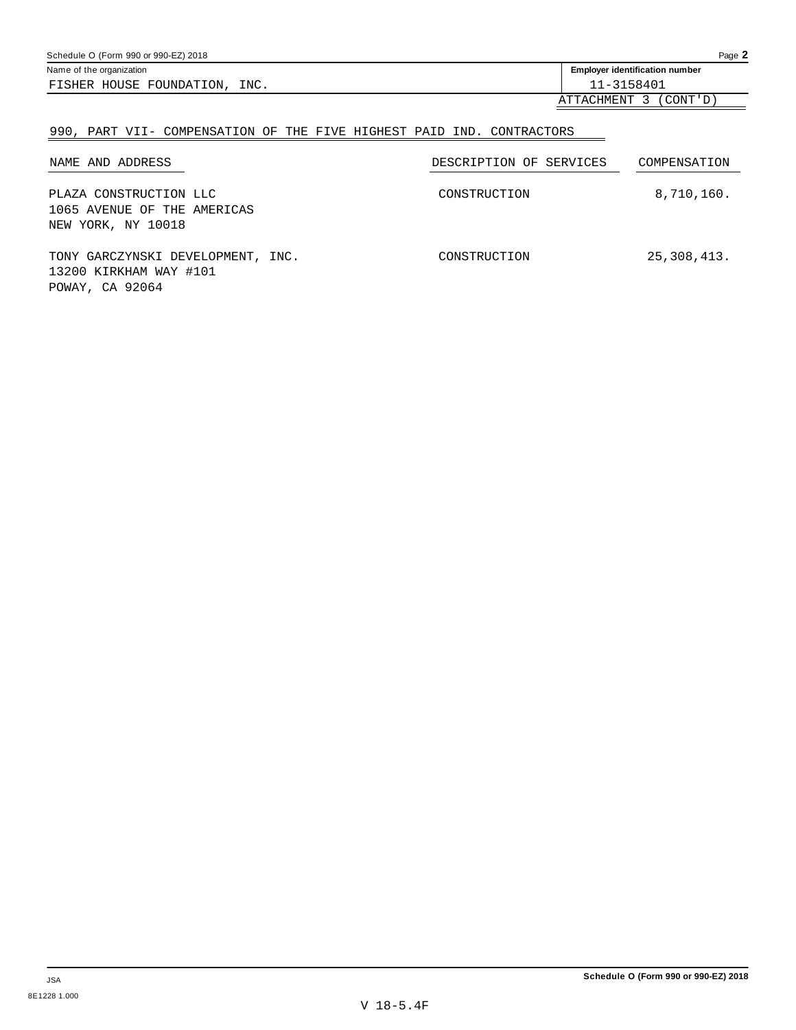Name of the organization: FISHER HOUSE FOUNDATION, INC.

**Employer identification number:** 11-3158401

ATTACHMENT 3 (CONT'D)

## 990, PART VII- COMPENSATION OF THE FIVE HIGHEST PAID IND. CONTRACTORS

| NAME AND ADDRESS | DESCRIPTION OF SERVICES | COMPENSATION |
|---|---|---|
| PLAZA CONSTRUCTION LLC<br>1065 AVENUE OF THE AMERICAS<br>NEW YORK, NY 10018 | CONSTRUCTION | 8,710,160. |
| TONY GARCZYNSKI DEVELOPMENT, INC.<br>13200 KIRKHAM WAY #101<br>POWAY, CA 92064 | CONSTRUCTION | 25,308,413. |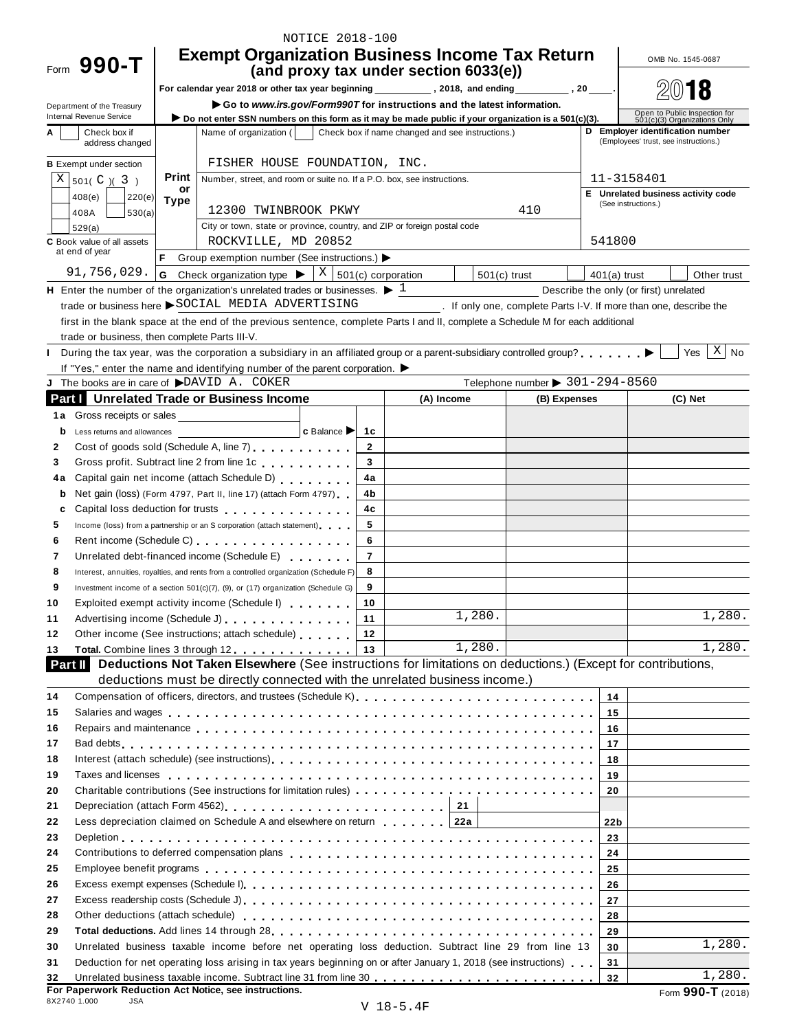NOTICE 2018-100

# Form 990-T

## Exempt Organization Business Income Tax Return (and proxy tax under section 6033(e))

For calendar year 2018 or other tax year beginning __________, 2018, and ending __________, 20____.

▶ Go to *www.irs.gov/Form990T* for instructions and the latest information.

▶ Do not enter SSN numbers on this form as it may be made public if your organization is a 501(c)(3).

Department of the Treasury
Internal Revenue Service

OMB No. 1545-0687

**2018**

Open to Public Inspection for 501(c)(3) Organizations Only

**A** [ ] Check box if address changed

Name of organization ( [ ] Check box if name changed and see instructions.)

FISHER HOUSE FOUNDATION, INC.

**D** Employer identification number (Employees' trust, see instructions.)

11-3158401

**B** Exempt under section

[X] 501( C )( 3 )

[ ] 408(e) [ ] 220(e)

[ ] 408A [ ] 530(a)

[ ] 529(a)

Print or Type

Number, street, and room or suite no. If a P.O. box, see instructions.

12300 TWINBROOK PKWY 410

**E** Unrelated business activity code (See instructions.)

City or town, state or province, country, and ZIP or foreign postal code

ROCKVILLE, MD 20852

541800

**C** Book value of all assets at end of year

91,756,029.

**F** Group exemption number (See instructions.) ▶

**G** Check organization type ▶ [X] 501(c) corporation [ ] 501(c) trust [ ] 401(a) trust [ ] Other trust

**H** Enter the number of the organization's unrelated trades or businesses. ▶ 1 Describe the only (or first) unrelated trade or business here ▶ SOCIAL MEDIA ADVERTISING . If only one, complete Parts I-V. If more than one, describe the first in the blank space at the end of the previous sentence, complete Parts I and II, complete a Schedule M for each additional trade or business, then complete Parts III-V.

**I** During the tax year, was the corporation a subsidiary in an affiliated group or a parent-subsidiary controlled group? ▶ [ ] Yes [X] No

If "Yes," enter the name and identifying number of the parent corporation. ▶

**J** The books are in care of ▶ DAVID A. COKER Telephone number ▶ 301-294-8560

### Part I Unrelated Trade or Business Income

| | | Line | (A) Income | (B) Expenses | (C) Net |
|---|---|---|---|---|---|
| 1a | Gross receipts or sales | | | | |
| b | Less returns and allowances ______ c Balance ▶ | 1c | | | |
| 2 | Cost of goods sold (Schedule A, line 7) | 2 | | | |
| 3 | Gross profit. Subtract line 2 from line 1c | 3 | | | |
| 4a | Capital gain net income (attach Schedule D) | 4a | | | |
| b | Net gain (loss) (Form 4797, Part II, line 17) (attach Form 4797) | 4b | | | |
| c | Capital loss deduction for trusts | 4c | | | |
| 5 | Income (loss) from a partnership or an S corporation (attach statement) | 5 | | | |
| 6 | Rent income (Schedule C) | 6 | | | |
| 7 | Unrelated debt-financed income (Schedule E) | 7 | | | |
| 8 | Interest, annuities, royalties, and rents from a controlled organization (Schedule F) | 8 | | | |
| 9 | Investment income of a section 501(c)(7), (9), or (17) organization (Schedule G) | 9 | | | |
| 10 | Exploited exempt activity income (Schedule I) | 10 | | | |
| 11 | Advertising income (Schedule J) | 11 | 1,280. | | 1,280. |
| 12 | Other income (See instructions; attach schedule) | 12 | | | |
| 13 | **Total.** Combine lines 3 through 12 | 13 | 1,280. | | 1,280. |

### Part II Deductions Not Taken Elsewhere (See instructions for limitations on deductions.) (Except for contributions, deductions must be directly connected with the unrelated business income.)

| | | | | Line | Amount |
|---|---|---|---|---|---|
| 14 | Compensation of officers, directors, and trustees (Schedule K) | | | 14 | |
| 15 | Salaries and wages | | | 15 | |
| 16 | Repairs and maintenance | | | 16 | |
| 17 | Bad debts | | | 17 | |
| 18 | Interest (attach schedule) (see instructions) | | | 18 | |
| 19 | Taxes and licenses | | | 19 | |
| 20 | Charitable contributions (See instructions for limitation rules) | | | 20 | |
| 21 | Depreciation (attach Form 4562) | 21 | | | |
| 22 | Less depreciation claimed on Schedule A and elsewhere on return | 22a | | 22b | |
| 23 | Depletion | | | 23 | |
| 24 | Contributions to deferred compensation plans | | | 24 | |
| 25 | Employee benefit programs | | | 25 | |
| 26 | Excess exempt expenses (Schedule I) | | | 26 | |
| 27 | Excess readership costs (Schedule J) | | | 27 | |
| 28 | Other deductions (attach schedule) | | | 28 | |
| 29 | **Total deductions.** Add lines 14 through 28 | | | 29 | |
| 30 | Unrelated business taxable income before net operating loss deduction. Subtract line 29 from line 13 | | | 30 | 1,280. |
| 31 | Deduction for net operating loss arising in tax years beginning on or after January 1, 2018 (see instructions) | | | 31 | |
| 32 | Unrelated business taxable income. Subtract line 31 from line 30 | | | 32 | 1,280. |

**For Paperwork Reduction Act Notice, see instructions.**

Form **990-T** (2018)

8X2740 1.000 JSA

V 18-5.4F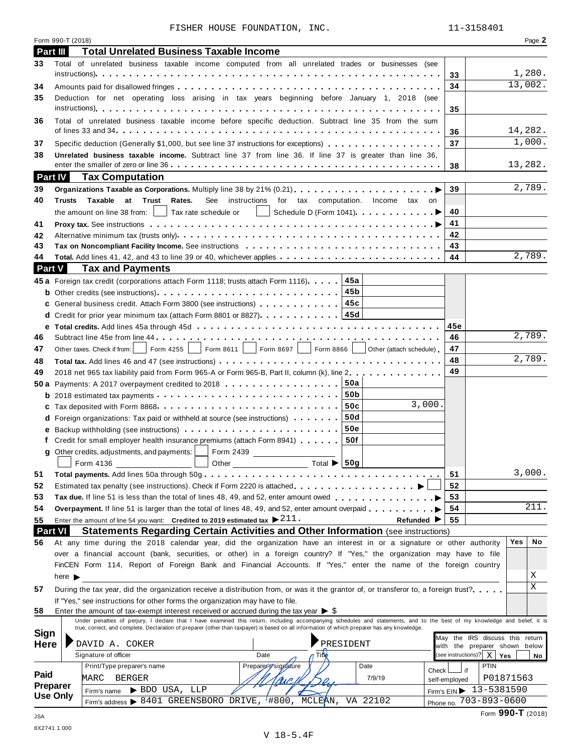FISHER HOUSE FOUNDATION, INC. 11-3158401

Form 990-T (2018) Page **2**

## Part III Total Unrelated Business Taxable Income

| Line | Description | | Amount |
|---|---|---|---|
| 33 | Total of unrelated business taxable income computed from all unrelated trades or businesses (see instructions) | 33 | 1,280. |
| 34 | Amounts paid for disallowed fringes | 34 | 13,002. |
| 35 | Deduction for net operating loss arising in tax years beginning before January 1, 2018 (see instructions) | 35 | |
| 36 | Total of unrelated business taxable income before specific deduction. Subtract line 35 from the sum of lines 33 and 34 | 36 | 14,282. |
| 37 | Specific deduction (Generally $1,000, but see line 37 instructions for exceptions) | 37 | 1,000. |
| 38 | **Unrelated business taxable income.** Subtract line 37 from line 36. If line 37 is greater than line 36, enter the smaller of zero or line 36 | 38 | 13,282. |

## Part IV Tax Computation

| Line | Description | | Amount |
|---|---|---|---|
| 39 | **Organizations Taxable as Corporations.** Multiply line 38 by 21% (0.21) ▶ | 39 | 2,789. |
| 40 | **Trusts Taxable at Trust Rates.** See instructions for tax computation. Income tax on the amount on line 38 from: ☐ Tax rate schedule or ☐ Schedule D (Form 1041) ▶ | 40 | |
| 41 | **Proxy tax.** See instructions ▶ | 41 | |
| 42 | Alternative minimum tax (trusts only) | 42 | |
| 43 | **Tax on Noncompliant Facility Income.** See instructions | 43 | |
| 44 | **Total.** Add lines 41, 42, and 43 to line 39 or 40, whichever applies | 44 | 2,789. |

## Part V Tax and Payments

| Line | Description | | | | Amount |
|---|---|---|---|---|---|
| 45a | Foreign tax credit (corporations attach Form 1118; trusts attach Form 1116) | 45a | | | |
| b | Other credits (see instructions) | 45b | | | |
| c | General business credit. Attach Form 3800 (see instructions) | 45c | | | |
| d | Credit for prior year minimum tax (attach Form 8801 or 8827) | 45d | | | |
| e | **Total credits.** Add lines 45a through 45d | | | 45e | |
| 46 | Subtract line 45e from line 44 | | | 46 | 2,789. |
| 47 | Other taxes. Check if from: ☐ Form 4255 ☐ Form 8611 ☐ Form 8697 ☐ Form 8866 ☐ Other (attach schedule) | | | 47 | |
| 48 | **Total tax.** Add lines 46 and 47 (see instructions) | | | 48 | 2,789. |
| 49 | 2018 net 965 tax liability paid from Form 965-A or Form 965-B, Part II, column (k), line 2 | | | 49 | |
| 50a | Payments: A 2017 overpayment credited to 2018 | 50a | | | |
| b | 2018 estimated tax payments | 50b | | | |
| c | Tax deposited with Form 8868 | 50c | 3,000. | | |
| d | Foreign organizations: Tax paid or withheld at source (see instructions) | 50d | | | |
| e | Backup withholding (see instructions) | 50e | | | |
| f | Credit for small employer health insurance premiums (attach Form 8941) | 50f | | | |
| g | Other credits, adjustments, and payments: ☐ Form 2439 ______ ☐ Form 4136 ______ ☐ Other ______ Total ▶ | 50g | | | |
| 51 | **Total payments.** Add lines 50a through 50g | | | 51 | 3,000. |
| 52 | Estimated tax penalty (see instructions). Check if Form 2220 is attached ▶ ☐ | | | 52 | |
| 53 | **Tax due.** If line 51 is less than the total of lines 48, 49, and 52, enter amount owed ▶ | | | 53 | |
| 54 | **Overpayment.** If line 51 is larger than the total of lines 48, 49, and 52, enter amount overpaid ▶ | | | 54 | 211. |
| 55 | Enter the amount of line 54 you want: **Credited to 2019 estimated tax** ▶ 211. **Refunded** ▶ | | | 55 | |

## Part VI Statements Regarding Certain Activities and Other Information (see instructions)

| Line | Question | Yes | No |
|---|---|---|---|
| 56 | At any time during the 2018 calendar year, did the organization have an interest in or a signature or other authority over a financial account (bank, securities, or other) in a foreign country? If "Yes," the organization may have to file FinCEN Form 114, Report of Foreign Bank and Financial Accounts. If "Yes," enter the name of the foreign country here ▶ | | X |
| 57 | During the tax year, did the organization receive a distribution from, or was it the grantor of, or transferor to, a foreign trust? If "Yes," see instructions for other forms the organization may have to file. | | X |
| 58 | Enter the amount of tax-exempt interest received or accrued during the tax year ▶ $ | | |

Under penalties of perjury, I declare that I have examined this return, including accompanying schedules and statements, and to the best of my knowledge and belief, it is true, correct, and complete. Declaration of preparer (other than taxpayer) is based on all information of which preparer has any knowledge.

**Sign Here**

| Signature of officer | Date | Title |
|---|---|---|
| DAVID A. COKER | | PRESIDENT |

May the IRS discuss this return with the preparer shown below (see instructions)? ☒ Yes ☐ No

**Paid Preparer Use Only**

| Print/Type preparer's name | Preparer's signature | Date | Check ☐ if self-employed | PTIN |
|---|---|---|---|---|
| MARC BERGER | | 7/9/19 | | P01871563 |

Firm's name ▶ BDO USA, LLP — Firm's EIN ▶ 13-5381590

Firm's address ▶ 8401 GREENSBORO DRIVE, #800, MCLEAN, VA 22102 — Phone no. 703-893-0600

Form **990-T** (2018)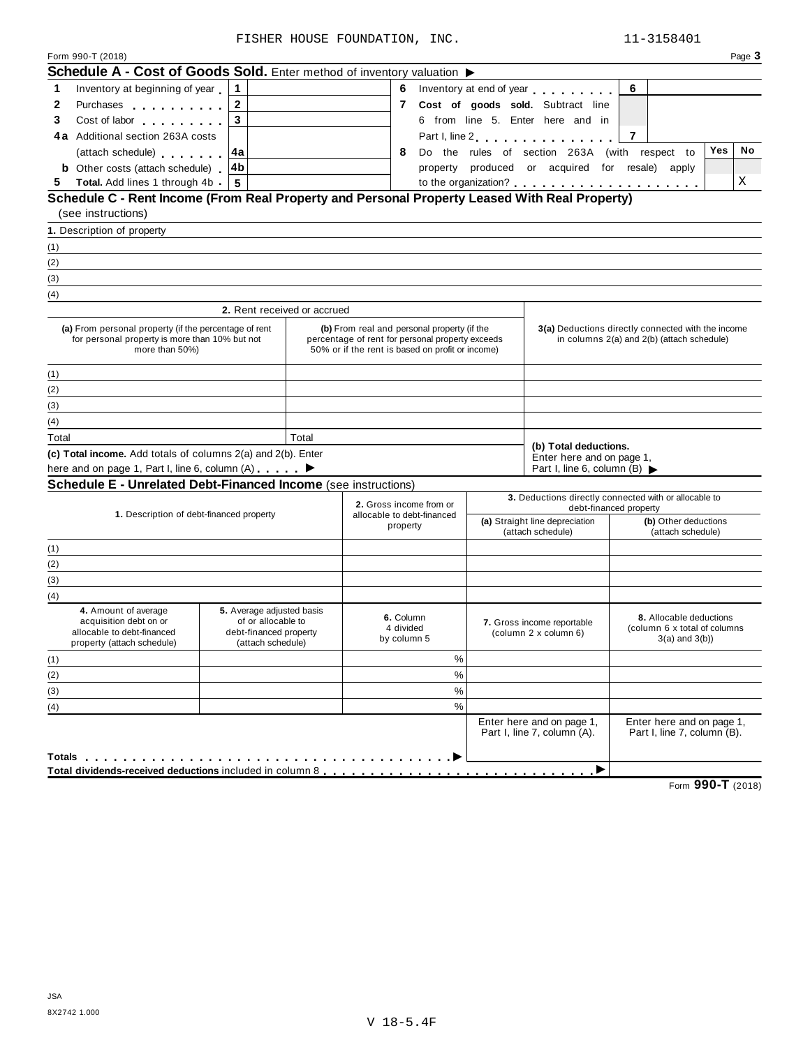FISHER HOUSE FOUNDATION, INC. 11-3158401

Form 990-T (2018) Page **3**

## Schedule A - Cost of Goods Sold. Enter method of inventory valuation ▶

| | | | | | | | |
|---|---|---|---|---|---|---|---|
| **1** | Inventory at beginning of year | 1 | | **6** | Inventory at end of year | 6 | |
| **2** | Purchases | 2 | | **7** | **Cost of goods sold.** Subtract line 6 from line 5. Enter here and in Part I, line 2 | 7 | |
| **3** | Cost of labor | 3 | | | | | |
| **4a** | Additional section 263A costs (attach schedule) | 4a | | **8** | Do the rules of section 263A (with respect to property produced or acquired for resale) apply to the organization? | **Yes** | **No** X |
| **b** | Other costs (attach schedule) | 4b | | | | | |
| **5** | **Total.** Add lines 1 through 4b | 5 | | | | | |

## Schedule C - Rent Income (From Real Property and Personal Property Leased With Real Property)

(see instructions)

**1.** Description of property

(1)
(2)
(3)
(4)

| 2. Rent received or accrued | | |
|---|---|---|
| **(a)** From personal property (if the percentage of rent for personal property is more than 10% but not more than 50%) | **(b)** From real and personal property (if the percentage of rent for personal property exceeds 50% or if the rent is based on profit or income) | **3(a)** Deductions directly connected with the income in columns 2(a) and 2(b) (attach schedule) |
| (1) | | |
| (2) | | |
| (3) | | |
| (4) | | |
| Total | Total | **(b) Total deductions.** Enter here and on page 1, Part I, line 6, column (B) ▶ |
| **(c) Total income.** Add totals of columns 2(a) and 2(b). Enter here and on page 1, Part I, line 6, column (A) ▶ | | |

## Schedule E - Unrelated Debt-Financed Income (see instructions)

| **1.** Description of debt-financed property | **2.** Gross income from or allocable to debt-financed property | **3.** Deductions directly connected with or allocable to debt-financed property | |
|---|---|---|---|
| | | **(a)** Straight line depreciation (attach schedule) | **(b)** Other deductions (attach schedule) |
| (1) | | | |
| (2) | | | |
| (3) | | | |
| (4) | | | |

| **4.** Amount of average acquisition debt on or allocable to debt-financed property (attach schedule) | **5.** Average adjusted basis of or allocable to debt-financed property (attach schedule) | **6.** Column 4 divided by column 5 | **7.** Gross income reportable (column 2 x column 6) | **8.** Allocable deductions (column 6 x total of columns 3(a) and 3(b)) |
|---|---|---|---|---|
| (1) | | % | | |
| (2) | | % | | |
| (3) | | % | | |
| (4) | | % | | |
| | | | Enter here and on page 1, Part I, line 7, column (A). | Enter here and on page 1, Part I, line 7, column (B). |
| **Totals** ▶ | | | | |
| **Total dividends-received deductions** included in column 8 ▶ | | | | |

Form **990-T** (2018)

JSA
8X2742 1.000

V 18-5.4F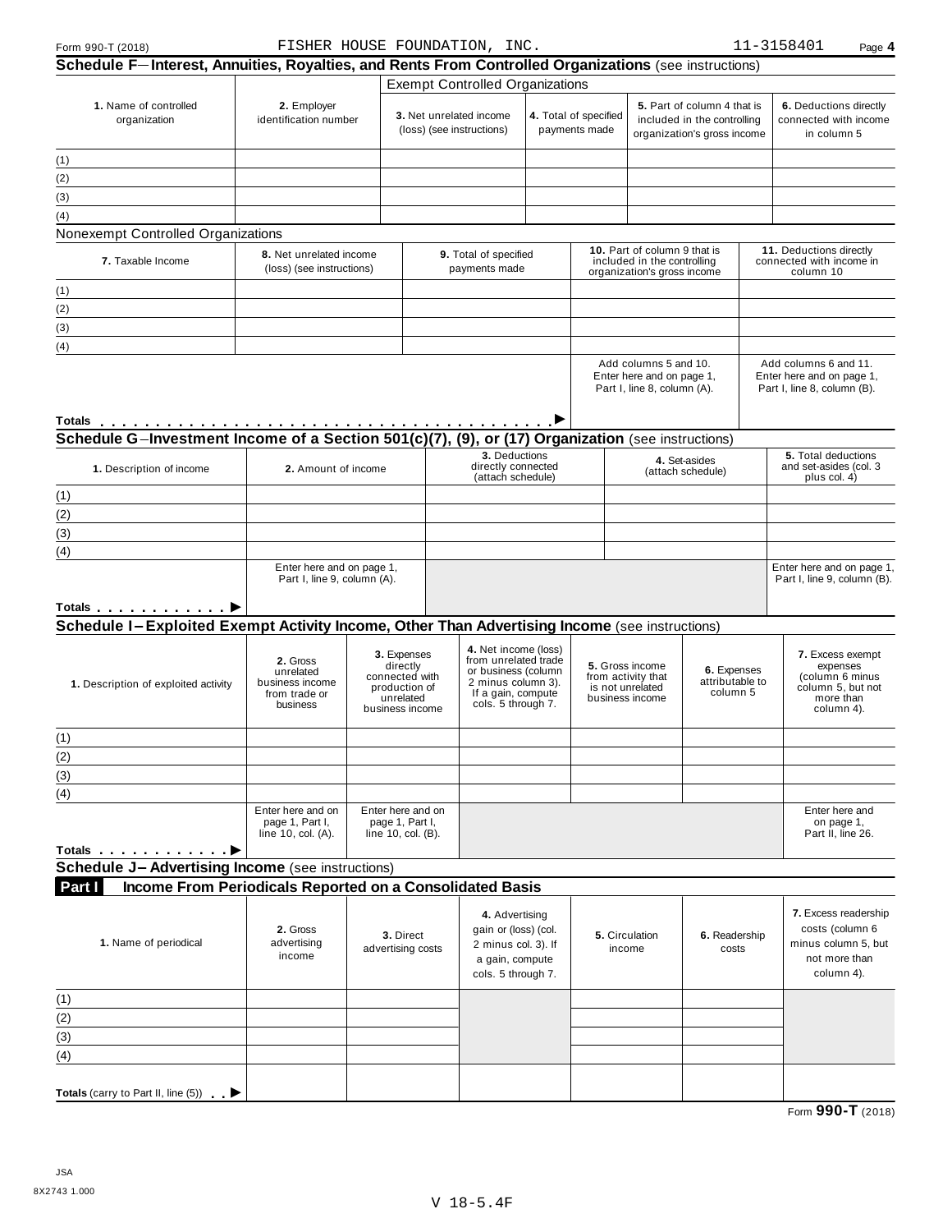Form 990-T (2018) FISHER HOUSE FOUNDATION, INC. 11-3158401 Page 4

## Schedule F—Interest, Annuities, Royalties, and Rents From Controlled Organizations (see instructions)

| | | Exempt Controlled Organizations | | | |
|---|---|---|---|---|---|
| **1.** Name of controlled organization | **2.** Employer identification number | **3.** Net unrelated income (loss) (see instructions) | **4.** Total of specified payments made | **5.** Part of column 4 that is included in the controlling organization's gross income | **6.** Deductions directly connected with income in column 5 |
| (1) | | | | | |
| (2) | | | | | |
| (3) | | | | | |
| (4) | | | | | |

Nonexempt Controlled Organizations

| **7.** Taxable Income | **8.** Net unrelated income (loss) (see instructions) | **9.** Total of specified payments made | **10.** Part of column 9 that is included in the controlling organization's gross income | **11.** Deductions directly connected with income in column 10 |
|---|---|---|---|---|
| (1) | | | | |
| (2) | | | | |
| (3) | | | | |
| (4) | | | | |
| | | | Add columns 5 and 10. Enter here and on page 1, Part I, line 8, column (A). | Add columns 6 and 11. Enter here and on page 1, Part I, line 8, column (B). |
| **Totals** . . . . . . . . ▶ | | | | |

## Schedule G—Investment Income of a Section 501(c)(7), (9), or (17) Organization (see instructions)

| **1.** Description of income | **2.** Amount of income | **3.** Deductions directly connected (attach schedule) | **4.** Set-asides (attach schedule) | **5.** Total deductions and set-asides (col. 3 plus col. 4) |
|---|---|---|---|---|
| (1) | | | | |
| (2) | | | | |
| (3) | | | | |
| (4) | | | | |
| | Enter here and on page 1, Part I, line 9, column (A). | | | Enter here and on page 1, Part I, line 9, column (B). |
| **Totals** . . . . . . ▶ | | | | |

## Schedule I—Exploited Exempt Activity Income, Other Than Advertising Income (see instructions)

| **1.** Description of exploited activity | **2.** Gross unrelated business income from trade or business | **3.** Expenses directly connected with production of unrelated business income | **4.** Net income (loss) from unrelated trade or business (column 2 minus column 3). If a gain, compute cols. 5 through 7. | **5.** Gross income from activity that is not unrelated business income | **6.** Expenses attributable to column 5 | **7.** Excess exempt expenses (column 6 minus column 5, but not more than column 4). |
|---|---|---|---|---|---|---|
| (1) | | | | | | |
| (2) | | | | | | |
| (3) | | | | | | |
| (4) | | | | | | |
| | Enter here and on page 1, Part I, line 10, col. (A). | Enter here and on page 1, Part I, line 10, col. (B). | | | | Enter here and on page 1, Part II, line 26. |
| **Totals** . . . . . . ▶ | | | | | | |

## Schedule J—Advertising Income (see instructions)

### Part I Income From Periodicals Reported on a Consolidated Basis

| **1.** Name of periodical | **2.** Gross advertising income | **3.** Direct advertising costs | **4.** Advertising gain or (loss) (col. 2 minus col. 3). If a gain, compute cols. 5 through 7. | **5.** Circulation income | **6.** Readership costs | **7.** Excess readership costs (column 6 minus column 5, but not more than column 4). |
|---|---|---|---|---|---|---|
| (1) | | | | | | |
| (2) | | | | | | |
| (3) | | | | | | |
| (4) | | | | | | |
| **Totals** (carry to Part II, line (5)) . . ▶ | | | | | | |

Form **990-T** (2018)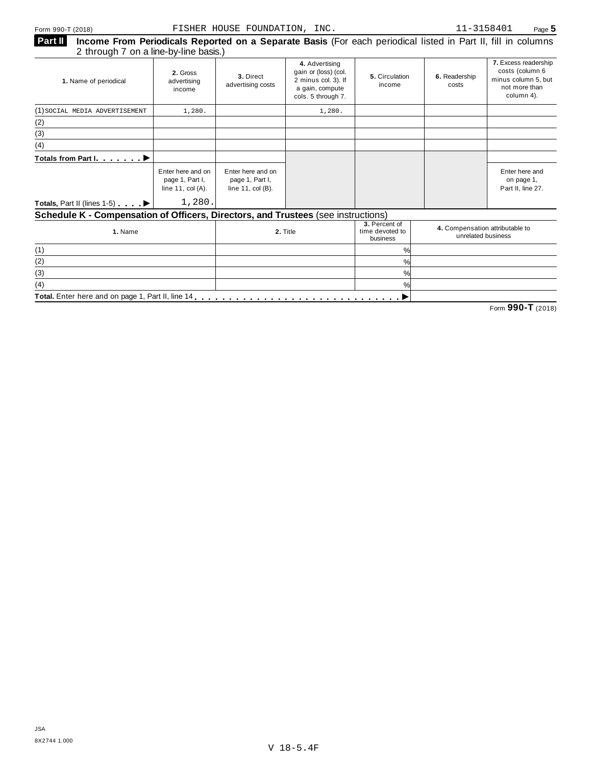Form 990-T (2018) FISHER HOUSE FOUNDATION, INC. 11-3158401 Page **5**

## Part II Income From Periodicals Reported on a Separate Basis (For each periodical listed in Part II, fill in columns 2 through 7 on a line-by-line basis.)

| 1. Name of periodical | 2. Gross advertising income | 3. Direct advertising costs | 4. Advertising gain or (loss) (col. 2 minus col. 3). If a gain, compute cols. 5 through 7. | 5. Circulation income | 6. Readership costs | 7. Excess readership costs (column 6 minus column 5, but not more than column 4). |
|---|---|---|---|---|---|---|
| (1) SOCIAL MEDIA ADVERTISEMENT | 1,280. | | 1,280. | | | |
| (2) | | | | | | |
| (3) | | | | | | |
| (4) | | | | | | |
| **Totals from Part I** ▶ | | | | | | |
| | Enter here and on page 1, Part I, line 11, col (A). | Enter here and on page 1, Part I, line 11, col (B). | | | | Enter here and on page 1, Part II, line 27. |
| **Totals,** Part II (lines 1-5) ▶ | 1,280. | | | | | |

## Schedule K - Compensation of Officers, Directors, and Trustees (see instructions)

| 1. Name | 2. Title | 3. Percent of time devoted to business | 4. Compensation attributable to unrelated business |
|---|---|---|---|
| (1) | | % | |
| (2) | | % | |
| (3) | | % | |
| (4) | | % | |
| **Total.** Enter here and on page 1, Part II, line 14 ▶ | | | |

Form **990-T** (2018)

JSA
8X2744 1.000

V 18-5.4F